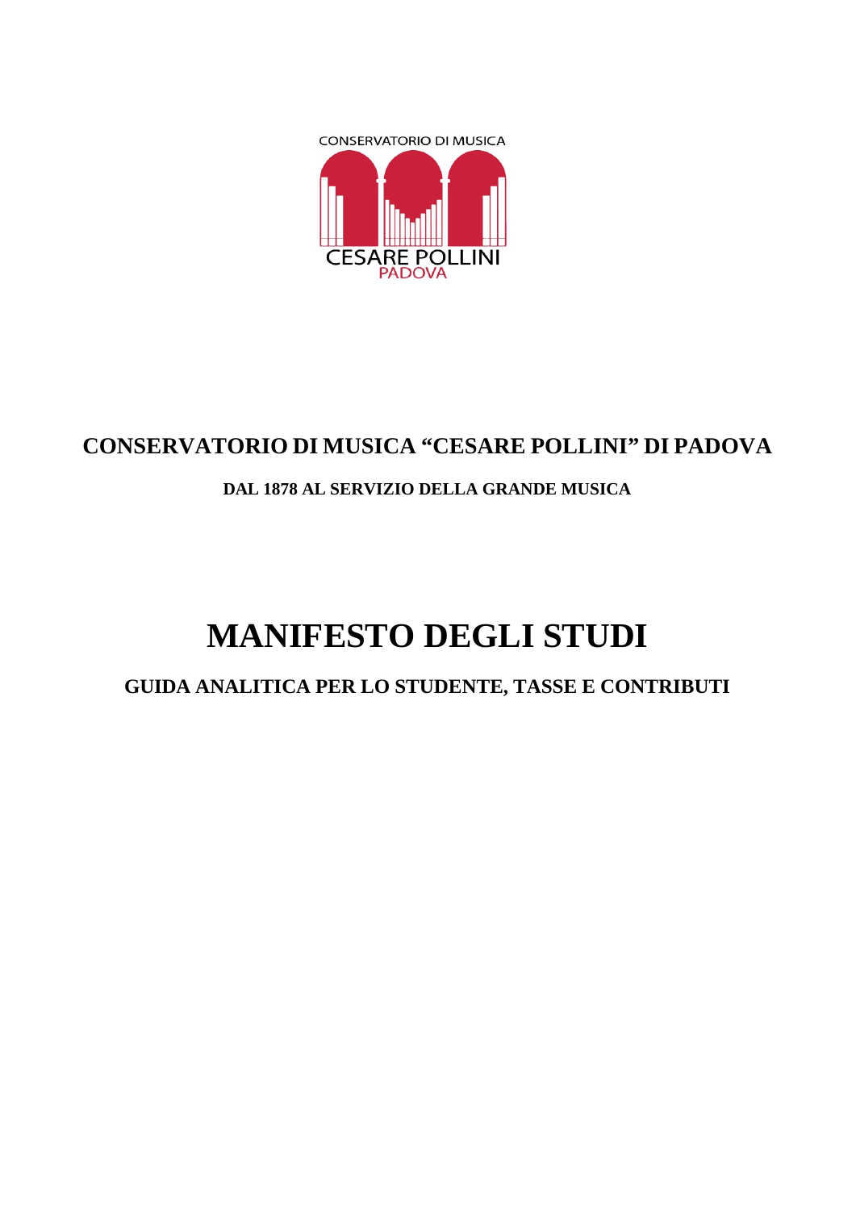CONSERVATORIO DI MUSICA

CESARE POLLINI

PADOVA

## CONSERVATORIO DI MUSICA "CESARE POLLINI" DI PADOVA

**DAL 1878 AL SERVIZIO DELLA GRANDE MUSICA**

# MANIFESTO DEGLI STUDI

## GUIDA ANALITICA PER LO STUDENTE, TASSE E CONTRIBUTI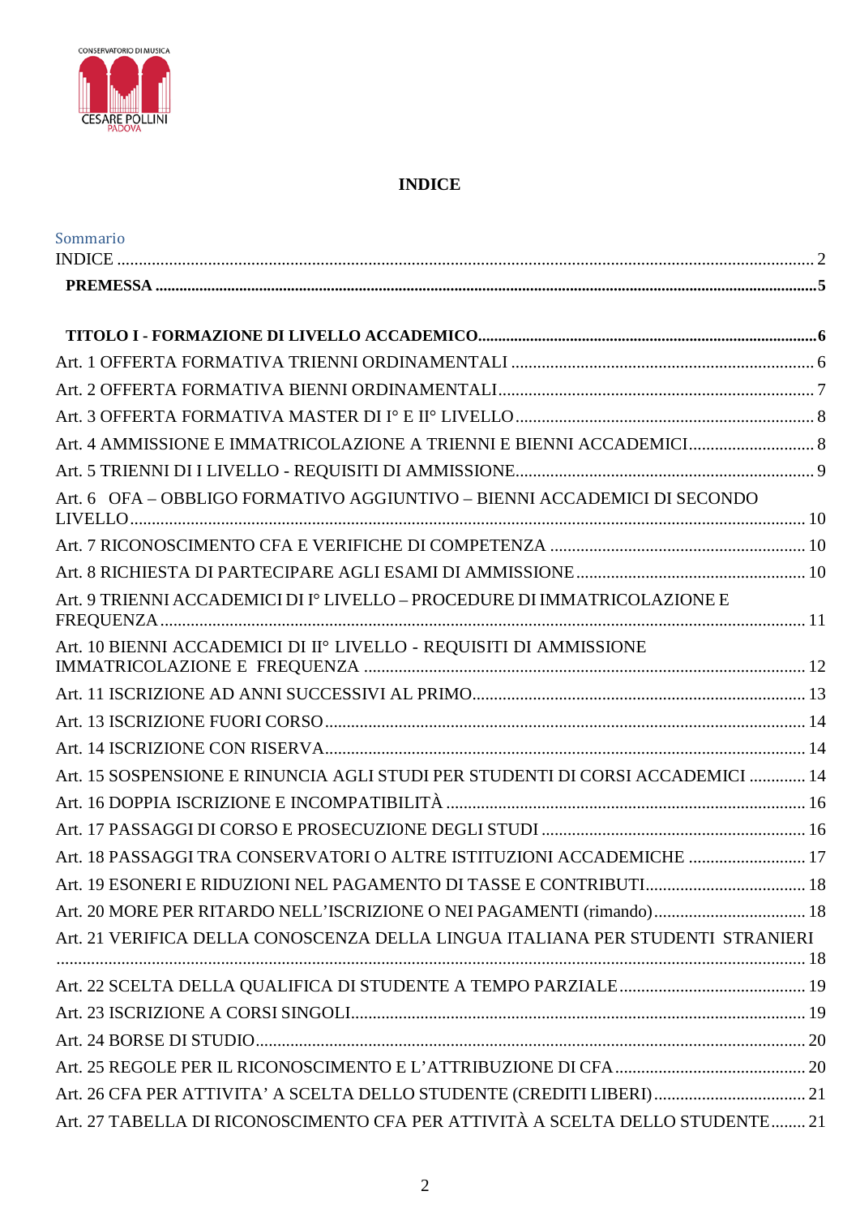# INDICE

Sommario

INDICE ..................................................................................................................................................... 2

**PREMESSA** ........................................................................................................................................... 5

**TITOLO I - FORMAZIONE DI LIVELLO ACCADEMICO** ........................................................................ 6

Art. 1 OFFERTA FORMATIVA TRIENNI ORDINAMENTALI ....................................................................... 6

Art. 2 OFFERTA FORMATIVA BIENNI ORDINAMENTALI ......................................................................... 7

Art. 3 OFFERTA FORMATIVA MASTER DI I° E II° LIVELLO ....................................................................... 8

Art. 4 AMMISSIONE E IMMATRICOLAZIONE A TRIENNI E BIENNI ACCADEMICI ................................... 8

Art. 5 TRIENNI DI I LIVELLO - REQUISITI DI AMMISSIONE ...................................................................... 9

Art. 6 OFA – OBBLIGO FORMATIVO AGGIUNTIVO – BIENNI ACCADEMICI DI SECONDO LIVELLO ........ 10

Art. 7 RICONOSCIMENTO CFA E VERIFICHE DI COMPETENZA ............................................................. 10

Art. 8 RICHIESTA DI PARTECIPARE AGLI ESAMI DI AMMISSIONE ........................................................ 10

Art. 9 TRIENNI ACCADEMICI DI I° LIVELLO – PROCEDURE DI IMMATRICOLAZIONE E FREQUENZA ..... 11

Art. 10 BIENNI ACCADEMICI DI II° LIVELLO - REQUISITI DI AMMISSIONE IMMATRICOLAZIONE E FREQUENZA ..... 12

Art. 11 ISCRIZIONE AD ANNI SUCCESSIVI AL PRIMO ............................................................................ 13

Art. 13 ISCRIZIONE FUORI CORSO ........................................................................................................ 14

Art. 14 ISCRIZIONE CON RISERVA ......................................................................................................... 14

Art. 15 SOSPENSIONE E RINUNCIA AGLI STUDI PER STUDENTI DI CORSI ACCADEMICI ..................... 14

Art. 16 DOPPIA ISCRIZIONE E INCOMPATIBILITÀ ................................................................................. 16

Art. 17 PASSAGGI DI CORSO E PROSECUZIONE DEGLI STUDI .............................................................. 16

Art. 18 PASSAGGI TRA CONSERVATORI O ALTRE ISTITUZIONI ACCADEMICHE .................................. 17

Art. 19 ESONERI E RIDUZIONI NEL PAGAMENTO DI TASSE E CONTRIBUTI ......................................... 18

Art. 20 MORE PER RITARDO NELL’ISCRIZIONE O NEI PAGAMENTI (rimando) .................................... 18

Art. 21 VERIFICA DELLA CONOSCENZA DELLA LINGUA ITALIANA PER STUDENTI STRANIERI ............ 18

Art. 22 SCELTA DELLA QUALIFICA DI STUDENTE A TEMPO PARZIALE .................................................. 19

Art. 23 ISCRIZIONE A CORSI SINGOLI .................................................................................................... 19

Art. 24 BORSE DI STUDIO ...................................................................................................................... 20

Art. 25 REGOLE PER IL RICONOSCIMENTO E L’ATTRIBUZIONE DI CFA ................................................ 20

Art. 26 CFA PER ATTIVITA’ A SCELTA DELLO STUDENTE (CREDITI LIBERI) ........................................... 21

Art. 27 TABELLA DI RICONOSCIMENTO CFA PER ATTIVITÀ A SCELTA DELLO STUDENTE .................... 21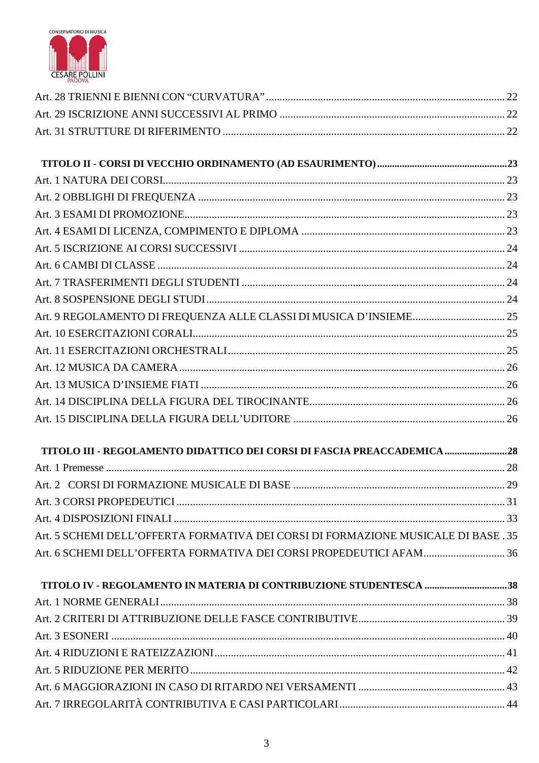Art. 28 TRIENNI E BIENNI CON “CURVATURA” ..... 22
Art. 29 ISCRIZIONE ANNI SUCCESSIVI AL PRIMO ..... 22
Art. 31 STRUTTURE DI RIFERIMENTO ..... 22

**TITOLO II - CORSI DI VECCHIO ORDINAMENTO (AD ESAURIMENTO) ..... 23**
Art. 1 NATURA DEI CORSI ..... 23
Art. 2 OBBLIGHI DI FREQUENZA ..... 23
Art. 3 ESAMI DI PROMOZIONE ..... 23
Art. 4 ESAMI DI LICENZA, COMPIMENTO E DIPLOMA ..... 23
Art. 5 ISCRIZIONE AI CORSI SUCCESSIVI ..... 24
Art. 6 CAMBI DI CLASSE ..... 24
Art. 7 TRASFERIMENTI DEGLI STUDENTI ..... 24
Art. 8 SOSPENSIONE DEGLI STUDI ..... 24
Art. 9 REGOLAMENTO DI FREQUENZA ALLE CLASSI DI MUSICA D’INSIEME ..... 25
Art. 10 ESERCITAZIONI CORALI ..... 25
Art. 11 ESERCITAZIONI ORCHESTRALI ..... 25
Art. 12 MUSICA DA CAMERA ..... 26
Art. 13 MUSICA D’INSIEME FIATI ..... 26
Art. 14 DISCIPLINA DELLA FIGURA DEL TIROCINANTE ..... 26
Art. 15 DISCIPLINA DELLA FIGURA DELL’UDITORE ..... 26

**TITOLO III - REGOLAMENTO DIDATTICO DEI CORSI DI FASCIA PREACCADEMICA ..... 28**
Art. 1 Premesse ..... 28
Art. 2 CORSI DI FORMAZIONE MUSICALE DI BASE ..... 29
Art. 3 CORSI PROPEDEUTICI ..... 31
Art. 4 DISPOSIZIONI FINALI ..... 33
Art. 5 SCHEMI DELL’OFFERTA FORMATIVA DEI CORSI DI FORMAZIONE MUSICALE DI BASE . 35
Art. 6 SCHEMI DELL’OFFERTA FORMATIVA DEI CORSI PROPEDEUTICI AFAM ..... 36

**TITOLO IV - REGOLAMENTO IN MATERIA DI CONTRIBUZIONE STUDENTESCA ..... 38**
Art. 1 NORME GENERALI ..... 38
Art. 2 CRITERI DI ATTRIBUZIONE DELLE FASCE CONTRIBUTIVE ..... 39
Art. 3 ESONERI ..... 40
Art. 4 RIDUZIONI E RATEIZZAZIONI ..... 41
Art. 5 RIDUZIONE PER MERITO ..... 42
Art. 6 MAGGIORAZIONI IN CASO DI RITARDO NEI VERSAMENTI ..... 43
Art. 7 IRREGOLARITÀ CONTRIBUTIVA E CASI PARTICOLARI ..... 44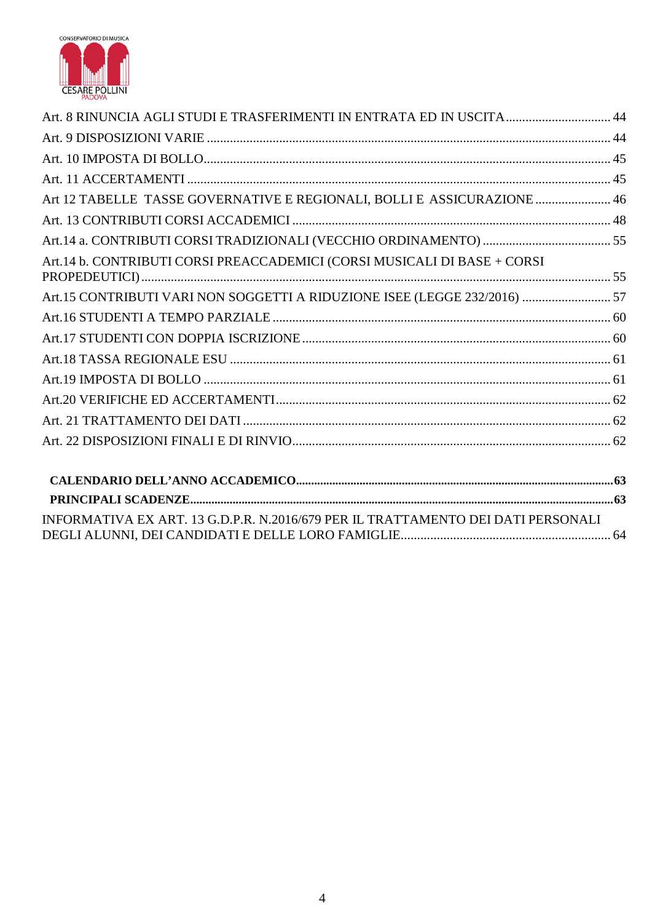Art. 8 RINUNCIA AGLI STUDI E TRASFERIMENTI IN ENTRATA ED IN USCITA ................................ 44
Art. 9 DISPOSIZIONI VARIE ......................................................................................................... 44
Art. 10 IMPOSTA DI BOLLO........................................................................................................... 45
Art. 11 ACCERTAMENTI ............................................................................................................... 45
Art 12 TABELLE TASSE GOVERNATIVE E REGIONALI, BOLLI E ASSICURAZIONE ....................... 46
Art. 13 CONTRIBUTI CORSI ACCADEMICI ................................................................................. 48
Art.14 a. CONTRIBUTI CORSI TRADIZIONALI (VECCHIO ORDINAMENTO) ....................................... 55
Art.14 b. CONTRIBUTI CORSI PREACCADEMICI (CORSI MUSICALI DI BASE + CORSI PROPEDEUTICI) ........................................................................................................................... 55
Art.15 CONTRIBUTI VARI NON SOGGETTI A RIDUZIONE ISEE (LEGGE 232/2016) ........................... 57
Art.16 STUDENTI A TEMPO PARZIALE ...................................................................................... 60
Art.17 STUDENTI CON DOPPIA ISCRIZIONE ............................................................................. 60
Art.18 TASSA REGIONALE ESU ................................................................................................... 61
Art.19 IMPOSTA DI BOLLO .......................................................................................................... 61
Art.20 VERIFICHE ED ACCERTAMENTI ..................................................................................... 62
Art. 21 TRATTAMENTO DEI DATI .............................................................................................. 62
Art. 22 DISPOSIZIONI FINALI E DI RINVIO ................................................................................ 62

**CALENDARIO DELL'ANNO ACCADEMICO......................................................................................63**

**PRINCIPALI SCADENZE.........................................................................................................................63**

INFORMATIVA EX ART. 13 G.D.P.R. N.2016/679 PER IL TRATTAMENTO DEI DATI PERSONALI DEGLI ALUNNI, DEI CANDIDATI E DELLE LORO FAMIGLIE............................................................... 64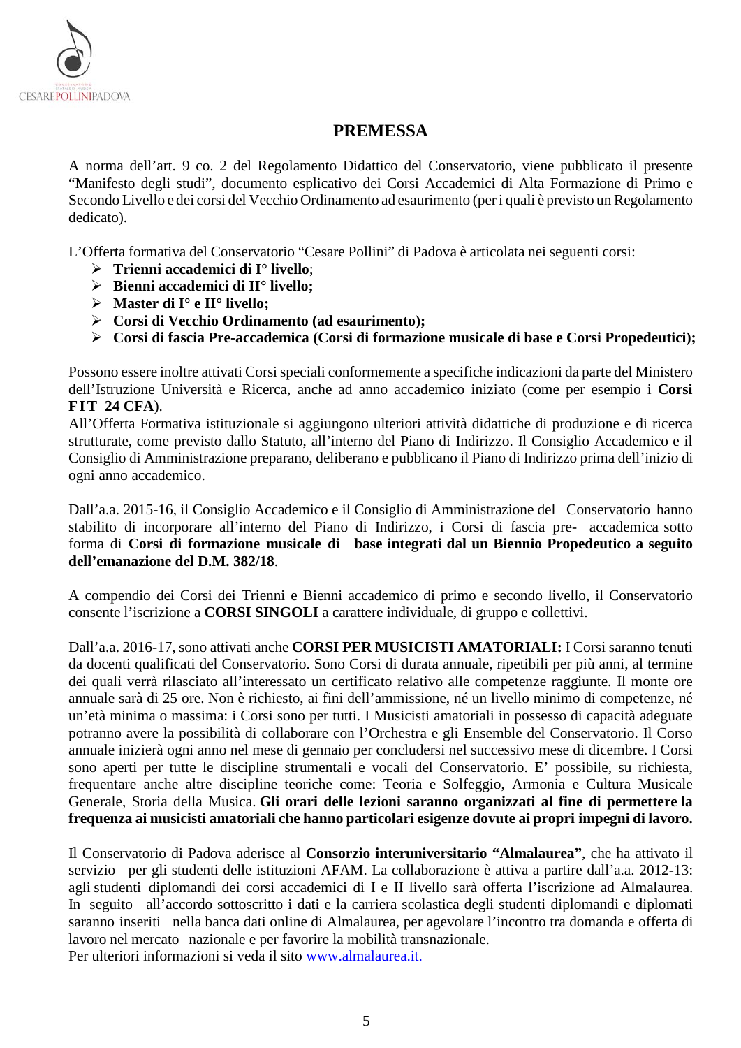# PREMESSA

A norma dell'art. 9 co. 2 del Regolamento Didattico del Conservatorio, viene pubblicato il presente "Manifesto degli studi", documento esplicativo dei Corsi Accademici di Alta Formazione di Primo e Secondo Livello e dei corsi del Vecchio Ordinamento ad esaurimento (per i quali è previsto un Regolamento dedicato).

L'Offerta formativa del Conservatorio "Cesare Pollini" di Padova è articolata nei seguenti corsi:

- **Trienni accademici di I° livello**;
- **Bienni accademici di II° livello;**
- **Master di I° e II° livello;**
- **Corsi di Vecchio Ordinamento (ad esaurimento);**
- **Corsi di fascia Pre-accademica (Corsi di formazione musicale di base e Corsi Propedeutici);**

Possono essere inoltre attivati Corsi speciali conformemente a specifiche indicazioni da parte del Ministero dell'Istruzione Università e Ricerca, anche ad anno accademico iniziato (come per esempio i **Corsi FIT 24 CFA**).
All'Offerta Formativa istituzionale si aggiungono ulteriori attività didattiche di produzione e di ricerca strutturate, come previsto dallo Statuto, all'interno del Piano di Indirizzo. Il Consiglio Accademico e il Consiglio di Amministrazione preparano, deliberano e pubblicano il Piano di Indirizzo prima dell'inizio di ogni anno accademico.

Dall'a.a. 2015-16, il Consiglio Accademico e il Consiglio di Amministrazione del Conservatorio hanno stabilito di incorporare all'interno del Piano di Indirizzo, i Corsi di fascia pre- accademica sotto forma di **Corsi di formazione musicale di base integrati dal un Biennio Propedeutico a seguito dell'emanazione del D.M. 382/18**.

A compendio dei Corsi dei Trienni e Bienni accademico di primo e secondo livello, il Conservatorio consente l'iscrizione a **CORSI SINGOLI** a carattere individuale, di gruppo e collettivi.

Dall'a.a. 2016-17, sono attivati anche **CORSI PER MUSICISTI AMATORIALI:** I Corsi saranno tenuti da docenti qualificati del Conservatorio. Sono Corsi di durata annuale, ripetibili per più anni, al termine dei quali verrà rilasciato all'interessato un certificato relativo alle competenze raggiunte. Il monte ore annuale sarà di 25 ore. Non è richiesto, ai fini dell'ammissione, né un livello minimo di competenze, né un'età minima o massima: i Corsi sono per tutti. I Musicisti amatoriali in possesso di capacità adeguate potranno avere la possibilità di collaborare con l'Orchestra e gli Ensemble del Conservatorio. Il Corso annuale inizierà ogni anno nel mese di gennaio per concludersi nel successivo mese di dicembre. I Corsi sono aperti per tutte le discipline strumentali e vocali del Conservatorio. E' possibile, su richiesta, frequentare anche altre discipline teoriche come: Teoria e Solfeggio, Armonia e Cultura Musicale Generale, Storia della Musica. **Gli orari delle lezioni saranno organizzati al fine di permettere la frequenza ai musicisti amatoriali che hanno particolari esigenze dovute ai propri impegni di lavoro.**

Il Conservatorio di Padova aderisce al **Consorzio interuniversitario "Almalaurea"**, che ha attivato il servizio per gli studenti delle istituzioni AFAM. La collaborazione è attiva a partire dall'a.a. 2012-13: agli studenti diplomandi dei corsi accademici di I e II livello sarà offerta l'iscrizione ad Almalaurea. In seguito all'accordo sottoscritto i dati e la carriera scolastica degli studenti diplomandi e diplomati saranno inseriti nella banca dati online di Almalaurea, per agevolare l'incontro tra domanda e offerta di lavoro nel mercato nazionale e per favorire la mobilità transnazionale.
Per ulteriori informazioni si veda il sito [www.almalaurea.it.](http://www.almalaurea.it)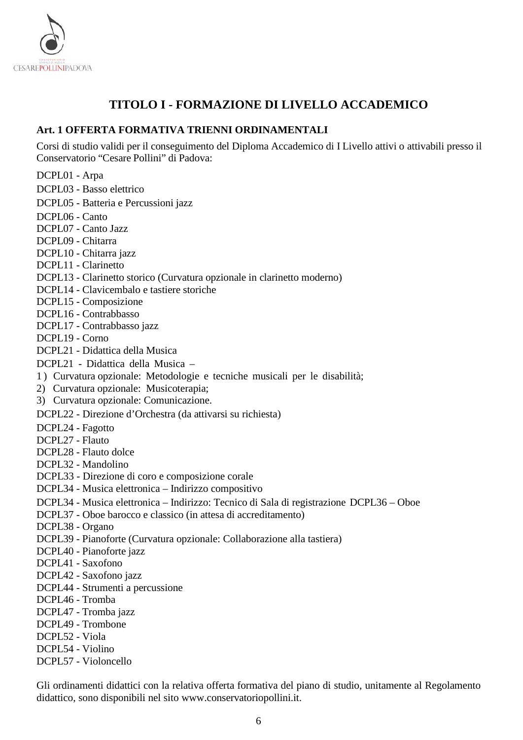# TITOLO I - FORMAZIONE DI LIVELLO ACCADEMICO

## Art. 1 OFFERTA FORMATIVA TRIENNI ORDINAMENTALI

Corsi di studio validi per il conseguimento del Diploma Accademico di I Livello attivi o attivabili presso il Conservatorio "Cesare Pollini" di Padova:

DCPL01 - Arpa
DCPL03 - Basso elettrico
DCPL05 - Batteria e Percussioni jazz
DCPL06 - Canto
DCPL07 - Canto Jazz
DCPL09 - Chitarra
DCPL10 - Chitarra jazz
DCPL11 - Clarinetto
DCPL13 - Clarinetto storico (Curvatura opzionale in clarinetto moderno)
DCPL14 - Clavicembalo e tastiere storiche
DCPL15 - Composizione
DCPL16 - Contrabbasso
DCPL17 - Contrabbasso jazz
DCPL19 - Corno
DCPL21 - Didattica della Musica
DCPL21 - Didattica della Musica –

1) Curvatura opzionale: Metodologie e tecniche musicali per le disabilità;
2) Curvatura opzionale: Musicoterapia;
3) Curvatura opzionale: Comunicazione.

DCPL22 - Direzione d'Orchestra (da attivarsi su richiesta)
DCPL24 - Fagotto
DCPL27 - Flauto
DCPL28 - Flauto dolce
DCPL32 - Mandolino
DCPL33 - Direzione di coro e composizione corale
DCPL34 - Musica elettronica – Indirizzo compositivo
DCPL34 - Musica elettronica – Indirizzo: Tecnico di Sala di registrazione DCPL36 – Oboe
DCPL37 - Oboe barocco e classico (in attesa di accreditamento)
DCPL38 - Organo
DCPL39 - Pianoforte (Curvatura opzionale: Collaborazione alla tastiera)
DCPL40 - Pianoforte jazz
DCPL41 - Saxofono
DCPL42 - Saxofono jazz
DCPL44 - Strumenti a percussione
DCPL46 - Tromba
DCPL47 - Tromba jazz
DCPL49 - Trombone
DCPL52 - Viola
DCPL54 - Violino
DCPL57 - Violoncello

Gli ordinamenti didattici con la relativa offerta formativa del piano di studio, unitamente al Regolamento didattico, sono disponibili nel sito www.conservatoriopollini.it.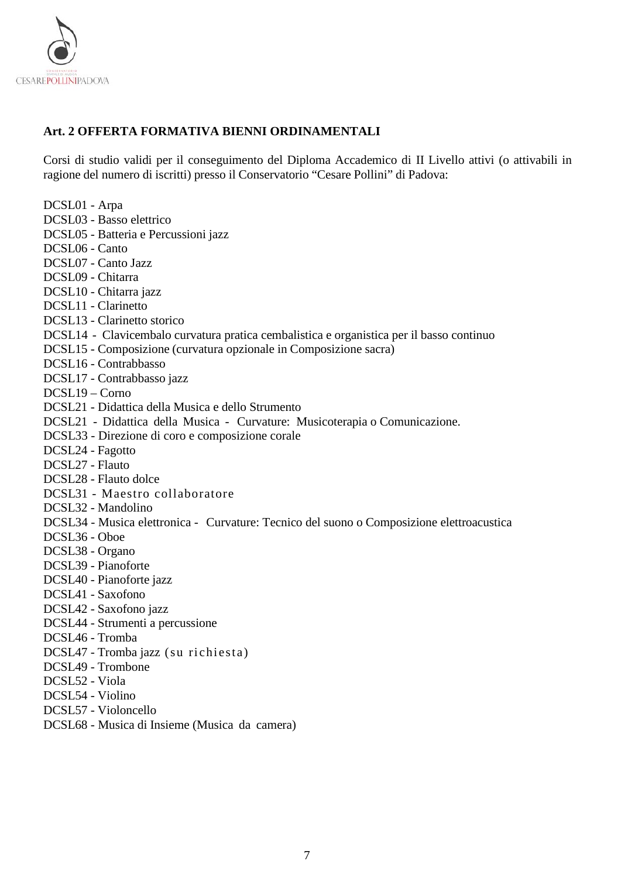## Art. 2 OFFERTA FORMATIVA BIENNI ORDINAMENTALI

Corsi di studio validi per il conseguimento del Diploma Accademico di II Livello attivi (o attivabili in ragione del numero di iscritti) presso il Conservatorio "Cesare Pollini" di Padova:

DCSL01 - Arpa
DCSL03 - Basso elettrico
DCSL05 - Batteria e Percussioni jazz
DCSL06 - Canto
DCSL07 - Canto Jazz
DCSL09 - Chitarra
DCSL10 - Chitarra jazz
DCSL11 - Clarinetto
DCSL13 - Clarinetto storico
DCSL14 - Clavicembalo curvatura pratica cembalistica e organistica per il basso continuo
DCSL15 - Composizione (curvatura opzionale in Composizione sacra)
DCSL16 - Contrabbasso
DCSL17 - Contrabbasso jazz
DCSL19 – Corno
DCSL21 - Didattica della Musica e dello Strumento
DCSL21 - Didattica della Musica - Curvature: Musicoterapia o Comunicazione.
DCSL33 - Direzione di coro e composizione corale
DCSL24 - Fagotto
DCSL27 - Flauto
DCSL28 - Flauto dolce
DCSL31 - Maestro collaboratore
DCSL32 - Mandolino
DCSL34 - Musica elettronica - Curvature: Tecnico del suono o Composizione elettroacustica
DCSL36 - Oboe
DCSL38 - Organo
DCSL39 - Pianoforte
DCSL40 - Pianoforte jazz
DCSL41 - Saxofono
DCSL42 - Saxofono jazz
DCSL44 - Strumenti a percussione
DCSL46 - Tromba
DCSL47 - Tromba jazz (su richiesta)
DCSL49 - Trombone
DCSL52 - Viola
DCSL54 - Violino
DCSL57 - Violoncello
DCSL68 - Musica di Insieme (Musica da camera)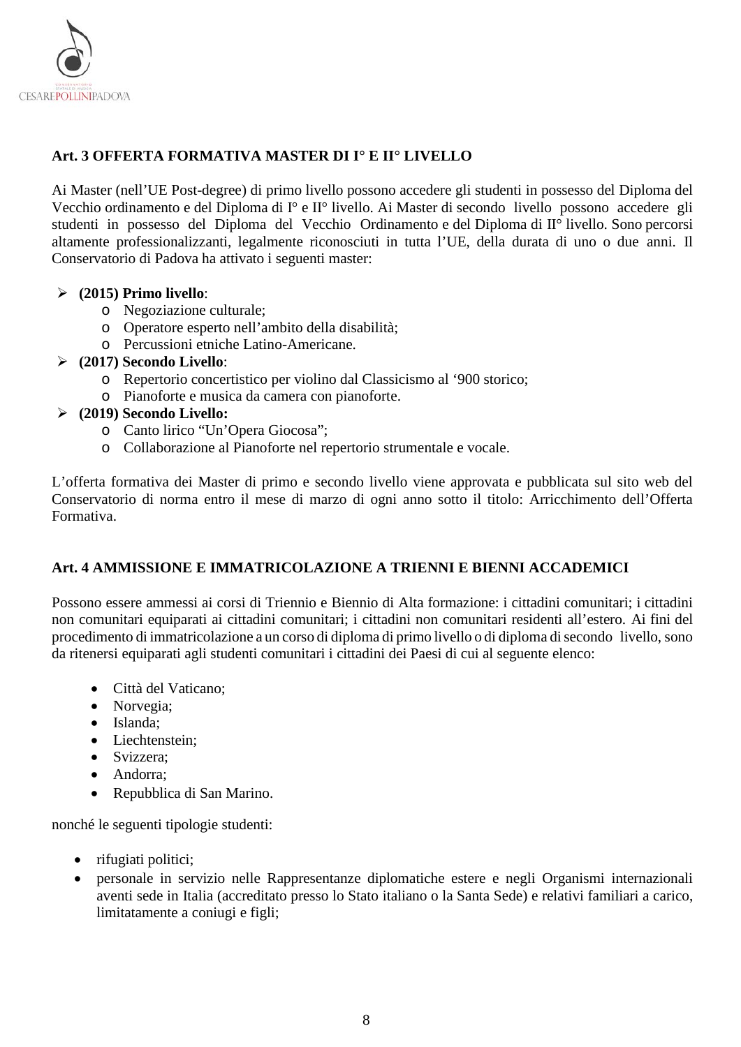## Art. 3 OFFERTA FORMATIVA MASTER DI I° E II° LIVELLO

Ai Master (nell'UE Post-degree) di primo livello possono accedere gli studenti in possesso del Diploma del Vecchio ordinamento e del Diploma di I° e II° livello. Ai Master di secondo livello possono accedere gli studenti in possesso del Diploma del Vecchio Ordinamento e del Diploma di II° livello. Sono percorsi altamente professionalizzanti, legalmente riconosciuti in tutta l'UE, della durata di uno o due anni. Il Conservatorio di Padova ha attivato i seguenti master:

- **(2015) Primo livello**:
  - Negoziazione culturale;
  - Operatore esperto nell'ambito della disabilità;
  - Percussioni etniche Latino-Americane.
- **(2017) Secondo Livello**:
  - Repertorio concertistico per violino dal Classicismo al '900 storico;
  - Pianoforte e musica da camera con pianoforte.
- **(2019) Secondo Livello:**
  - Canto lirico "Un'Opera Giocosa";
  - Collaborazione al Pianoforte nel repertorio strumentale e vocale.

L'offerta formativa dei Master di primo e secondo livello viene approvata e pubblicata sul sito web del Conservatorio di norma entro il mese di marzo di ogni anno sotto il titolo: Arricchimento dell'Offerta Formativa.

## Art. 4 AMMISSIONE E IMMATRICOLAZIONE A TRIENNI E BIENNI ACCADEMICI

Possono essere ammessi ai corsi di Triennio e Biennio di Alta formazione: i cittadini comunitari; i cittadini non comunitari equiparati ai cittadini comunitari; i cittadini non comunitari residenti all'estero. Ai fini del procedimento di immatricolazione a un corso di diploma di primo livello o di diploma di secondo livello, sono da ritenersi equiparati agli studenti comunitari i cittadini dei Paesi di cui al seguente elenco:

- Città del Vaticano;
- Norvegia;
- Islanda;
- Liechtenstein;
- Svizzera;
- Andorra;
- Repubblica di San Marino.

nonché le seguenti tipologie studenti:

- rifugiati politici;
- personale in servizio nelle Rappresentanze diplomatiche estere e negli Organismi internazionali aventi sede in Italia (accreditato presso lo Stato italiano o la Santa Sede) e relativi familiari a carico, limitatamente a coniugi e figli;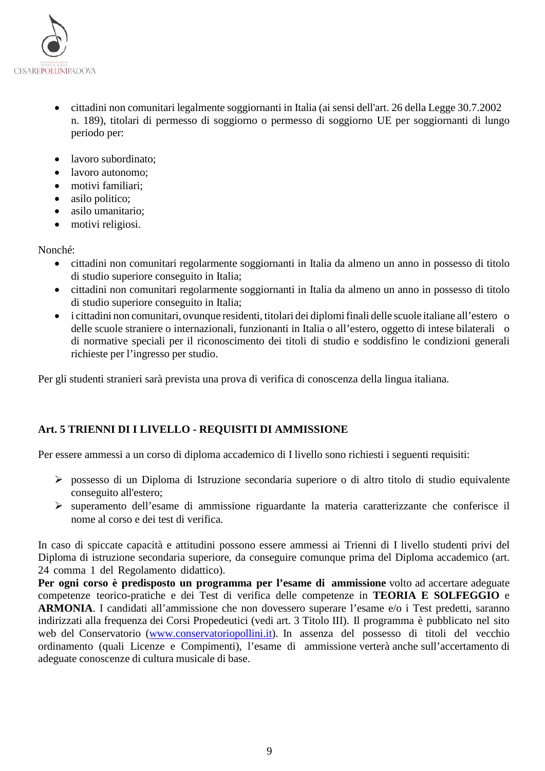- cittadini non comunitari legalmente soggiornanti in Italia (ai sensi dell'art. 26 della Legge 30.7.2002 n. 189), titolari di permesso di soggiorno o permesso di soggiorno UE per soggiornanti di lungo periodo per:

- lavoro subordinato;
- lavoro autonomo;
- motivi familiari;
- asilo politico;
- asilo umanitario;
- motivi religiosi.

Nonché:

- cittadini non comunitari regolarmente soggiornanti in Italia da almeno un anno in possesso di titolo di studio superiore conseguito in Italia;
- cittadini non comunitari regolarmente soggiornanti in Italia da almeno un anno in possesso di titolo di studio superiore conseguito in Italia;
- i cittadini non comunitari, ovunque residenti, titolari dei diplomi finali delle scuole italiane all'estero o delle scuole straniere o internazionali, funzionanti in Italia o all'estero, oggetto di intese bilaterali o di normative speciali per il riconoscimento dei titoli di studio e soddisfino le condizioni generali richieste per l'ingresso per studio.

Per gli studenti stranieri sarà prevista una prova di verifica di conoscenza della lingua italiana.

## Art. 5 TRIENNI DI I LIVELLO - REQUISITI DI AMMISSIONE

Per essere ammessi a un corso di diploma accademico di I livello sono richiesti i seguenti requisiti:

- possesso di un Diploma di Istruzione secondaria superiore o di altro titolo di studio equivalente conseguito all'estero;
- superamento dell'esame di ammissione riguardante la materia caratterizzante che conferisce il nome al corso e dei test di verifica.

In caso di spiccate capacità e attitudini possono essere ammessi ai Trienni di I livello studenti privi del Diploma di istruzione secondaria superiore, da conseguire comunque prima del Diploma accademico (art. 24 comma 1 del Regolamento didattico).

**Per ogni corso è predisposto un programma per l'esame di ammissione** volto ad accertare adeguate competenze teorico-pratiche e dei Test di verifica delle competenze in **TEORIA E SOLFEGGIO** e **ARMONIA**. I candidati all'ammissione che non dovessero superare l'esame e/o i Test predetti, saranno indirizzati alla frequenza dei Corsi Propedeutici (vedi art. 3 Titolo III). Il programma è pubblicato nel sito web del Conservatorio ([www.conservatoriopollini.it](http://www.conservatoriopollini.it)). In assenza del possesso di titoli del vecchio ordinamento (quali Licenze e Compimenti), l'esame di ammissione verterà anche sull'accertamento di adeguate conoscenze di cultura musicale di base.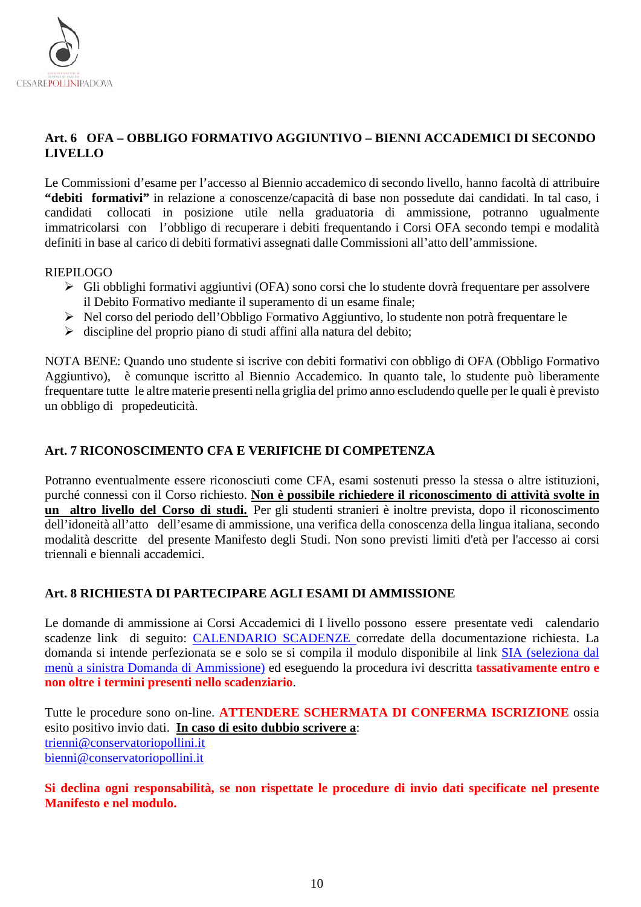## Art. 6 OFA – OBBLIGO FORMATIVO AGGIUNTIVO – BIENNI ACCADEMICI DI SECONDO LIVELLO

Le Commissioni d'esame per l'accesso al Biennio accademico di secondo livello, hanno facoltà di attribuire **"debiti formativi"** in relazione a conoscenze/capacità di base non possedute dai candidati. In tal caso, i candidati collocati in posizione utile nella graduatoria di ammissione, potranno ugualmente immatricolarsi con l'obbligo di recuperare i debiti frequentando i Corsi OFA secondo tempi e modalità definiti in base al carico di debiti formativi assegnati dalle Commissioni all'atto dell'ammissione.

RIEPILOGO

- Gli obblighi formativi aggiuntivi (OFA) sono corsi che lo studente dovrà frequentare per assolvere il Debito Formativo mediante il superamento di un esame finale;
- Nel corso del periodo dell'Obbligo Formativo Aggiuntivo, lo studente non potrà frequentare le
- discipline del proprio piano di studi affini alla natura del debito;

NOTA BENE: Quando uno studente si iscrive con debiti formativi con obbligo di OFA (Obbligo Formativo Aggiuntivo), è comunque iscritto al Biennio Accademico. In quanto tale, lo studente può liberamente frequentare tutte le altre materie presenti nella griglia del primo anno escludendo quelle per le quali è previsto un obbligo di propedeuticità.

## Art. 7 RICONOSCIMENTO CFA E VERIFICHE DI COMPETENZA

Potranno eventualmente essere riconosciuti come CFA, esami sostenuti presso la stessa o altre istituzioni, purché connessi con il Corso richiesto. **Non è possibile richiedere il riconoscimento di attività svolte in un altro livello del Corso di studi.** Per gli studenti stranieri è inoltre prevista, dopo il riconoscimento dell'idoneità all'atto dell'esame di ammissione, una verifica della conoscenza della lingua italiana, secondo modalità descritte del presente Manifesto degli Studi. Non sono previsti limiti d'età per l'accesso ai corsi triennali e biennali accademici.

## Art. 8 RICHIESTA DI PARTECIPARE AGLI ESAMI DI AMMISSIONE

Le domande di ammissione ai Corsi Accademici di I livello possono essere presentate vedi calendario scadenze link di seguito: CALENDARIO SCADENZE corredate della documentazione richiesta. La domanda si intende perfezionata se e solo se si compila il modulo disponibile al link SIA (seleziona dal menù a sinistra Domanda di Ammissione) ed eseguendo la procedura ivi descritta **tassativamente entro e non oltre i termini presenti nello scadenziario**.

Tutte le procedure sono on-line. **ATTENDERE SCHERMATA DI CONFERMA ISCRIZIONE** ossia esito positivo invio dati. **In caso di esito dubbio scrivere a**:
trienni@conservatoriopollini.it
bienni@conservatoriopollini.it

**Si declina ogni responsabilità, se non rispettate le procedure di invio dati specificate nel presente Manifesto e nel modulo.**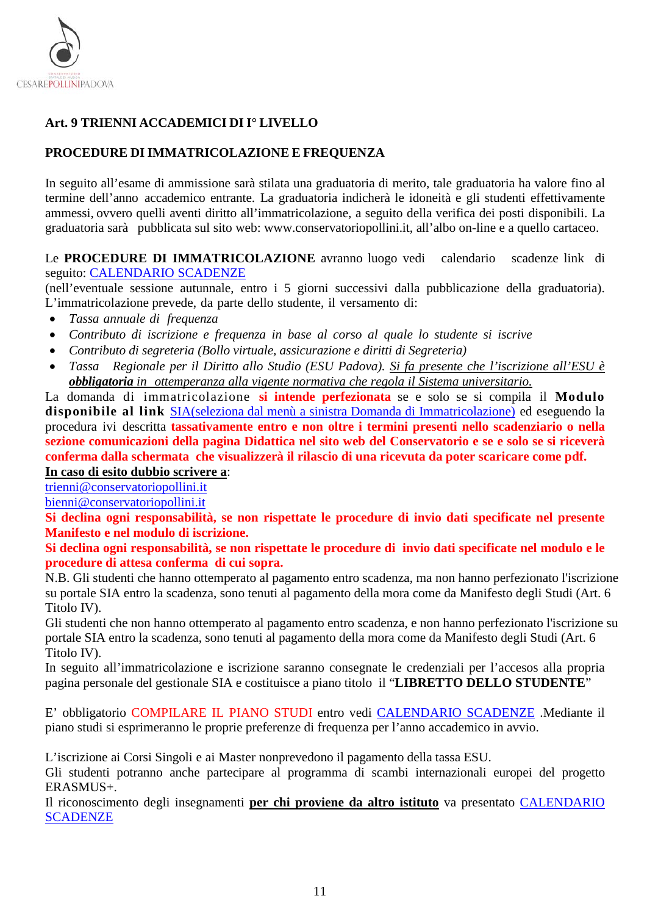## Art. 9 TRIENNI ACCADEMICI DI I° LIVELLO

### PROCEDURE DI IMMATRICOLAZIONE E FREQUENZA

In seguito all'esame di ammissione sarà stilata una graduatoria di merito, tale graduatoria ha valore fino al termine dell'anno accademico entrante. La graduatoria indicherà le idoneità e gli studenti effettivamente ammessi, ovvero quelli aventi diritto all'immatricolazione, a seguito della verifica dei posti disponibili. La graduatoria sarà pubblicata sul sito web: www.conservatoriopollini.it, all'albo on-line e a quello cartaceo.

Le **PROCEDURE DI IMMATRICOLAZIONE** avranno luogo vedi calendario scadenze link di seguito: CALENDARIO SCADENZE
(nell'eventuale sessione autunnale, entro i 5 giorni successivi dalla pubblicazione della graduatoria). L'immatricolazione prevede, da parte dello studente, il versamento di:

- *Tassa annuale di frequenza*
- *Contributo di iscrizione e frequenza in base al corso al quale lo studente si iscrive*
- *Contributo di segreteria (Bollo virtuale, assicurazione e diritti di Segreteria)*
- *Tassa Regionale per il Diritto allo Studio (ESU Padova). Si fa presente che l'iscrizione all'ESU è **obbligatoria** in ottemperanza alla vigente normativa che regola il Sistema universitario.*

La domanda di immatricolazione **si intende perfezionata** se e solo se si compila il **Modulo disponibile al link** SIA(seleziona dal menù a sinistra Domanda di Immatricolazione) ed eseguendo la procedura ivi descritta **tassativamente entro e non oltre i termini presenti nello scadenziario o nella sezione comunicazioni della pagina Didattica nel sito web del Conservatorio e se e solo se si riceverà conferma dalla schermata che visualizzerà il rilascio di una ricevuta da poter scaricare come pdf.**

**In caso di esito dubbio scrivere a**:
trienni@conservatoriopollini.it
bienni@conservatoriopollini.it

**Si declina ogni responsabilità, se non rispettate le procedure di invio dati specificate nel presente Manifesto e nel modulo di iscrizione.**

**Si declina ogni responsabilità, se non rispettate le procedure di invio dati specificate nel modulo e le procedure di attesa conferma di cui sopra.**

N.B. Gli studenti che hanno ottemperato al pagamento entro scadenza, ma non hanno perfezionato l'iscrizione su portale SIA entro la scadenza, sono tenuti al pagamento della mora come da Manifesto degli Studi (Art. 6 Titolo IV).

Gli studenti che non hanno ottemperato al pagamento entro scadenza, e non hanno perfezionato l'iscrizione su portale SIA entro la scadenza, sono tenuti al pagamento della mora come da Manifesto degli Studi (Art. 6 Titolo IV).

In seguito all'immatricolazione e iscrizione saranno consegnate le credenziali per l'accesos alla propria pagina personale del gestionale SIA e costituisce a piano titolo il "**LIBRETTO DELLO STUDENTE**"

E' obbligatorio COMPILARE IL PIANO STUDI entro vedi CALENDARIO SCADENZE .Mediante il piano studi si esprimeranno le proprie preferenze di frequenza per l'anno accademico in avvio.

L'iscrizione ai Corsi Singoli e ai Master nonprevedono il pagamento della tassa ESU.
Gli studenti potranno anche partecipare al programma di scambi internazionali europei del progetto ERASMUS+.
Il riconoscimento degli insegnamenti **per chi proviene da altro istituto** va presentato CALENDARIO SCADENZE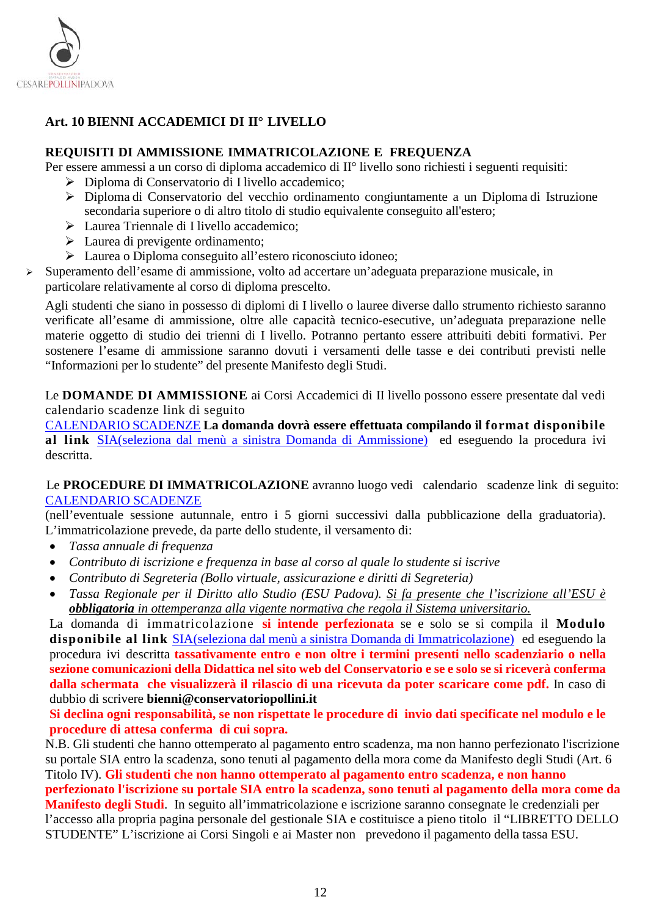## Art. 10 BIENNI ACCADEMICI DI II° LIVELLO

**REQUISITI DI AMMISSIONE IMMATRICOLAZIONE E FREQUENZA**

Per essere ammessi a un corso di diploma accademico di II° livello sono richiesti i seguenti requisiti:

- Diploma di Conservatorio di I livello accademico;
- Diploma di Conservatorio del vecchio ordinamento congiuntamente a un Diploma di Istruzione secondaria superiore o di altro titolo di studio equivalente conseguito all'estero;
- Laurea Triennale di I livello accademico;
- Laurea di previgente ordinamento;
- Laurea o Diploma conseguito all'estero riconosciuto idoneo;
- Superamento dell'esame di ammissione, volto ad accertare un'adeguata preparazione musicale, in particolare relativamente al corso di diploma prescelto.

Agli studenti che siano in possesso di diplomi di I livello o lauree diverse dallo strumento richiesto saranno verificate all'esame di ammissione, oltre alle capacità tecnico-esecutive, un'adeguata preparazione nelle materie oggetto di studio dei trienni di I livello. Potranno pertanto essere attribuiti debiti formativi. Per sostenere l'esame di ammissione saranno dovuti i versamenti delle tasse e dei contributi previsti nelle "Informazioni per lo studente" del presente Manifesto degli Studi.

Le **DOMANDE DI AMMISSIONE** ai Corsi Accademici di II livello possono essere presentate dal vedi calendario scadenze link di seguito
CALENDARIO SCADENZE **La domanda dovrà essere effettuata compilando il format disponibile al link** SIA(seleziona dal menù a sinistra Domanda di Ammissione) ed eseguendo la procedura ivi descritta.

Le **PROCEDURE DI IMMATRICOLAZIONE** avranno luogo vedi calendario scadenze link di seguito:
CALENDARIO SCADENZE
(nell'eventuale sessione autunnale, entro i 5 giorni successivi dalla pubblicazione della graduatoria). L'immatricolazione prevede, da parte dello studente, il versamento di:

- *Tassa annuale di frequenza*
- *Contributo di iscrizione e frequenza in base al corso al quale lo studente si iscrive*
- *Contributo di Segreteria (Bollo virtuale, assicurazione e diritti di Segreteria)*
- *Tassa Regionale per il Diritto allo Studio (ESU Padova). Si fa presente che l'iscrizione all'ESU è* ***obbligatoria*** *in ottemperanza alla vigente normativa che regola il Sistema universitario.*

La domanda di immatricolazione **si intende perfezionata** se e solo se si compila il **Modulo disponibile al link** SIA(seleziona dal menù a sinistra Domanda di Immatricolazione) ed eseguendo la procedura ivi descritta **tassativamente entro e non oltre i termini presenti nello scadenziario o nella sezione comunicazioni della Didattica nel sito web del Conservatorio e se e solo se si riceverà conferma dalla schermata che visualizzerà il rilascio di una ricevuta da poter scaricare come pdf.** In caso di dubbio di scrivere **bienni@conservatoriopollini.it**

**Si declina ogni responsabilità, se non rispettate le procedure di invio dati specificate nel modulo e le procedure di attesa conferma di cui sopra.**

N.B. Gli studenti che hanno ottemperato al pagamento entro scadenza, ma non hanno perfezionato l'iscrizione su portale SIA entro la scadenza, sono tenuti al pagamento della mora come da Manifesto degli Studi (Art. 6 Titolo IV). **Gli studenti che non hanno ottemperato al pagamento entro scadenza, e non hanno perfezionato l'iscrizione su portale SIA entro la scadenza, sono tenuti al pagamento della mora come da Manifesto degli Studi**. In seguito all'immatricolazione e iscrizione saranno consegnate le credenziali per l'accesso alla propria pagina personale del gestionale SIA e costituisce a pieno titolo il "LIBRETTO DELLO STUDENTE" L'iscrizione ai Corsi Singoli e ai Master non prevedono il pagamento della tassa ESU.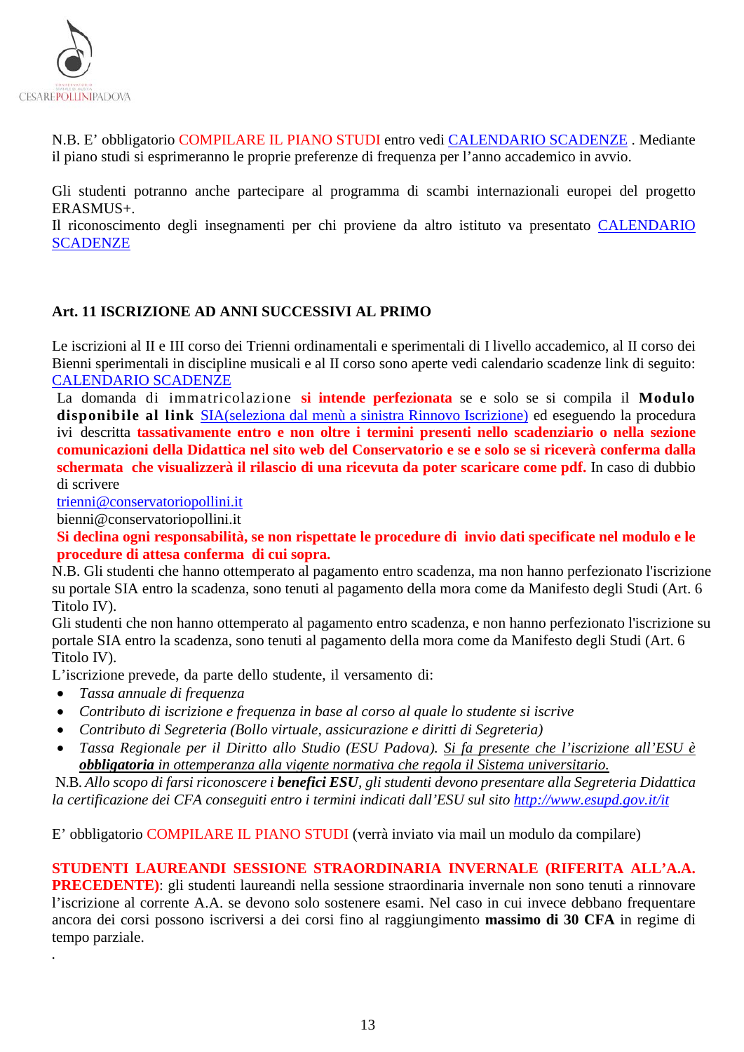N.B. E' obbligatorio COMPILARE IL PIANO STUDI entro vedi CALENDARIO SCADENZE . Mediante il piano studi si esprimeranno le proprie preferenze di frequenza per l'anno accademico in avvio.

Gli studenti potranno anche partecipare al programma di scambi internazionali europei del progetto ERASMUS+.
Il riconoscimento degli insegnamenti per chi proviene da altro istituto va presentato CALENDARIO SCADENZE

### Art. 11 ISCRIZIONE AD ANNI SUCCESSIVI AL PRIMO

Le iscrizioni al II e III corso dei Trienni ordinamentali e sperimentali di I livello accademico, al II corso dei Bienni sperimentali in discipline musicali e al II corso sono aperte vedi calendario scadenze link di seguito: CALENDARIO SCADENZE

La domanda di immatricolazione **si intende perfezionata** se e solo se si compila il **Modulo disponibile al link** SIA(seleziona dal menù a sinistra Rinnovo Iscrizione) ed eseguendo la procedura ivi descritta **tassativamente entro e non oltre i termini presenti nello scadenziario o nella sezione comunicazioni della Didattica nel sito web del Conservatorio e se e solo se si riceverà conferma dalla schermata che visualizzerà il rilascio di una ricevuta da poter scaricare come pdf.** In caso di dubbio di scrivere
trienni@conservatoriopollini.it
bienni@conservatoriopollini.it
**Si declina ogni responsabilità, se non rispettate le procedure di invio dati specificate nel modulo e le procedure di attesa conferma di cui sopra.**

N.B. Gli studenti che hanno ottemperato al pagamento entro scadenza, ma non hanno perfezionato l'iscrizione su portale SIA entro la scadenza, sono tenuti al pagamento della mora come da Manifesto degli Studi (Art. 6 Titolo IV).
Gli studenti che non hanno ottemperato al pagamento entro scadenza, e non hanno perfezionato l'iscrizione su portale SIA entro la scadenza, sono tenuti al pagamento della mora come da Manifesto degli Studi (Art. 6 Titolo IV).
L'iscrizione prevede, da parte dello studente, il versamento di:

- *Tassa annuale di frequenza*
- *Contributo di iscrizione e frequenza in base al corso al quale lo studente si iscrive*
- *Contributo di Segreteria (Bollo virtuale, assicurazione e diritti di Segreteria)*
- *Tassa Regionale per il Diritto allo Studio (ESU Padova). Si fa presente che l'iscrizione all'ESU è **obbligatoria** in ottemperanza alla vigente normativa che regola il Sistema universitario.*

N.B. *Allo scopo di farsi riconoscere i **benefici ESU**, gli studenti devono presentare alla Segreteria Didattica la certificazione dei CFA conseguiti entro i termini indicati dall'ESU sul sito* *http://www.esupd.gov.it/it*

E' obbligatorio COMPILARE IL PIANO STUDI (verrà inviato via mail un modulo da compilare)

**STUDENTI LAUREANDI SESSIONE STRAORDINARIA INVERNALE (RIFERITA ALL'A.A. PRECEDENTE)**: gli studenti laureandi nella sessione straordinaria invernale non sono tenuti a rinnovare l'iscrizione al corrente A.A. se devono solo sostenere esami. Nel caso in cui invece debbano frequentare ancora dei corsi possono iscriversi a dei corsi fino al raggiungimento **massimo di 30 CFA** in regime di tempo parziale.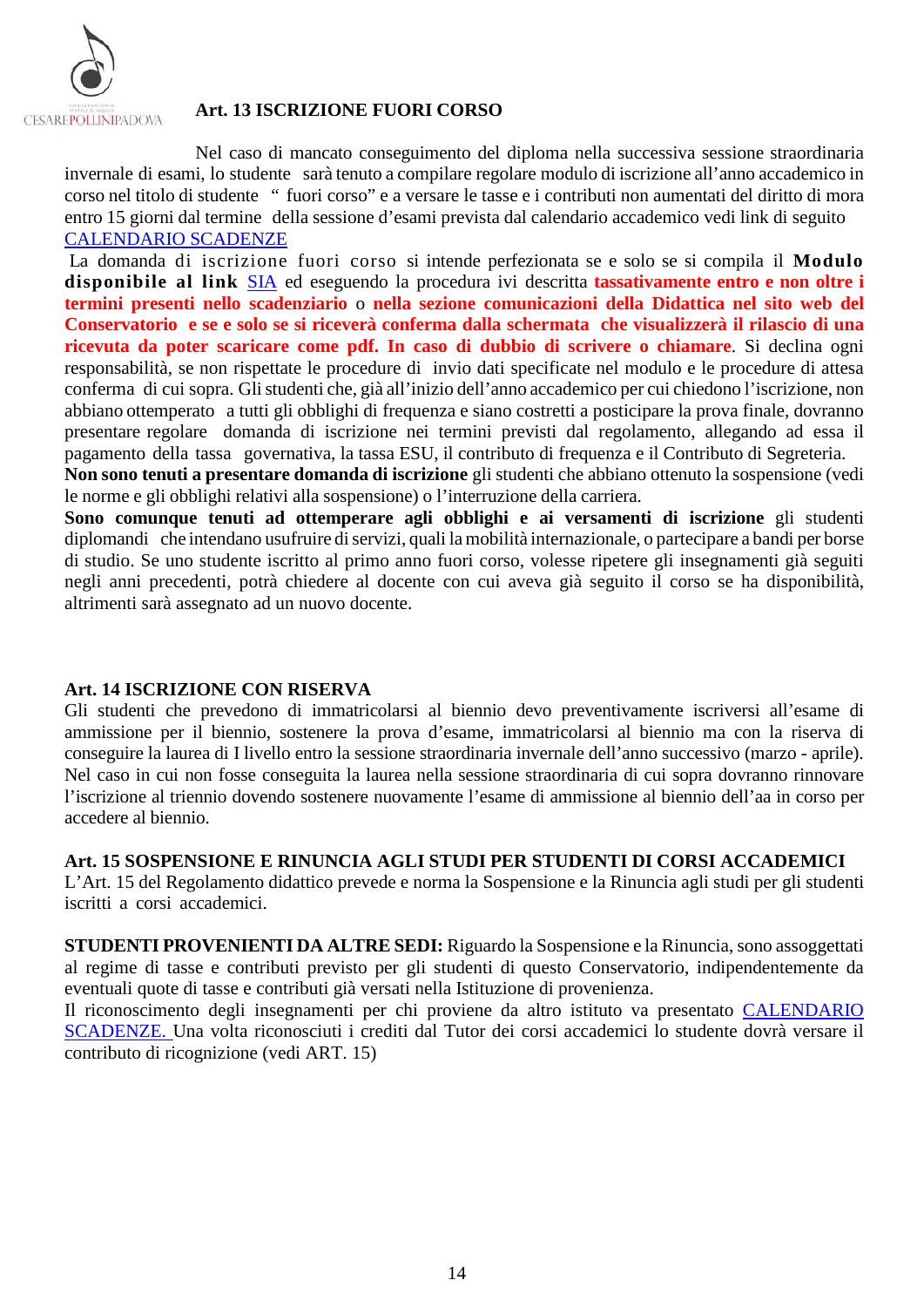## Art. 13 ISCRIZIONE FUORI CORSO

Nel caso di mancato conseguimento del diploma nella successiva sessione straordinaria invernale di esami, lo studente sarà tenuto a compilare regolare modulo di iscrizione all'anno accademico in corso nel titolo di studente " fuori corso" e a versare le tasse e i contributi non aumentati del diritto di mora entro 15 giorni dal termine della sessione d'esami prevista dal calendario accademico vedi link di seguito CALENDARIO SCADENZE

La domanda di iscrizione fuori corso si intende perfezionata se e solo se si compila il **Modulo disponibile al link** SIA ed eseguendo la procedura ivi descritta **tassativamente entro e non oltre i termini presenti nello scadenziario** o **nella sezione comunicazioni della Didattica nel sito web del Conservatorio e se e solo se si riceverà conferma dalla schermata che visualizzerà il rilascio di una ricevuta da poter scaricare come pdf. In caso di dubbio di scrivere o chiamare**. Si declina ogni responsabilità, se non rispettate le procedure di invio dati specificate nel modulo e le procedure di attesa conferma di cui sopra. Gli studenti che, già all'inizio dell'anno accademico per cui chiedono l'iscrizione, non abbiano ottemperato a tutti gli obblighi di frequenza e siano costretti a posticipare la prova finale, dovranno presentare regolare domanda di iscrizione nei termini previsti dal regolamento, allegando ad essa il pagamento della tassa governativa, la tassa ESU, il contributo di frequenza e il Contributo di Segreteria.

**Non sono tenuti a presentare domanda di iscrizione** gli studenti che abbiano ottenuto la sospensione (vedi le norme e gli obblighi relativi alla sospensione) o l'interruzione della carriera.

**Sono comunque tenuti ad ottemperare agli obblighi e ai versamenti di iscrizione** gli studenti diplomandi che intendano usufruire di servizi, quali la mobilità internazionale, o partecipare a bandi per borse di studio. Se uno studente iscritto al primo anno fuori corso, volesse ripetere gli insegnamenti già seguiti negli anni precedenti, potrà chiedere al docente con cui aveva già seguito il corso se ha disponibilità, altrimenti sarà assegnato ad un nuovo docente.

## Art. 14 ISCRIZIONE CON RISERVA

Gli studenti che prevedono di immatricolarsi al biennio devo preventivamente iscriversi all'esame di ammissione per il biennio, sostenere la prova d'esame, immatricolarsi al biennio ma con la riserva di conseguire la laurea di I livello entro la sessione straordinaria invernale dell'anno successivo (marzo - aprile). Nel caso in cui non fosse conseguita la laurea nella sessione straordinaria di cui sopra dovranno rinnovare l'iscrizione al triennio dovendo sostenere nuovamente l'esame di ammissione al biennio dell'aa in corso per accedere al biennio.

## Art. 15 SOSPENSIONE E RINUNCIA AGLI STUDI PER STUDENTI DI CORSI ACCADEMICI

L'Art. 15 del Regolamento didattico prevede e norma la Sospensione e la Rinuncia agli studi per gli studenti iscritti a corsi accademici.

**STUDENTI PROVENIENTI DA ALTRE SEDI:** Riguardo la Sospensione e la Rinuncia, sono assoggettati al regime di tasse e contributi previsto per gli studenti di questo Conservatorio, indipendentemente da eventuali quote di tasse e contributi già versati nella Istituzione di provenienza.

Il riconoscimento degli insegnamenti per chi proviene da altro istituto va presentato CALENDARIO SCADENZE. Una volta riconosciuti i crediti dal Tutor dei corsi accademici lo studente dovrà versare il contributo di ricognizione (vedi ART. 15)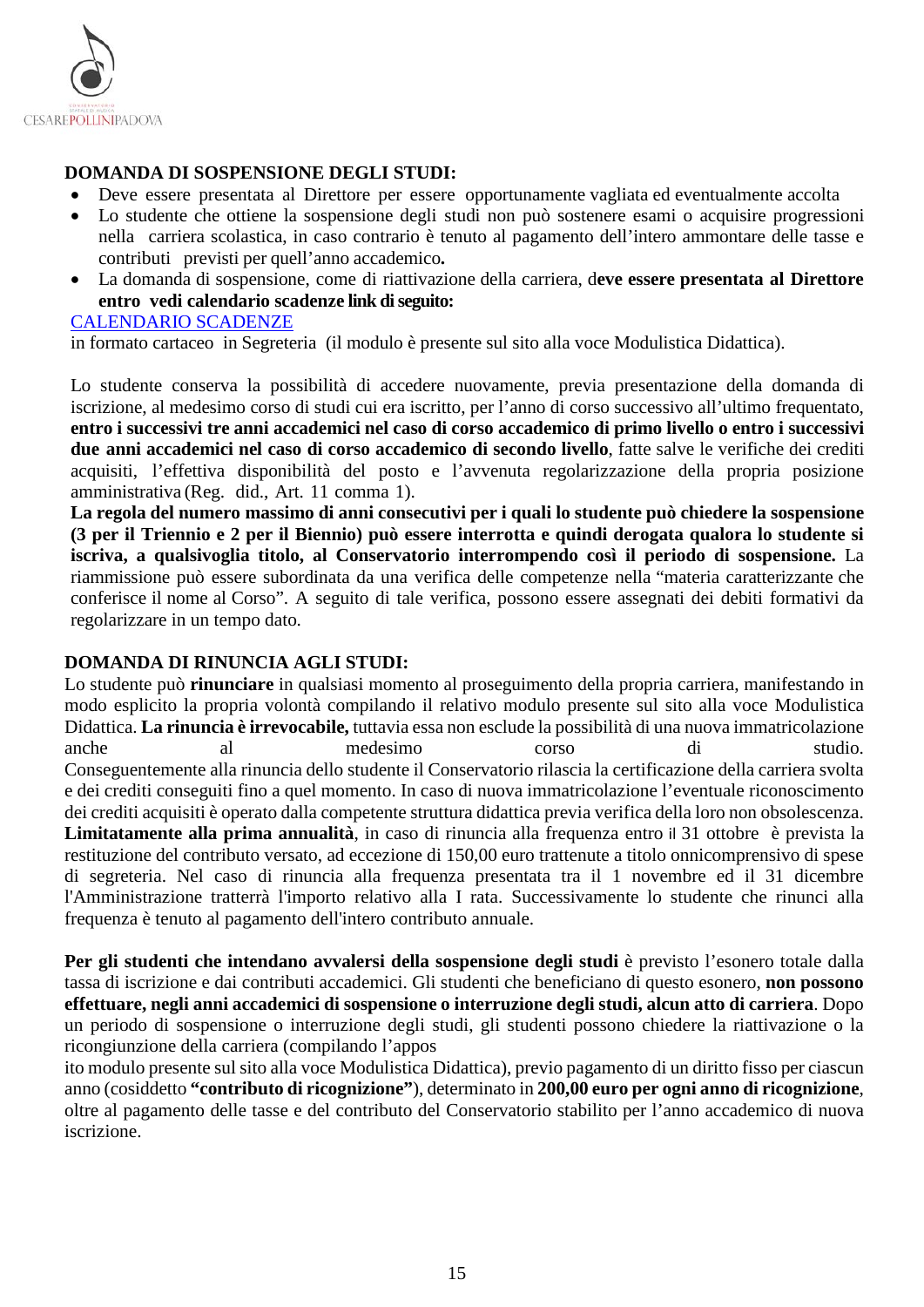**DOMANDA DI SOSPENSIONE DEGLI STUDI:**

- Deve essere presentata al Direttore per essere opportunamente vagliata ed eventualmente accolta
- Lo studente che ottiene la sospensione degli studi non può sostenere esami o acquisire progressioni nella carriera scolastica, in caso contrario è tenuto al pagamento dell'intero ammontare delle tasse e contributi previsti per quell'anno accademico**.**
- La domanda di sospensione, come di riattivazione della carriera, d**eve essere presentata al Direttore entro vedi calendario scadenze link di seguito:**

CALENDARIO SCADENZE

in formato cartaceo in Segreteria (il modulo è presente sul sito alla voce Modulistica Didattica).

Lo studente conserva la possibilità di accedere nuovamente, previa presentazione della domanda di iscrizione, al medesimo corso di studi cui era iscritto, per l'anno di corso successivo all'ultimo frequentato, **entro i successivi tre anni accademici nel caso di corso accademico di primo livello o entro i successivi due anni accademici nel caso di corso accademico di secondo livello**, fatte salve le verifiche dei crediti acquisiti, l'effettiva disponibilità del posto e l'avvenuta regolarizzazione della propria posizione amministrativa (Reg. did., Art. 11 comma 1).

**La regola del numero massimo di anni consecutivi per i quali lo studente può chiedere la sospensione (3 per il Triennio e 2 per il Biennio) può essere interrotta e quindi derogata qualora lo studente si iscriva, a qualsivoglia titolo, al Conservatorio interrompendo così il periodo di sospensione.** La riammissione può essere subordinata da una verifica delle competenze nella "materia caratterizzante che conferisce il nome al Corso". A seguito di tale verifica, possono essere assegnati dei debiti formativi da regolarizzare in un tempo dato.

**DOMANDA DI RINUNCIA AGLI STUDI:**

Lo studente può **rinunciare** in qualsiasi momento al proseguimento della propria carriera, manifestando in modo esplicito la propria volontà compilando il relativo modulo presente sul sito alla voce Modulistica Didattica. **La rinuncia è irrevocabile,** tuttavia essa non esclude la possibilità di una nuova immatricolazione anche al medesimo corso di studio.
Conseguentemente alla rinuncia dello studente il Conservatorio rilascia la certificazione della carriera svolta e dei crediti conseguiti fino a quel momento. In caso di nuova immatricolazione l'eventuale riconoscimento dei crediti acquisiti è operato dalla competente struttura didattica previa verifica della loro non obsolescenza.
**Limitatamente alla prima annualità**, in caso di rinuncia alla frequenza entro il 31 ottobre è prevista la restituzione del contributo versato, ad eccezione di 150,00 euro trattenute a titolo onnicomprensivo di spese di segreteria. Nel caso di rinuncia alla frequenza presentata tra il 1 novembre ed il 31 dicembre l'Amministrazione tratterrà l'importo relativo alla I rata. Successivamente lo studente che rinunci alla frequenza è tenuto al pagamento dell'intero contributo annuale.

**Per gli studenti che intendano avvalersi della sospensione degli studi** è previsto l'esonero totale dalla tassa di iscrizione e dai contributi accademici. Gli studenti che beneficiano di questo esonero, **non possono effettuare, negli anni accademici di sospensione o interruzione degli studi, alcun atto di carriera**. Dopo un periodo di sospensione o interruzione degli studi, gli studenti possono chiedere la riattivazione o la ricongiunzione della carriera (compilando l'apposito modulo presente sul sito alla voce Modulistica Didattica), previo pagamento di un diritto fisso per ciascun anno (cosiddetto **"contributo di ricognizione"**), determinato in **200,00 euro per ogni anno di ricognizione**, oltre al pagamento delle tasse e del contributo del Conservatorio stabilito per l'anno accademico di nuova iscrizione.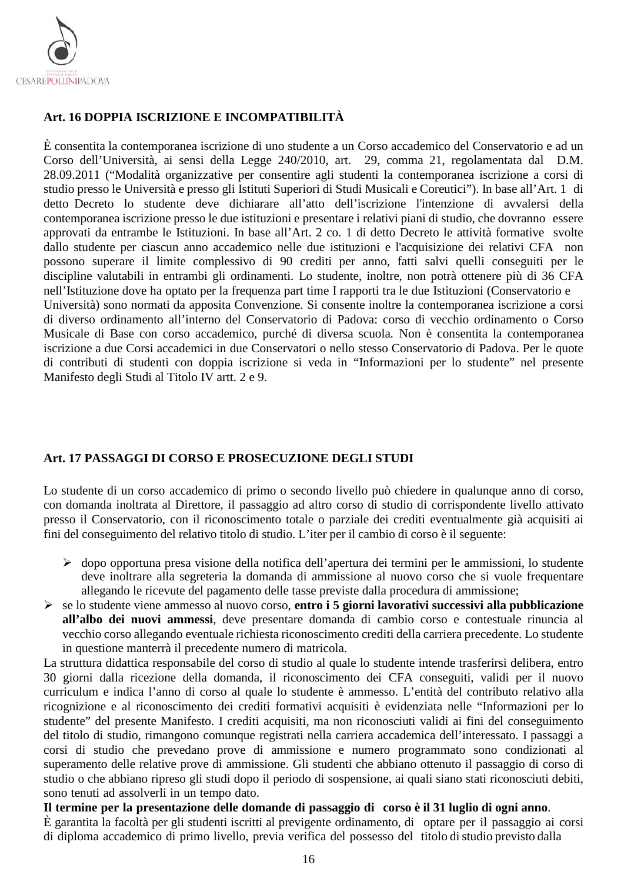**Art. 16 DOPPIA ISCRIZIONE E INCOMPATIBILITÀ**

È consentita la contemporanea iscrizione di uno studente a un Corso accademico del Conservatorio e ad un Corso dell'Università, ai sensi della Legge 240/2010, art. 29, comma 21, regolamentata dal D.M. 28.09.2011 ("Modalità organizzative per consentire agli studenti la contemporanea iscrizione a corsi di studio presso le Università e presso gli Istituti Superiori di Studi Musicali e Coreutici"). In base all'Art. 1 di detto Decreto lo studente deve dichiarare all'atto dell'iscrizione l'intenzione di avvalersi della contemporanea iscrizione presso le due istituzioni e presentare i relativi piani di studio, che dovranno essere approvati da entrambe le Istituzioni. In base all'Art. 2 co. 1 di detto Decreto le attività formative svolte dallo studente per ciascun anno accademico nelle due istituzioni e l'acquisizione dei relativi CFA non possono superare il limite complessivo di 90 crediti per anno, fatti salvi quelli conseguiti per le discipline valutabili in entrambi gli ordinamenti. Lo studente, inoltre, non potrà ottenere più di 36 CFA nell'Istituzione dove ha optato per la frequenza part time I rapporti tra le due Istituzioni (Conservatorio e Università) sono normati da apposita Convenzione. Si consente inoltre la contemporanea iscrizione a corsi di diverso ordinamento all'interno del Conservatorio di Padova: corso di vecchio ordinamento o Corso Musicale di Base con corso accademico, purché di diversa scuola. Non è consentita la contemporanea iscrizione a due Corsi accademici in due Conservatori o nello stesso Conservatorio di Padova. Per le quote di contributi di studenti con doppia iscrizione si veda in "Informazioni per lo studente" nel presente Manifesto degli Studi al Titolo IV artt. 2 e 9.

**Art. 17 PASSAGGI DI CORSO E PROSECUZIONE DEGLI STUDI**

Lo studente di un corso accademico di primo o secondo livello può chiedere in qualunque anno di corso, con domanda inoltrata al Direttore, il passaggio ad altro corso di studio di corrispondente livello attivato presso il Conservatorio, con il riconoscimento totale o parziale dei crediti eventualmente già acquisiti ai fini del conseguimento del relativo titolo di studio. L'iter per il cambio di corso è il seguente:

- dopo opportuna presa visione della notifica dell'apertura dei termini per le ammissioni, lo studente deve inoltrare alla segreteria la domanda di ammissione al nuovo corso che si vuole frequentare allegando le ricevute del pagamento delle tasse previste dalla procedura di ammissione;
- se lo studente viene ammesso al nuovo corso, **entro i 5 giorni lavorativi successivi alla pubblicazione all'albo dei nuovi ammessi**, deve presentare domanda di cambio corso e contestuale rinuncia al vecchio corso allegando eventuale richiesta riconoscimento crediti della carriera precedente. Lo studente in questione manterrà il precedente numero di matricola.

La struttura didattica responsabile del corso di studio al quale lo studente intende trasferirsi delibera, entro 30 giorni dalla ricezione della domanda, il riconoscimento dei CFA conseguiti, validi per il nuovo curriculum e indica l'anno di corso al quale lo studente è ammesso. L'entità del contributo relativo alla ricognizione e al riconoscimento dei crediti formativi acquisiti è evidenziata nelle "Informazioni per lo studente" del presente Manifesto. I crediti acquisiti, ma non riconosciuti validi ai fini del conseguimento del titolo di studio, rimangono comunque registrati nella carriera accademica dell'interessato. I passaggi a corsi di studio che prevedano prove di ammissione e numero programmato sono condizionati al superamento delle relative prove di ammissione. Gli studenti che abbiano ottenuto il passaggio di corso di studio o che abbiano ripreso gli studi dopo il periodo di sospensione, ai quali siano stati riconosciuti debiti, sono tenuti ad assolverli in un tempo dato.

**Il termine per la presentazione delle domande di passaggio di corso è il 31 luglio di ogni anno**.

È garantita la facoltà per gli studenti iscritti al previgente ordinamento, di optare per il passaggio ai corsi di diploma accademico di primo livello, previa verifica del possesso del titolo di studio previsto dalla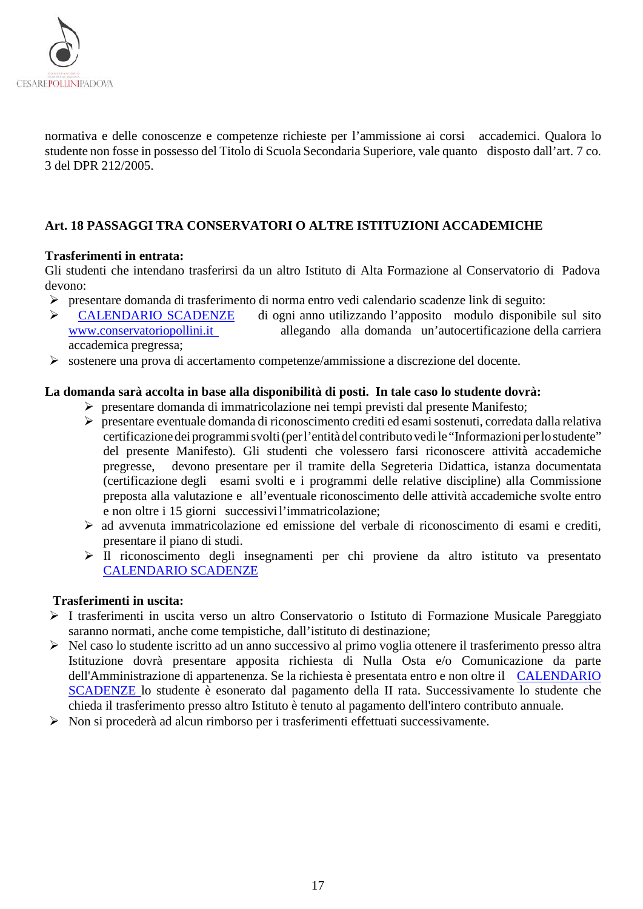normativa e delle conoscenze e competenze richieste per l'ammissione ai corsi accademici. Qualora lo studente non fosse in possesso del Titolo di Scuola Secondaria Superiore, vale quanto disposto dall'art. 7 co. 3 del DPR 212/2005.

## Art. 18 PASSAGGI TRA CONSERVATORI O ALTRE ISTITUZIONI ACCADEMICHE

**Trasferimenti in entrata:**

Gli studenti che intendano trasferirsi da un altro Istituto di Alta Formazione al Conservatorio di Padova devono:

- presentare domanda di trasferimento di norma entro vedi calendario scadenze link di seguito:
- CALENDARIO SCADENZE di ogni anno utilizzando l'apposito modulo disponibile sul sito www.conservatoriopollini.it allegando alla domanda un'autocertificazione della carriera accademica pregressa;
- sostenere una prova di accertamento competenze/ammissione a discrezione del docente.

**La domanda sarà accolta in base alla disponibilità di posti. In tale caso lo studente dovrà:**

- presentare domanda di immatricolazione nei tempi previsti dal presente Manifesto;
- presentare eventuale domanda di riconoscimento crediti ed esami sostenuti, corredata dalla relativa certificazione dei programmi svolti (per l'entità del contributo vedi le "Informazioni per lo studente" del presente Manifesto). Gli studenti che volessero farsi riconoscere attività accademiche pregresse, devono presentare per il tramite della Segreteria Didattica, istanza documentata (certificazione degli esami svolti e i programmi delle relative discipline) alla Commissione preposta alla valutazione e all'eventuale riconoscimento delle attività accademiche svolte entro e non oltre i 15 giorni successivi l'immatricolazione;
- ad avvenuta immatricolazione ed emissione del verbale di riconoscimento di esami e crediti, presentare il piano di studi.
- Il riconoscimento degli insegnamenti per chi proviene da altro istituto va presentato CALENDARIO SCADENZE

**Trasferimenti in uscita:**

- I trasferimenti in uscita verso un altro Conservatorio o Istituto di Formazione Musicale Pareggiato saranno normati, anche come tempistiche, dall'istituto di destinazione;
- Nel caso lo studente iscritto ad un anno successivo al primo voglia ottenere il trasferimento presso altra Istituzione dovrà presentare apposita richiesta di Nulla Osta e/o Comunicazione da parte dell'Amministrazione di appartenenza. Se la richiesta è presentata entro e non oltre il CALENDARIO SCADENZE lo studente è esonerato dal pagamento della II rata. Successivamente lo studente che chieda il trasferimento presso altro Istituto è tenuto al pagamento dell'intero contributo annuale.
- Non si procederà ad alcun rimborso per i trasferimenti effettuati successivamente.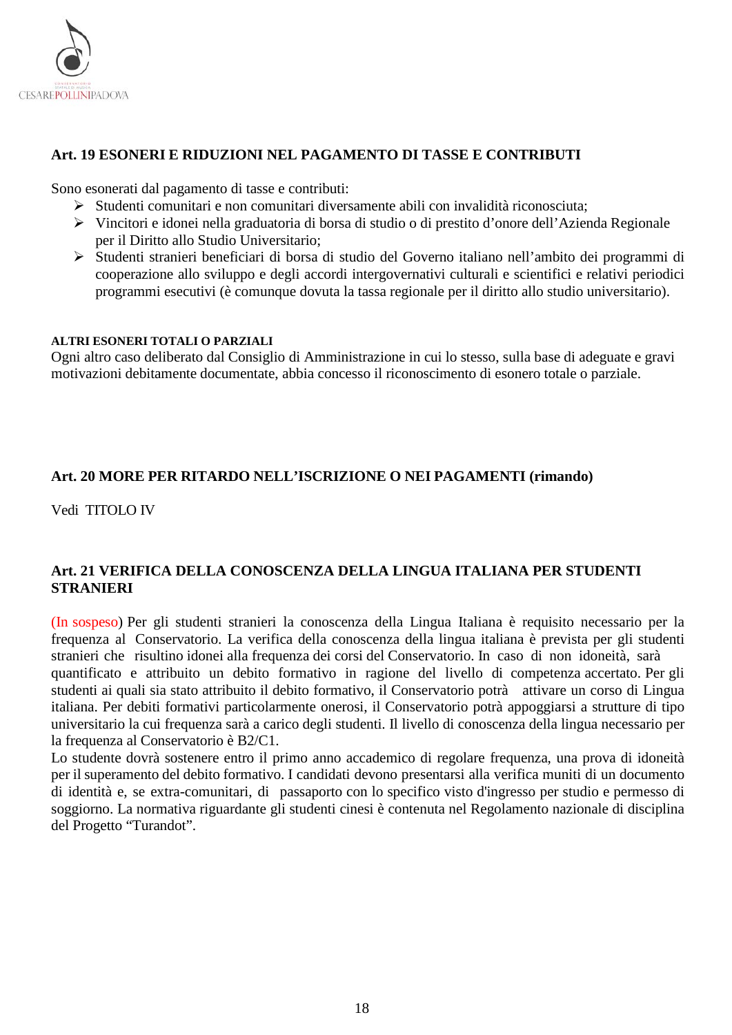## Art. 19 ESONERI E RIDUZIONI NEL PAGAMENTO DI TASSE E CONTRIBUTI

Sono esonerati dal pagamento di tasse e contributi:

- Studenti comunitari e non comunitari diversamente abili con invalidità riconosciuta;
- Vincitori e idonei nella graduatoria di borsa di studio o di prestito d'onore dell'Azienda Regionale per il Diritto allo Studio Universitario;
- Studenti stranieri beneficiari di borsa di studio del Governo italiano nell'ambito dei programmi di cooperazione allo sviluppo e degli accordi intergovernativi culturali e scientifici e relativi periodici programmi esecutivi (è comunque dovuta la tassa regionale per il diritto allo studio universitario).

**ALTRI ESONERI TOTALI O PARZIALI**

Ogni altro caso deliberato dal Consiglio di Amministrazione in cui lo stesso, sulla base di adeguate e gravi motivazioni debitamente documentate, abbia concesso il riconoscimento di esonero totale o parziale.

## Art. 20 MORE PER RITARDO NELL'ISCRIZIONE O NEI PAGAMENTI (rimando)

Vedi TITOLO IV

## Art. 21 VERIFICA DELLA CONOSCENZA DELLA LINGUA ITALIANA PER STUDENTI STRANIERI

(In sospeso) Per gli studenti stranieri la conoscenza della Lingua Italiana è requisito necessario per la frequenza al Conservatorio. La verifica della conoscenza della lingua italiana è prevista per gli studenti stranieri che risultino idonei alla frequenza dei corsi del Conservatorio. In caso di non idoneità, sarà quantificato e attribuito un debito formativo in ragione del livello di competenza accertato. Per gli studenti ai quali sia stato attribuito il debito formativo, il Conservatorio potrà attivare un corso di Lingua italiana. Per debiti formativi particolarmente onerosi, il Conservatorio potrà appoggiarsi a strutture di tipo universitario la cui frequenza sarà a carico degli studenti. Il livello di conoscenza della lingua necessario per la frequenza al Conservatorio è B2/C1.

Lo studente dovrà sostenere entro il primo anno accademico di regolare frequenza, una prova di idoneità per il superamento del debito formativo. I candidati devono presentarsi alla verifica muniti di un documento di identità e, se extra-comunitari, di passaporto con lo specifico visto d'ingresso per studio e permesso di soggiorno. La normativa riguardante gli studenti cinesi è contenuta nel Regolamento nazionale di disciplina del Progetto "Turandot".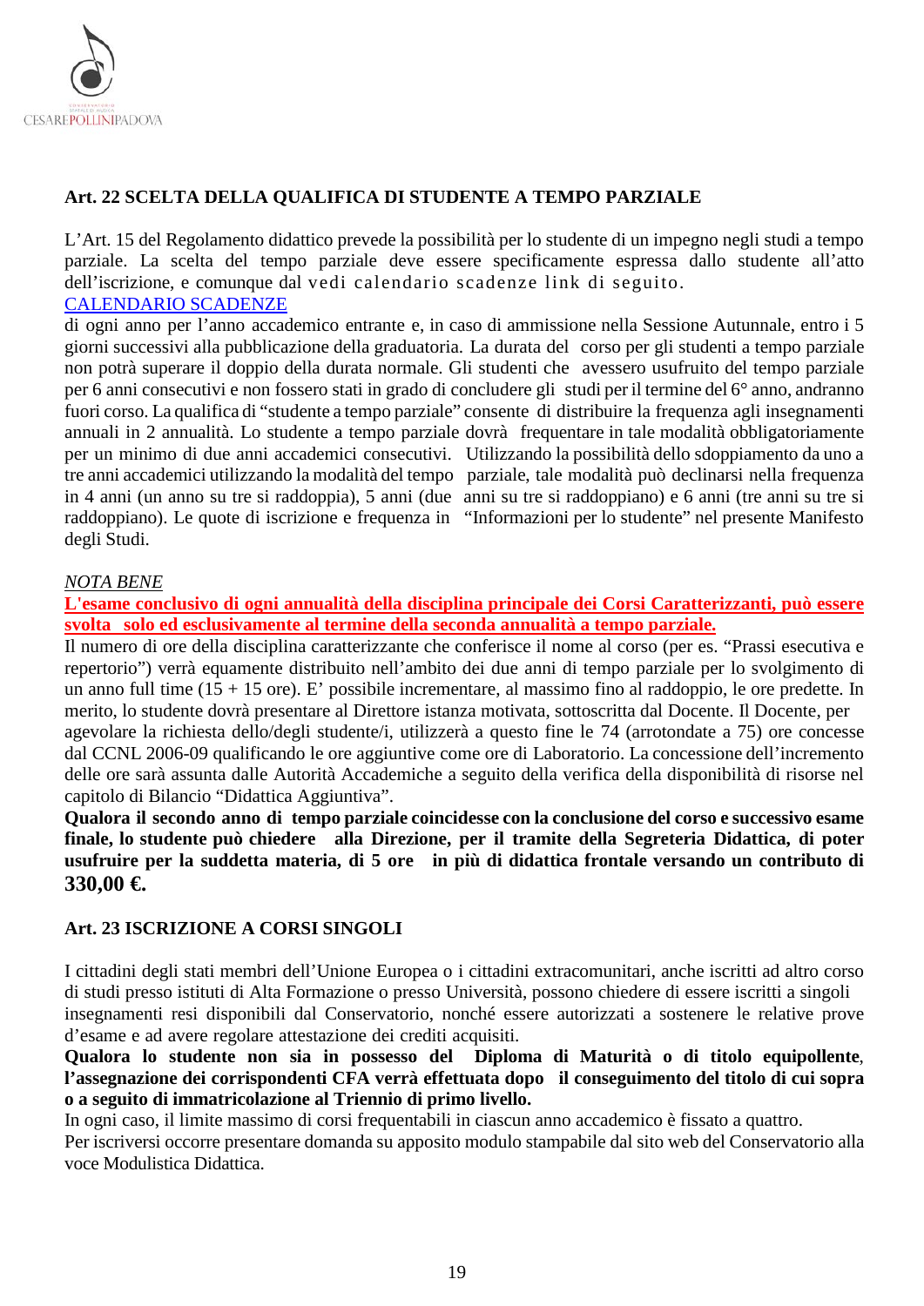## Art. 22 SCELTA DELLA QUALIFICA DI STUDENTE A TEMPO PARZIALE

L'Art. 15 del Regolamento didattico prevede la possibilità per lo studente di un impegno negli studi a tempo parziale. La scelta del tempo parziale deve essere specificamente espressa dallo studente all'atto dell'iscrizione, e comunque dal vedi calendario scadenze link di seguito.
CALENDARIO SCADENZE
di ogni anno per l'anno accademico entrante e, in caso di ammissione nella Sessione Autunnale, entro i 5 giorni successivi alla pubblicazione della graduatoria. La durata del corso per gli studenti a tempo parziale non potrà superare il doppio della durata normale. Gli studenti che avessero usufruito del tempo parziale per 6 anni consecutivi e non fossero stati in grado di concludere gli studi per il termine del 6° anno, andranno fuori corso. La qualifica di "studente a tempo parziale" consente di distribuire la frequenza agli insegnamenti annuali in 2 annualità. Lo studente a tempo parziale dovrà frequentare in tale modalità obbligatoriamente per un minimo di due anni accademici consecutivi. Utilizzando la possibilità dello sdoppiamento da uno a tre anni accademici utilizzando la modalità del tempo parziale, tale modalità può declinarsi nella frequenza in 4 anni (un anno su tre si raddoppia), 5 anni (due anni su tre si raddoppiano) e 6 anni (tre anni su tre si raddoppiano). Le quote di iscrizione e frequenza in "Informazioni per lo studente" nel presente Manifesto degli Studi.

*NOTA BENE*

**L'esame conclusivo di ogni annualità della disciplina principale dei Corsi Caratterizzanti, può essere svolta solo ed esclusivamente al termine della seconda annualità a tempo parziale.**

Il numero di ore della disciplina caratterizzante che conferisce il nome al corso (per es. "Prassi esecutiva e repertorio") verrà equamente distribuito nell'ambito dei due anni di tempo parziale per lo svolgimento di un anno full time (15 + 15 ore). E' possibile incrementare, al massimo fino al raddoppio, le ore predette. In merito, lo studente dovrà presentare al Direttore istanza motivata, sottoscritta dal Docente. Il Docente, per agevolare la richiesta dello/degli studente/i, utilizzerà a questo fine le 74 (arrotondate a 75) ore concesse dal CCNL 2006-09 qualificando le ore aggiuntive come ore di Laboratorio. La concessione dell'incremento delle ore sarà assunta dalle Autorità Accademiche a seguito della verifica della disponibilità di risorse nel capitolo di Bilancio "Didattica Aggiuntiva".

**Qualora il secondo anno di tempo parziale coincidesse con la conclusione del corso e successivo esame finale, lo studente può chiedere alla Direzione, per il tramite della Segreteria Didattica, di poter usufruire per la suddetta materia, di 5 ore in più di didattica frontale versando un contributo di 330,00 €.**

## Art. 23 ISCRIZIONE A CORSI SINGOLI

I cittadini degli stati membri dell'Unione Europea o i cittadini extracomunitari, anche iscritti ad altro corso di studi presso istituti di Alta Formazione o presso Università, possono chiedere di essere iscritti a singoli insegnamenti resi disponibili dal Conservatorio, nonché essere autorizzati a sostenere le relative prove d'esame e ad avere regolare attestazione dei crediti acquisiti.
**Qualora lo studente non sia in possesso del Diploma di Maturità o di titolo equipollente, l'assegnazione dei corrispondenti CFA verrà effettuata dopo il conseguimento del titolo di cui sopra o a seguito di immatricolazione al Triennio di primo livello.**
In ogni caso, il limite massimo di corsi frequentabili in ciascun anno accademico è fissato a quattro.
Per iscriversi occorre presentare domanda su apposito modulo stampabile dal sito web del Conservatorio alla voce Modulistica Didattica.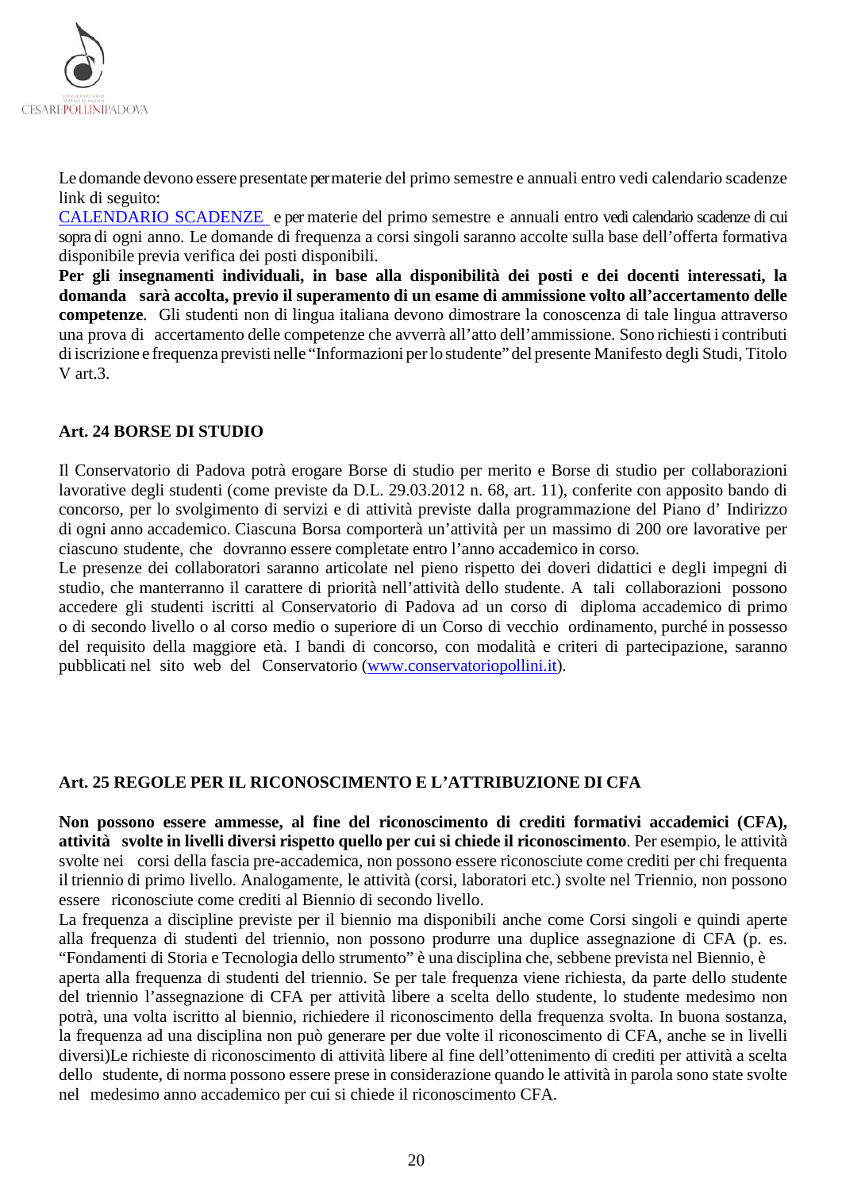Le domande devono essere presentate per materie del primo semestre e annuali entro vedi calendario scadenze link di seguito:
CALENDARIO SCADENZE e per materie del primo semestre e annuali entro vedi calendario scadenze di cui sopra di ogni anno. Le domande di frequenza a corsi singoli saranno accolte sulla base dell'offerta formativa disponibile previa verifica dei posti disponibili.
**Per gli insegnamenti individuali, in base alla disponibilità dei posti e dei docenti interessati, la domanda sarà accolta, previo il superamento di un esame di ammissione volto all'accertamento delle competenze**. Gli studenti non di lingua italiana devono dimostrare la conoscenza di tale lingua attraverso una prova di accertamento delle competenze che avverrà all'atto dell'ammissione. Sono richiesti i contributi di iscrizione e frequenza previsti nelle "Informazioni per lo studente" del presente Manifesto degli Studi, Titolo V art.3.

## Art. 24 BORSE DI STUDIO

Il Conservatorio di Padova potrà erogare Borse di studio per merito e Borse di studio per collaborazioni lavorative degli studenti (come previste da D.L. 29.03.2012 n. 68, art. 11), conferite con apposito bando di concorso, per lo svolgimento di servizi e di attività previste dalla programmazione del Piano d' Indirizzo di ogni anno accademico. Ciascuna Borsa comporterà un'attività per un massimo di 200 ore lavorative per ciascuno studente, che dovranno essere completate entro l'anno accademico in corso.
Le presenze dei collaboratori saranno articolate nel pieno rispetto dei doveri didattici e degli impegni di studio, che manterranno il carattere di priorità nell'attività dello studente. A tali collaborazioni possono accedere gli studenti iscritti al Conservatorio di Padova ad un corso di diploma accademico di primo o di secondo livello o al corso medio o superiore di un Corso di vecchio ordinamento, purché in possesso del requisito della maggiore età. I bandi di concorso, con modalità e criteri di partecipazione, saranno pubblicati nel sito web del Conservatorio (www.conservatoriopollini.it).

## Art. 25 REGOLE PER IL RICONOSCIMENTO E L'ATTRIBUZIONE DI CFA

**Non possono essere ammesse, al fine del riconoscimento di crediti formativi accademici (CFA), attività svolte in livelli diversi rispetto quello per cui si chiede il riconoscimento**. Per esempio, le attività svolte nei corsi della fascia pre-accademica, non possono essere riconosciute come crediti per chi frequenta il triennio di primo livello. Analogamente, le attività (corsi, laboratori etc.) svolte nel Triennio, non possono essere riconosciute come crediti al Biennio di secondo livello.
La frequenza a discipline previste per il biennio ma disponibili anche come Corsi singoli e quindi aperte alla frequenza di studenti del triennio, non possono produrre una duplice assegnazione di CFA (p. es. "Fondamenti di Storia e Tecnologia dello strumento" è una disciplina che, sebbene prevista nel Biennio, è aperta alla frequenza di studenti del triennio. Se per tale frequenza viene richiesta, da parte dello studente del triennio l'assegnazione di CFA per attività libere a scelta dello studente, lo studente medesimo non potrà, una volta iscritto al biennio, richiedere il riconoscimento della frequenza svolta. In buona sostanza, la frequenza ad una disciplina non può generare per due volte il riconoscimento di CFA, anche se in livelli diversi)Le richieste di riconoscimento di attività libere al fine dell'ottenimento di crediti per attività a scelta dello studente, di norma possono essere prese in considerazione quando le attività in parola sono state svolte nel medesimo anno accademico per cui si chiede il riconoscimento CFA.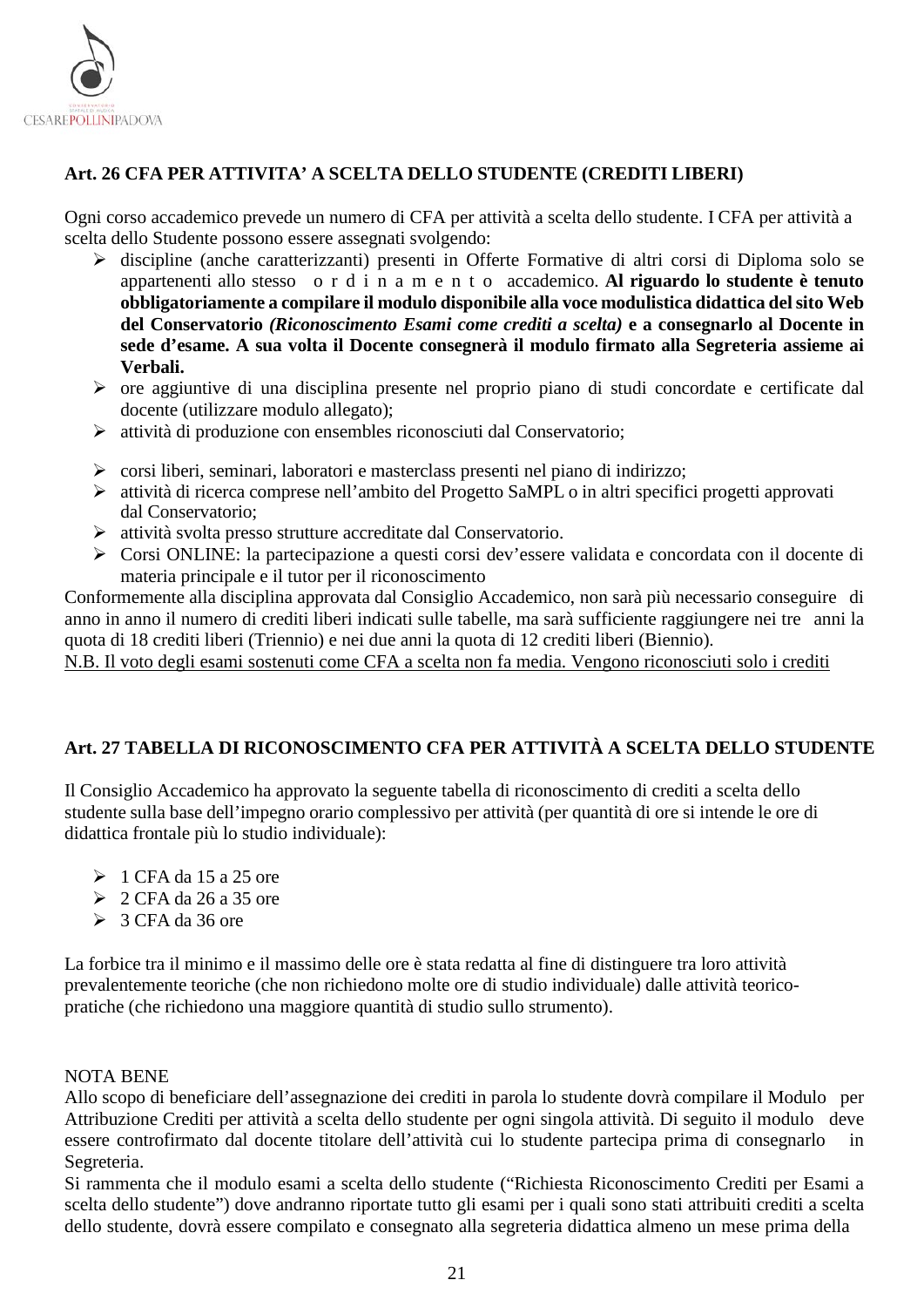## Art. 26 CFA PER ATTIVITA' A SCELTA DELLO STUDENTE (CREDITI LIBERI)

Ogni corso accademico prevede un numero di CFA per attività a scelta dello studente. I CFA per attività a scelta dello Studente possono essere assegnati svolgendo:

- discipline (anche caratterizzanti) presenti in Offerte Formative di altri corsi di Diploma solo se appartenenti allo stesso ordinamento accademico. **Al riguardo lo studente è tenuto obbligatoriamente a compilare il modulo disponibile alla voce modulistica didattica del sito Web del Conservatorio *(Riconoscimento Esami come crediti a scelta)* e a consegnarlo al Docente in sede d'esame. A sua volta il Docente consegnerà il modulo firmato alla Segreteria assieme ai Verbali.**
- ore aggiuntive di una disciplina presente nel proprio piano di studi concordate e certificate dal docente (utilizzare modulo allegato);
- attività di produzione con ensembles riconosciuti dal Conservatorio;
- corsi liberi, seminari, laboratori e masterclass presenti nel piano di indirizzo;
- attività di ricerca comprese nell'ambito del Progetto SaMPL o in altri specifici progetti approvati dal Conservatorio;
- attività svolta presso strutture accreditate dal Conservatorio.
- Corsi ONLINE: la partecipazione a questi corsi dev'essere validata e concordata con il docente di materia principale e il tutor per il riconoscimento

Conformemente alla disciplina approvata dal Consiglio Accademico, non sarà più necessario conseguire di anno in anno il numero di crediti liberi indicati sulle tabelle, ma sarà sufficiente raggiungere nei tre anni la quota di 18 crediti liberi (Triennio) e nei due anni la quota di 12 crediti liberi (Biennio).

<u>N.B. Il voto degli esami sostenuti come CFA a scelta non fa media. Vengono riconosciuti solo i crediti</u>

## Art. 27 TABELLA DI RICONOSCIMENTO CFA PER ATTIVITÀ A SCELTA DELLO STUDENTE

Il Consiglio Accademico ha approvato la seguente tabella di riconoscimento di crediti a scelta dello studente sulla base dell'impegno orario complessivo per attività (per quantità di ore si intende le ore di didattica frontale più lo studio individuale):

- 1 CFA da 15 a 25 ore
- 2 CFA da 26 a 35 ore
- 3 CFA da 36 ore

La forbice tra il minimo e il massimo delle ore è stata redatta al fine di distinguere tra loro attività prevalentemente teoriche (che non richiedono molte ore di studio individuale) dalle attività teorico-pratiche (che richiedono una maggiore quantità di studio sullo strumento).

NOTA BENE

Allo scopo di beneficiare dell'assegnazione dei crediti in parola lo studente dovrà compilare il Modulo per Attribuzione Crediti per attività a scelta dello studente per ogni singola attività. Di seguito il modulo deve essere controfirmato dal docente titolare dell'attività cui lo studente partecipa prima di consegnarlo in Segreteria.

Si rammenta che il modulo esami a scelta dello studente ("Richiesta Riconoscimento Crediti per Esami a scelta dello studente") dove andranno riportate tutto gli esami per i quali sono stati attribuiti crediti a scelta dello studente, dovrà essere compilato e consegnato alla segreteria didattica almeno un mese prima della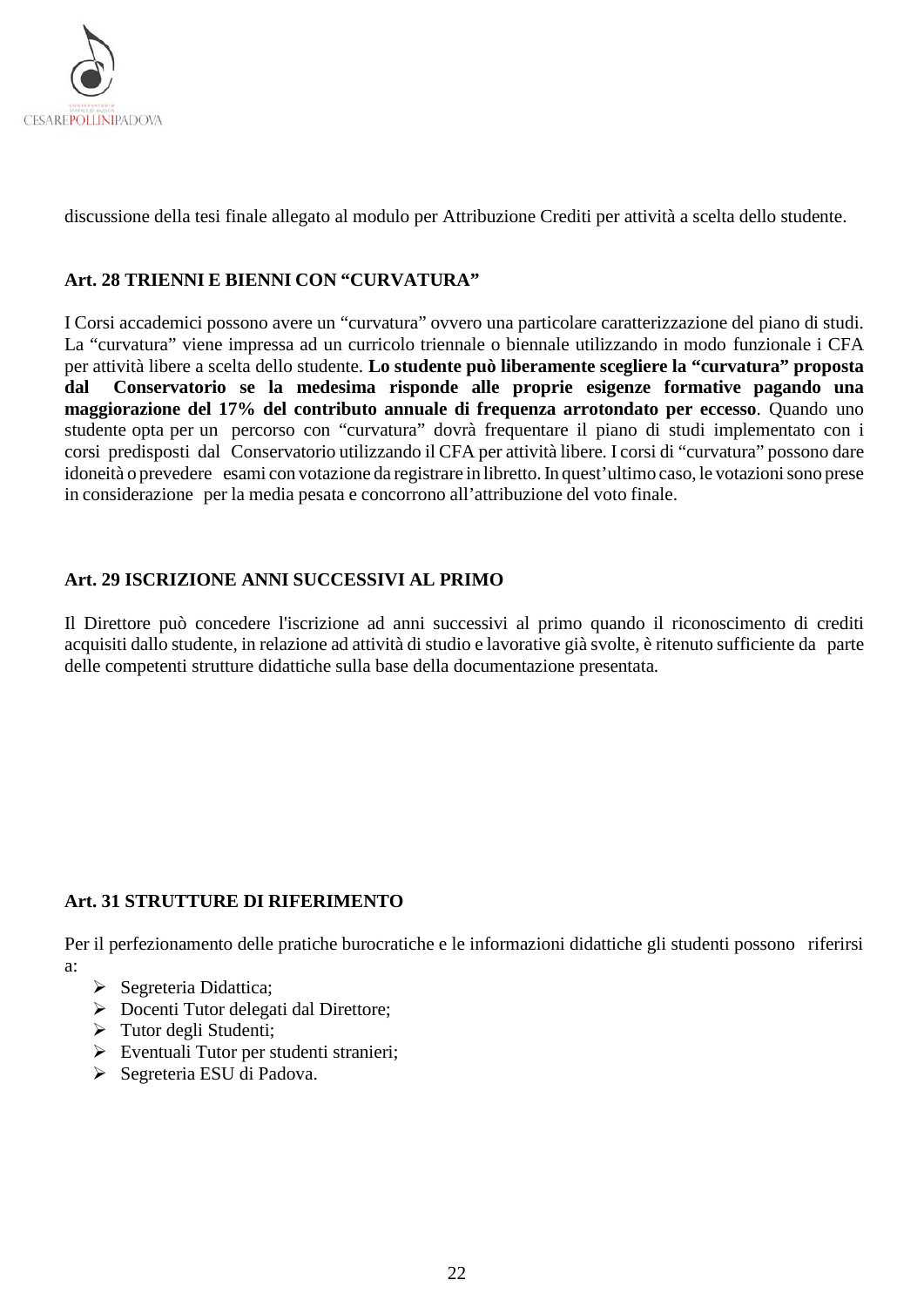discussione della tesi finale allegato al modulo per Attribuzione Crediti per attività a scelta dello studente.

### Art. 28 TRIENNI E BIENNI CON "CURVATURA"

I Corsi accademici possono avere un "curvatura" ovvero una particolare caratterizzazione del piano di studi. La "curvatura" viene impressa ad un curricolo triennale o biennale utilizzando in modo funzionale i CFA per attività libere a scelta dello studente. **Lo studente può liberamente scegliere la "curvatura" proposta dal Conservatorio se la medesima risponde alle proprie esigenze formative pagando una maggiorazione del 17% del contributo annuale di frequenza arrotondato per eccesso**. Quando uno studente opta per un percorso con "curvatura" dovrà frequentare il piano di studi implementato con i corsi predisposti dal Conservatorio utilizzando il CFA per attività libere. I corsi di "curvatura" possono dare idoneità o prevedere esami con votazione da registrare in libretto. In quest'ultimo caso, le votazioni sono prese in considerazione per la media pesata e concorrono all'attribuzione del voto finale.

### Art. 29 ISCRIZIONE ANNI SUCCESSIVI AL PRIMO

Il Direttore può concedere l'iscrizione ad anni successivi al primo quando il riconoscimento di crediti acquisiti dallo studente, in relazione ad attività di studio e lavorative già svolte, è ritenuto sufficiente da parte delle competenti strutture didattiche sulla base della documentazione presentata.

### Art. 31 STRUTTURE DI RIFERIMENTO

Per il perfezionamento delle pratiche burocratiche e le informazioni didattiche gli studenti possono riferirsi a:

- Segreteria Didattica;
- Docenti Tutor delegati dal Direttore;
- Tutor degli Studenti;
- Eventuali Tutor per studenti stranieri;
- Segreteria ESU di Padova.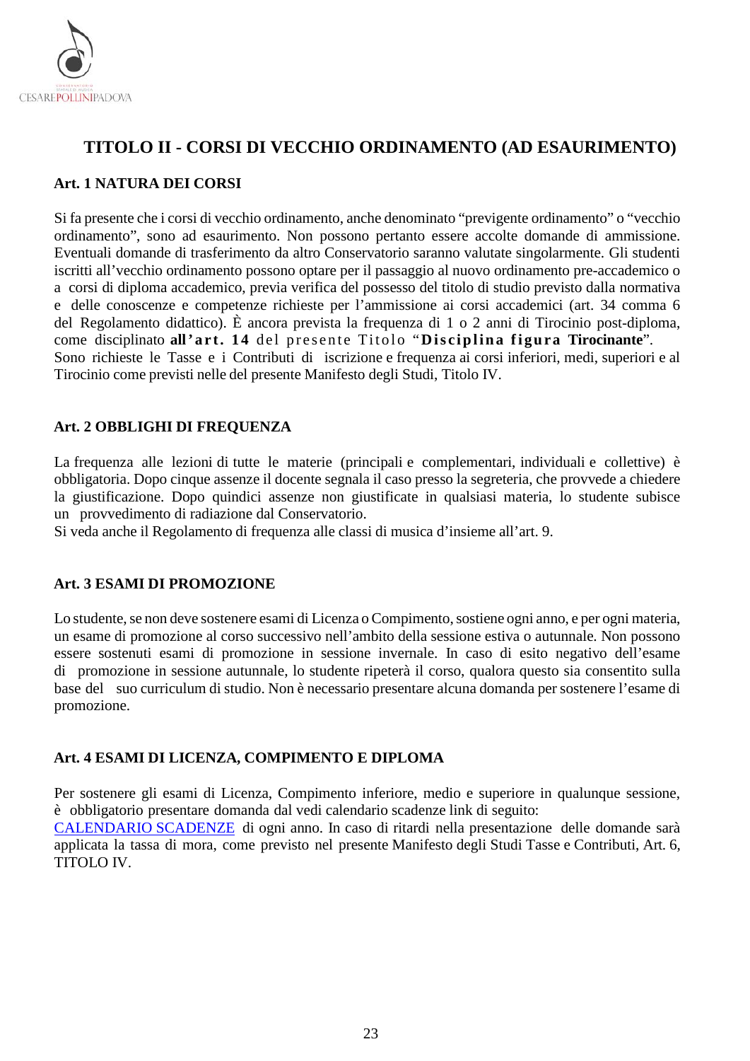## TITOLO II - CORSI DI VECCHIO ORDINAMENTO (AD ESAURIMENTO)

### Art. 1 NATURA DEI CORSI

Si fa presente che i corsi di vecchio ordinamento, anche denominato "previgente ordinamento" o "vecchio ordinamento", sono ad esaurimento. Non possono pertanto essere accolte domande di ammissione. Eventuali domande di trasferimento da altro Conservatorio saranno valutate singolarmente. Gli studenti iscritti all'vecchio ordinamento possono optare per il passaggio al nuovo ordinamento pre-accademico o a corsi di diploma accademico, previa verifica del possesso del titolo di studio previsto dalla normativa e delle conoscenze e competenze richieste per l'ammissione ai corsi accademici (art. 34 comma 6 del Regolamento didattico). È ancora prevista la frequenza di 1 o 2 anni di Tirocinio post-diploma, come disciplinato **all'art. 14** del presente Titolo "**Disciplina figura Tirocinante**".
Sono richieste le Tasse e i Contributi di iscrizione e frequenza ai corsi inferiori, medi, superiori e al Tirocinio come previsti nelle del presente Manifesto degli Studi, Titolo IV.

### Art. 2 OBBLIGHI DI FREQUENZA

La frequenza alle lezioni di tutte le materie (principali e complementari, individuali e collettive) è obbligatoria. Dopo cinque assenze il docente segnala il caso presso la segreteria, che provvede a chiedere la giustificazione. Dopo quindici assenze non giustificate in qualsiasi materia, lo studente subisce un provvedimento di radiazione dal Conservatorio.
Si veda anche il Regolamento di frequenza alle classi di musica d'insieme all'art. 9.

### Art. 3 ESAMI DI PROMOZIONE

Lo studente, se non deve sostenere esami di Licenza o Compimento, sostiene ogni anno, e per ogni materia, un esame di promozione al corso successivo nell'ambito della sessione estiva o autunnale. Non possono essere sostenuti esami di promozione in sessione invernale. In caso di esito negativo dell'esame di promozione in sessione autunnale, lo studente ripeterà il corso, qualora questo sia consentito sulla base del suo curriculum di studio. Non è necessario presentare alcuna domanda per sostenere l'esame di promozione.

### Art. 4 ESAMI DI LICENZA, COMPIMENTO E DIPLOMA

Per sostenere gli esami di Licenza, Compimento inferiore, medio e superiore in qualunque sessione, è obbligatorio presentare domanda dal vedi calendario scadenze link di seguito:
CALENDARIO SCADENZE di ogni anno. In caso di ritardi nella presentazione delle domande sarà applicata la tassa di mora, come previsto nel presente Manifesto degli Studi Tasse e Contributi, Art. 6, TITOLO IV.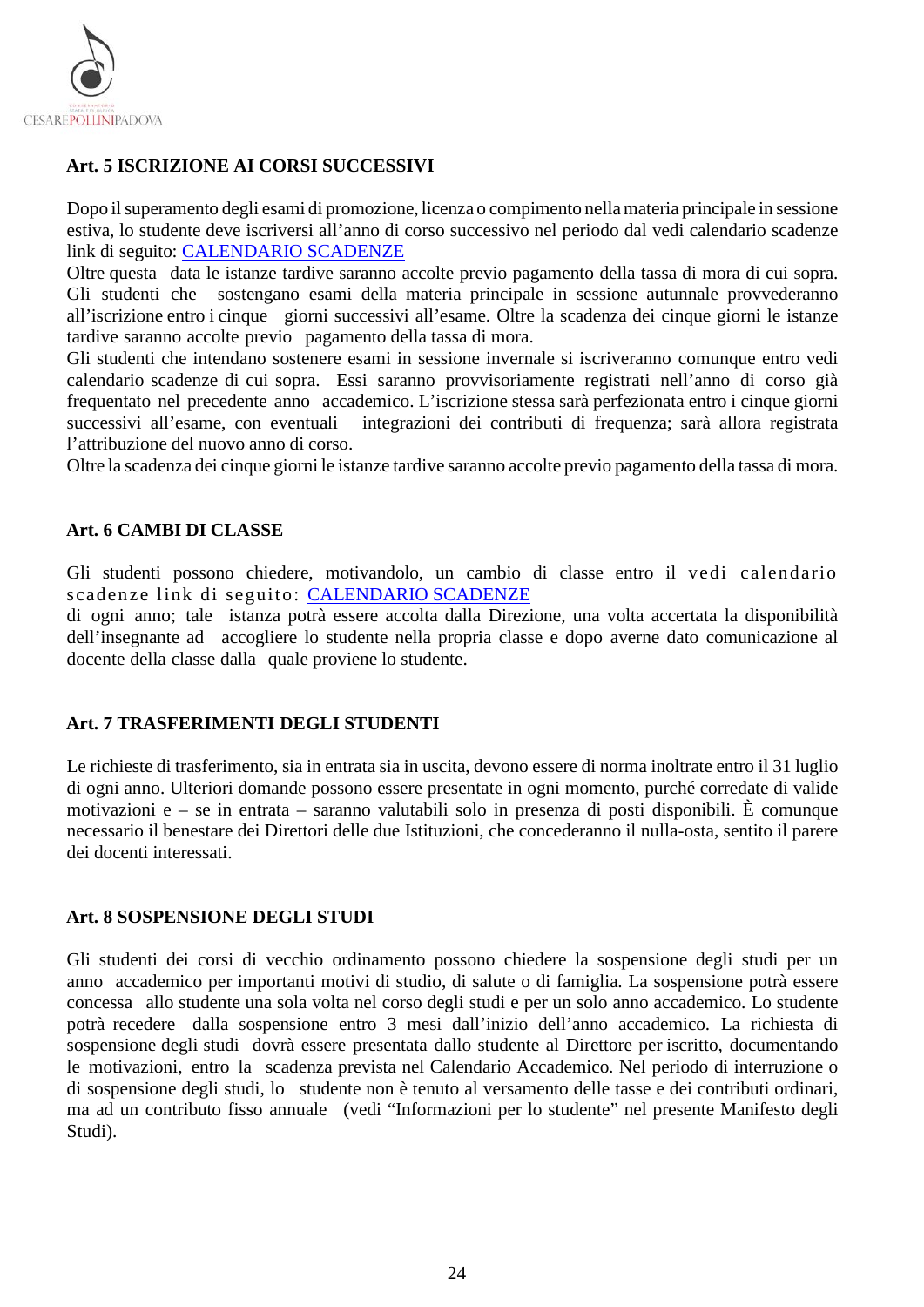## Art. 5 ISCRIZIONE AI CORSI SUCCESSIVI

Dopo il superamento degli esami di promozione, licenza o compimento nella materia principale in sessione estiva, lo studente deve iscriversi all'anno di corso successivo nel periodo dal vedi calendario scadenze link di seguito: [CALENDARIO SCADENZE]()

Oltre questa data le istanze tardive saranno accolte previo pagamento della tassa di mora di cui sopra. Gli studenti che sostengano esami della materia principale in sessione autunnale provvederanno all'iscrizione entro i cinque giorni successivi all'esame. Oltre la scadenza dei cinque giorni le istanze tardive saranno accolte previo pagamento della tassa di mora.

Gli studenti che intendano sostenere esami in sessione invernale si iscriveranno comunque entro vedi calendario scadenze di cui sopra. Essi saranno provvisoriamente registrati nell'anno di corso già frequentato nel precedente anno accademico. L'iscrizione stessa sarà perfezionata entro i cinque giorni successivi all'esame, con eventuali integrazioni dei contributi di frequenza; sarà allora registrata l'attribuzione del nuovo anno di corso.

Oltre la scadenza dei cinque giorni le istanze tardive saranno accolte previo pagamento della tassa di mora.

## Art. 6 CAMBI DI CLASSE

Gli studenti possono chiedere, motivandolo, un cambio di classe entro il vedi calendario scadenze link di seguito: [CALENDARIO SCADENZE]()

di ogni anno; tale istanza potrà essere accolta dalla Direzione, una volta accertata la disponibilità dell'insegnante ad accogliere lo studente nella propria classe e dopo averne dato comunicazione al docente della classe dalla quale proviene lo studente.

## Art. 7 TRASFERIMENTI DEGLI STUDENTI

Le richieste di trasferimento, sia in entrata sia in uscita, devono essere di norma inoltrate entro il 31 luglio di ogni anno. Ulteriori domande possono essere presentate in ogni momento, purché corredate di valide motivazioni e – se in entrata – saranno valutabili solo in presenza di posti disponibili. È comunque necessario il benestare dei Direttori delle due Istituzioni, che concederanno il nulla-osta, sentito il parere dei docenti interessati.

## Art. 8 SOSPENSIONE DEGLI STUDI

Gli studenti dei corsi di vecchio ordinamento possono chiedere la sospensione degli studi per un anno accademico per importanti motivi di studio, di salute o di famiglia. La sospensione potrà essere concessa allo studente una sola volta nel corso degli studi e per un solo anno accademico. Lo studente potrà recedere dalla sospensione entro 3 mesi dall'inizio dell'anno accademico. La richiesta di sospensione degli studi dovrà essere presentata dallo studente al Direttore per iscritto, documentando le motivazioni, entro la scadenza prevista nel Calendario Accademico. Nel periodo di interruzione o di sospensione degli studi, lo studente non è tenuto al versamento delle tasse e dei contributi ordinari, ma ad un contributo fisso annuale (vedi "Informazioni per lo studente" nel presente Manifesto degli Studi).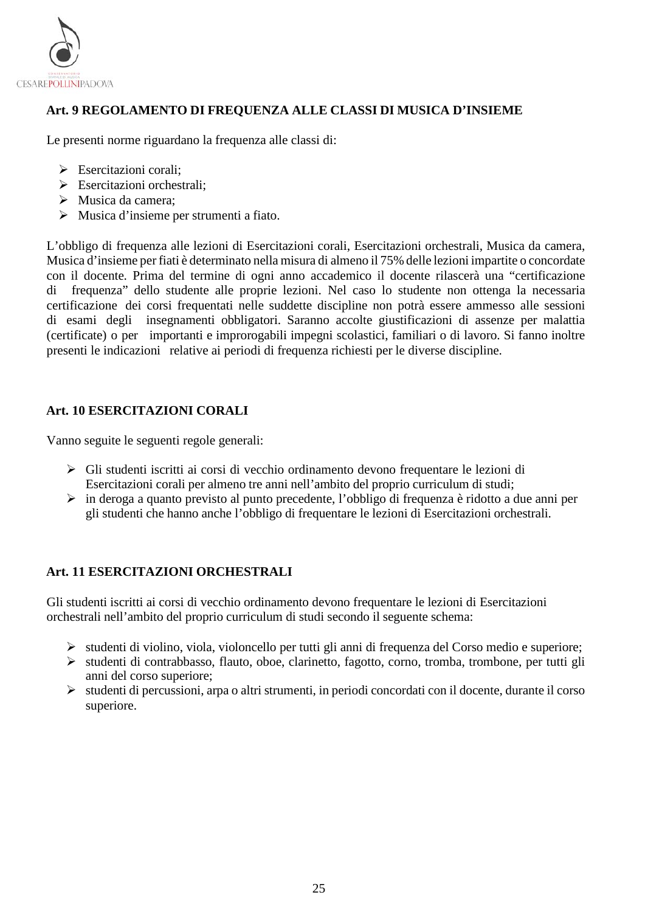### Art. 9 REGOLAMENTO DI FREQUENZA ALLE CLASSI DI MUSICA D'INSIEME

Le presenti norme riguardano la frequenza alle classi di:

- Esercitazioni corali;
- Esercitazioni orchestrali;
- Musica da camera;
- Musica d'insieme per strumenti a fiato.

L'obbligo di frequenza alle lezioni di Esercitazioni corali, Esercitazioni orchestrali, Musica da camera, Musica d'insieme per fiati è determinato nella misura di almeno il 75% delle lezioni impartite o concordate con il docente. Prima del termine di ogni anno accademico il docente rilascerà una "certificazione di frequenza" dello studente alle proprie lezioni. Nel caso lo studente non ottenga la necessaria certificazione dei corsi frequentati nelle suddette discipline non potrà essere ammesso alle sessioni di esami degli insegnamenti obbligatori. Saranno accolte giustificazioni di assenze per malattia (certificate) o per importanti e improrogabili impegni scolastici, familiari o di lavoro. Si fanno inoltre presenti le indicazioni relative ai periodi di frequenza richiesti per le diverse discipline.

### Art. 10 ESERCITAZIONI CORALI

Vanno seguite le seguenti regole generali:

- Gli studenti iscritti ai corsi di vecchio ordinamento devono frequentare le lezioni di Esercitazioni corali per almeno tre anni nell'ambito del proprio curriculum di studi;
- in deroga a quanto previsto al punto precedente, l'obbligo di frequenza è ridotto a due anni per gli studenti che hanno anche l'obbligo di frequentare le lezioni di Esercitazioni orchestrali.

### Art. 11 ESERCITAZIONI ORCHESTRALI

Gli studenti iscritti ai corsi di vecchio ordinamento devono frequentare le lezioni di Esercitazioni orchestrali nell'ambito del proprio curriculum di studi secondo il seguente schema:

- studenti di violino, viola, violoncello per tutti gli anni di frequenza del Corso medio e superiore;
- studenti di contrabbasso, flauto, oboe, clarinetto, fagotto, corno, tromba, trombone, per tutti gli anni del corso superiore;
- studenti di percussioni, arpa o altri strumenti, in periodi concordati con il docente, durante il corso superiore.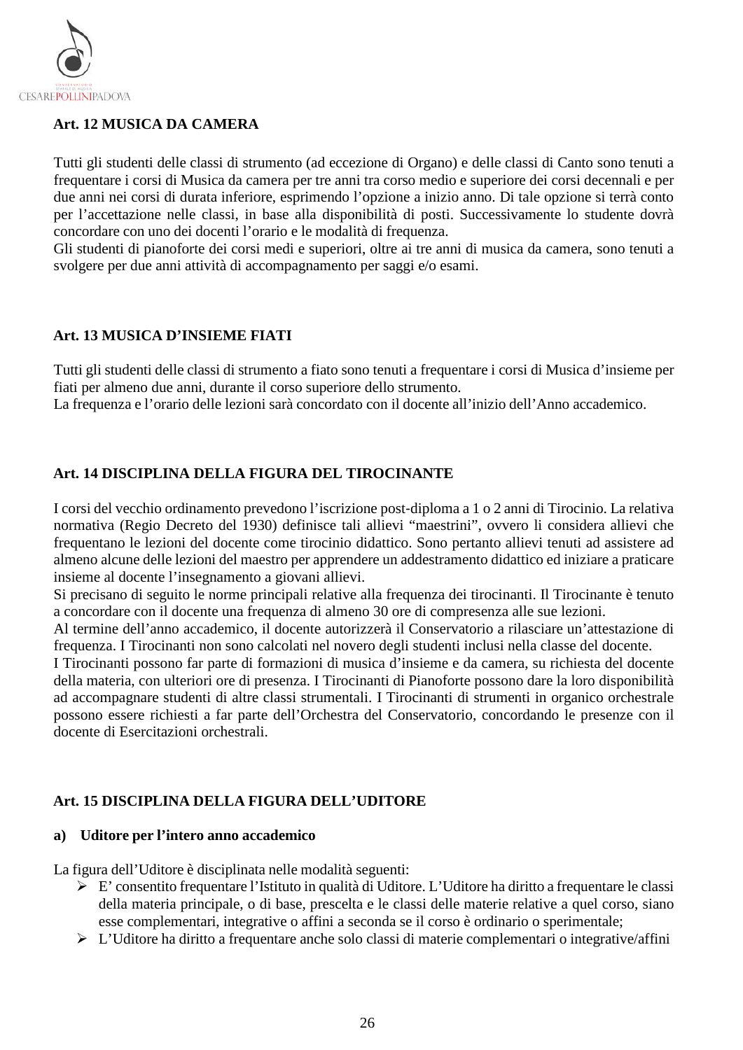**Art. 12 MUSICA DA CAMERA**

Tutti gli studenti delle classi di strumento (ad eccezione di Organo) e delle classi di Canto sono tenuti a frequentare i corsi di Musica da camera per tre anni tra corso medio e superiore dei corsi decennali e per due anni nei corsi di durata inferiore, esprimendo l’opzione a inizio anno. Di tale opzione si terrà conto per l’accettazione nelle classi, in base alla disponibilità di posti. Successivamente lo studente dovrà concordare con uno dei docenti l’orario e le modalità di frequenza.
Gli studenti di pianoforte dei corsi medi e superiori, oltre ai tre anni di musica da camera, sono tenuti a svolgere per due anni attività di accompagnamento per saggi e/o esami.

**Art. 13 MUSICA D’INSIEME FIATI**

Tutti gli studenti delle classi di strumento a fiato sono tenuti a frequentare i corsi di Musica d’insieme per fiati per almeno due anni, durante il corso superiore dello strumento.
La frequenza e l’orario delle lezioni sarà concordato con il docente all’inizio dell’Anno accademico.

**Art. 14 DISCIPLINA DELLA FIGURA DEL TIROCINANTE**

I corsi del vecchio ordinamento prevedono l’iscrizione post-diploma a 1 o 2 anni di Tirocinio. La relativa normativa (Regio Decreto del 1930) definisce tali allievi “maestrini”, ovvero li considera allievi che frequentano le lezioni del docente come tirocinio didattico. Sono pertanto allievi tenuti ad assistere ad almeno alcune delle lezioni del maestro per apprendere un addestramento didattico ed iniziare a praticare insieme al docente l’insegnamento a giovani allievi.
Si precisano di seguito le norme principali relative alla frequenza dei tirocinanti. Il Tirocinante è tenuto a concordare con il docente una frequenza di almeno 30 ore di compresenza alle sue lezioni.
Al termine dell’anno accademico, il docente autorizzerà il Conservatorio a rilasciare un’attestazione di frequenza. I Tirocinanti non sono calcolati nel novero degli studenti inclusi nella classe del docente.
I Tirocinanti possono far parte di formazioni di musica d’insieme e da camera, su richiesta del docente della materia, con ulteriori ore di presenza. I Tirocinanti di Pianoforte possono dare la loro disponibilità ad accompagnare studenti di altre classi strumentali. I Tirocinanti di strumenti in organico orchestrale possono essere richiesti a far parte dell’Orchestra del Conservatorio, concordando le presenze con il docente di Esercitazioni orchestrali.

**Art. 15 DISCIPLINA DELLA FIGURA DELL’UDITORE**

**a) Uditore per l’intero anno accademico**

La figura dell’Uditore è disciplinata nelle modalità seguenti:

- E’ consentito frequentare l’Istituto in qualità di Uditore. L’Uditore ha diritto a frequentare le classi della materia principale, o di base, prescelta e le classi delle materie relative a quel corso, siano esse complementari, integrative o affini a seconda se il corso è ordinario o sperimentale;
- L’Uditore ha diritto a frequentare anche solo classi di materie complementari o integrative/affini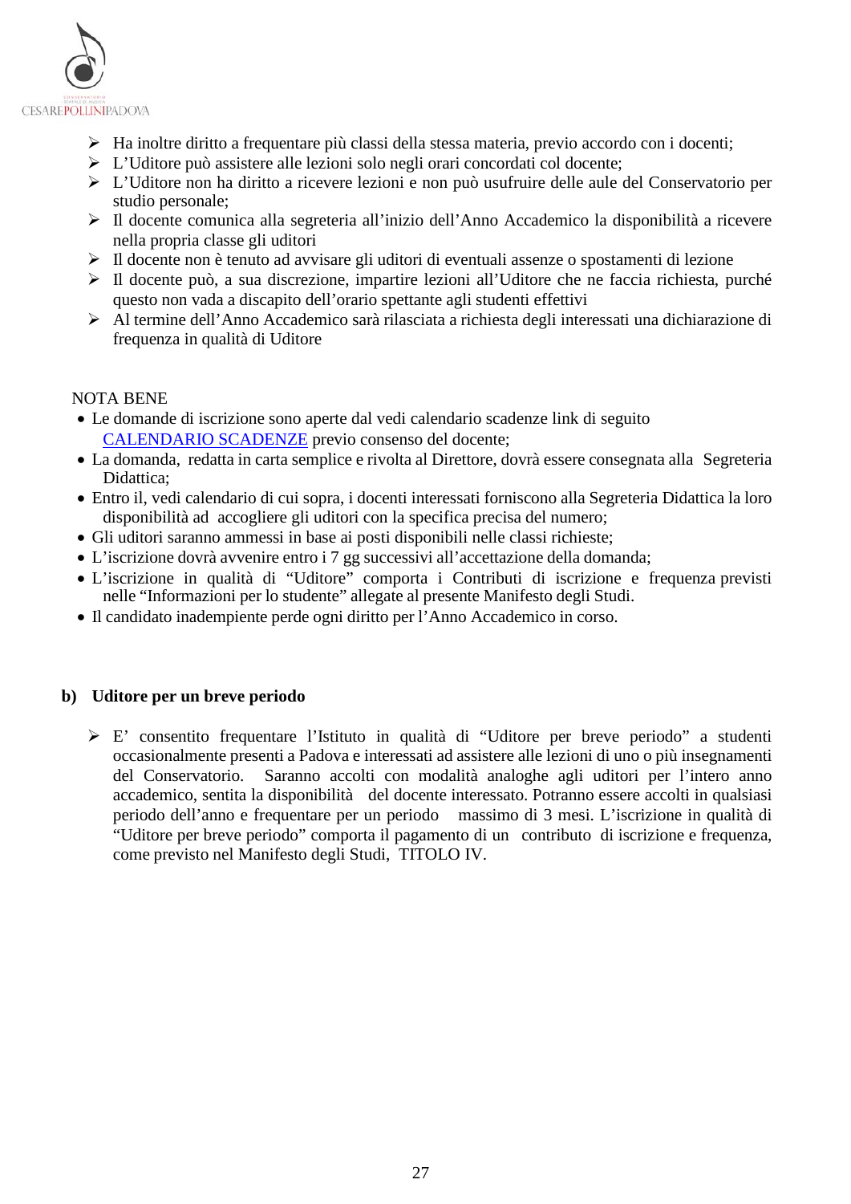- Ha inoltre diritto a frequentare più classi della stessa materia, previo accordo con i docenti;
- L'Uditore può assistere alle lezioni solo negli orari concordati col docente;
- L'Uditore non ha diritto a ricevere lezioni e non può usufruire delle aule del Conservatorio per studio personale;
- Il docente comunica alla segreteria all'inizio dell'Anno Accademico la disponibilità a ricevere nella propria classe gli uditori
- Il docente non è tenuto ad avvisare gli uditori di eventuali assenze o spostamenti di lezione
- Il docente può, a sua discrezione, impartire lezioni all'Uditore che ne faccia richiesta, purché questo non vada a discapito dell'orario spettante agli studenti effettivi
- Al termine dell'Anno Accademico sarà rilasciata a richiesta degli interessati una dichiarazione di frequenza in qualità di Uditore

NOTA BENE

- Le domande di iscrizione sono aperte dal vedi calendario scadenze link di seguito CALENDARIO SCADENZE previo consenso del docente;
- La domanda, redatta in carta semplice e rivolta al Direttore, dovrà essere consegnata alla Segreteria Didattica;
- Entro il, vedi calendario di cui sopra, i docenti interessati forniscono alla Segreteria Didattica la loro disponibilità ad accogliere gli uditori con la specifica precisa del numero;
- Gli uditori saranno ammessi in base ai posti disponibili nelle classi richieste;
- L'iscrizione dovrà avvenire entro i 7 gg successivi all'accettazione della domanda;
- L'iscrizione in qualità di "Uditore" comporta i Contributi di iscrizione e frequenza previsti nelle "Informazioni per lo studente" allegate al presente Manifesto degli Studi.
- Il candidato inadempiente perde ogni diritto per l'Anno Accademico in corso.

**b) Uditore per un breve periodo**

- E' consentito frequentare l'Istituto in qualità di "Uditore per breve periodo" a studenti occasionalmente presenti a Padova e interessati ad assistere alle lezioni di uno o più insegnamenti del Conservatorio. Saranno accolti con modalità analoghe agli uditori per l'intero anno accademico, sentita la disponibilità del docente interessato. Potranno essere accolti in qualsiasi periodo dell'anno e frequentare per un periodo massimo di 3 mesi. L'iscrizione in qualità di "Uditore per breve periodo" comporta il pagamento di un contributo di iscrizione e frequenza, come previsto nel Manifesto degli Studi, TITOLO IV.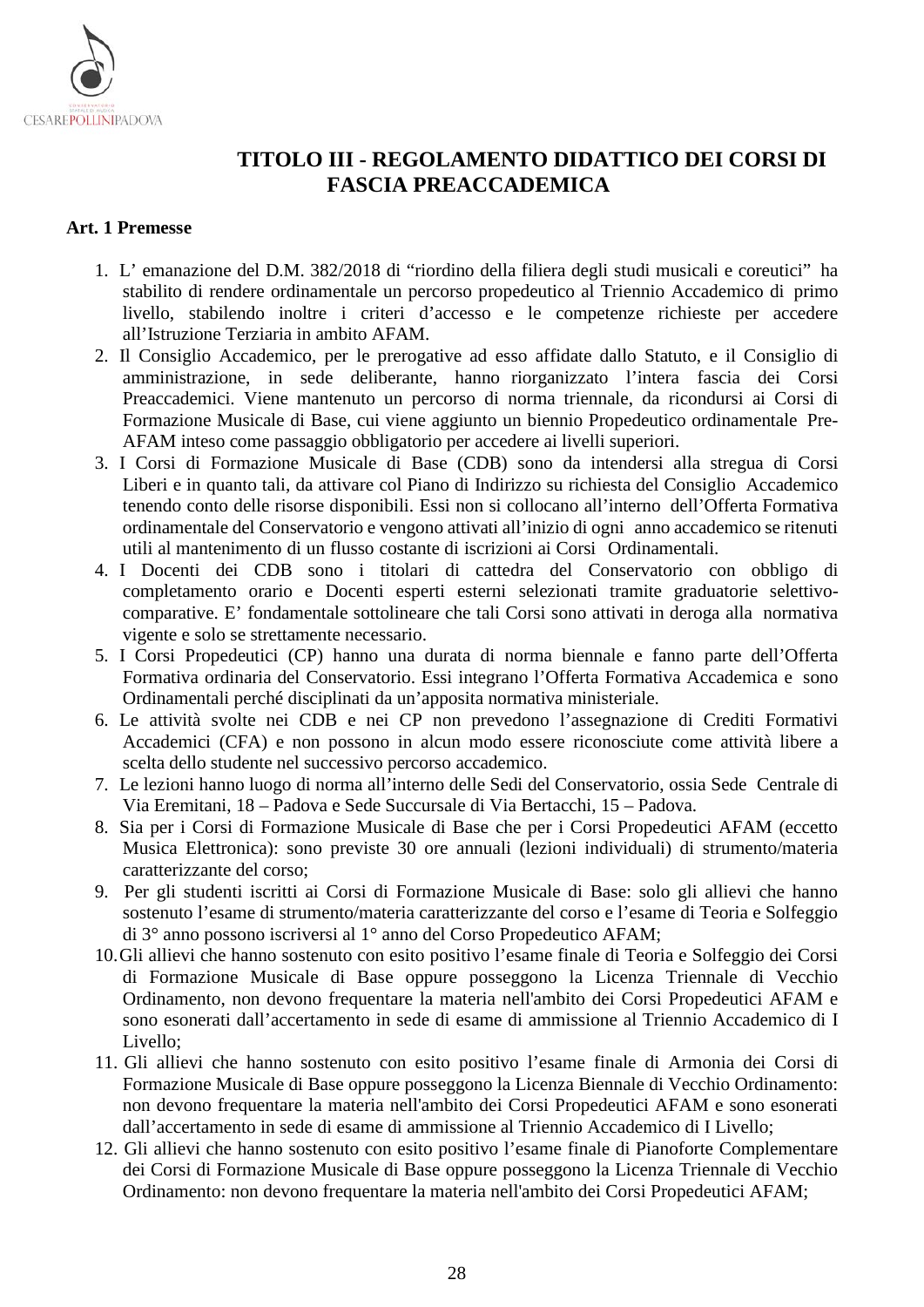# TITOLO III - REGOLAMENTO DIDATTICO DEI CORSI DI FASCIA PREACCADEMICA

**Art. 1 Premesse**

1. L' emanazione del D.M. 382/2018 di "riordino della filiera degli studi musicali e coreutici" ha stabilito di rendere ordinamentale un percorso propedeutico al Triennio Accademico di primo livello, stabilendo inoltre i criteri d'accesso e le competenze richieste per accedere all'Istruzione Terziaria in ambito AFAM.
2. Il Consiglio Accademico, per le prerogative ad esso affidate dallo Statuto, e il Consiglio di amministrazione, in sede deliberante, hanno riorganizzato l'intera fascia dei Corsi Preaccademici. Viene mantenuto un percorso di norma triennale, da ricondursi ai Corsi di Formazione Musicale di Base, cui viene aggiunto un biennio Propedeutico ordinamentale Pre-AFAM inteso come passaggio obbligatorio per accedere ai livelli superiori.
3. I Corsi di Formazione Musicale di Base (CDB) sono da intendersi alla stregua di Corsi Liberi e in quanto tali, da attivare col Piano di Indirizzo su richiesta del Consiglio Accademico tenendo conto delle risorse disponibili. Essi non si collocano all'interno dell'Offerta Formativa ordinamentale del Conservatorio e vengono attivati all'inizio di ogni anno accademico se ritenuti utili al mantenimento di un flusso costante di iscrizioni ai Corsi Ordinamentali.
4. I Docenti dei CDB sono i titolari di cattedra del Conservatorio con obbligo di completamento orario e Docenti esperti esterni selezionati tramite graduatorie selettivo-comparative. E' fondamentale sottolineare che tali Corsi sono attivati in deroga alla normativa vigente e solo se strettamente necessario.
5. I Corsi Propedeutici (CP) hanno una durata di norma biennale e fanno parte dell'Offerta Formativa ordinaria del Conservatorio. Essi integrano l'Offerta Formativa Accademica e sono Ordinamentali perché disciplinati da un'apposita normativa ministeriale.
6. Le attività svolte nei CDB e nei CP non prevedono l'assegnazione di Crediti Formativi Accademici (CFA) e non possono in alcun modo essere riconosciute come attività libere a scelta dello studente nel successivo percorso accademico.
7. Le lezioni hanno luogo di norma all'interno delle Sedi del Conservatorio, ossia Sede Centrale di Via Eremitani, 18 – Padova e Sede Succursale di Via Bertacchi, 15 – Padova.
8. Sia per i Corsi di Formazione Musicale di Base che per i Corsi Propedeutici AFAM (eccetto Musica Elettronica): sono previste 30 ore annuali (lezioni individuali) di strumento/materia caratterizzante del corso;
9. Per gli studenti iscritti ai Corsi di Formazione Musicale di Base: solo gli allievi che hanno sostenuto l'esame di strumento/materia caratterizzante del corso e l'esame di Teoria e Solfeggio di 3° anno possono iscriversi al 1° anno del Corso Propedeutico AFAM;
10. Gli allievi che hanno sostenuto con esito positivo l'esame finale di Teoria e Solfeggio dei Corsi di Formazione Musicale di Base oppure posseggono la Licenza Triennale di Vecchio Ordinamento, non devono frequentare la materia nell'ambito dei Corsi Propedeutici AFAM e sono esonerati dall'accertamento in sede di esame di ammissione al Triennio Accademico di I Livello;
11. Gli allievi che hanno sostenuto con esito positivo l'esame finale di Armonia dei Corsi di Formazione Musicale di Base oppure posseggono la Licenza Biennale di Vecchio Ordinamento: non devono frequentare la materia nell'ambito dei Corsi Propedeutici AFAM e sono esonerati dall'accertamento in sede di esame di ammissione al Triennio Accademico di I Livello;
12. Gli allievi che hanno sostenuto con esito positivo l'esame finale di Pianoforte Complementare dei Corsi di Formazione Musicale di Base oppure posseggono la Licenza Triennale di Vecchio Ordinamento: non devono frequentare la materia nell'ambito dei Corsi Propedeutici AFAM;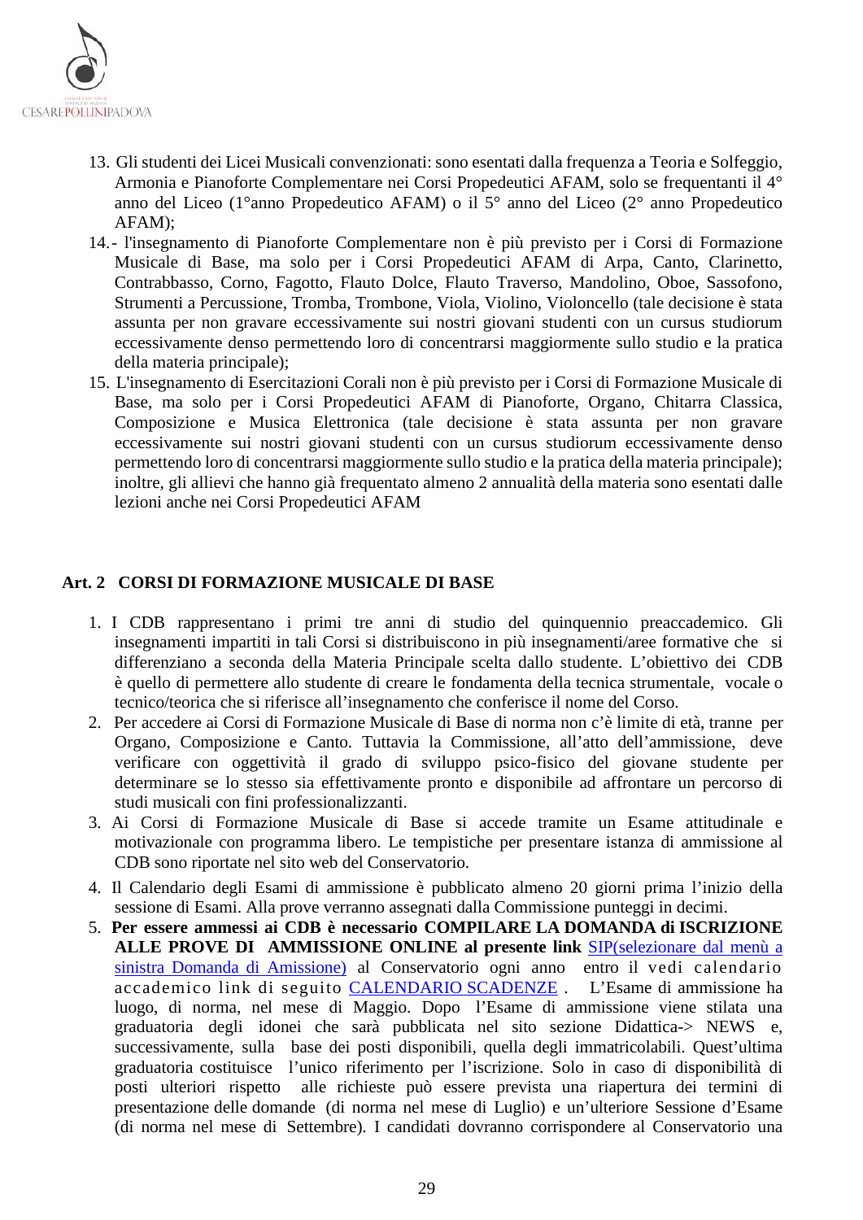13. Gli studenti dei Licei Musicali convenzionati: sono esentati dalla frequenza a Teoria e Solfeggio, Armonia e Pianoforte Complementare nei Corsi Propedeutici AFAM, solo se frequentanti il 4° anno del Liceo (1°anno Propedeutico AFAM) o il 5° anno del Liceo (2° anno Propedeutico AFAM);
14. - l'insegnamento di Pianoforte Complementare non è più previsto per i Corsi di Formazione Musicale di Base, ma solo per i Corsi Propedeutici AFAM di Arpa, Canto, Clarinetto, Contrabbasso, Corno, Fagotto, Flauto Dolce, Flauto Traverso, Mandolino, Oboe, Sassofono, Strumenti a Percussione, Tromba, Trombone, Viola, Violino, Violoncello (tale decisione è stata assunta per non gravare eccessivamente sui nostri giovani studenti con un cursus studiorum eccessivamente denso permettendo loro di concentrarsi maggiormente sullo studio e la pratica della materia principale);
15. L'insegnamento di Esercitazioni Corali non è più previsto per i Corsi di Formazione Musicale di Base, ma solo per i Corsi Propedeutici AFAM di Pianoforte, Organo, Chitarra Classica, Composizione e Musica Elettronica (tale decisione è stata assunta per non gravare eccessivamente sui nostri giovani studenti con un cursus studiorum eccessivamente denso permettendo loro di concentrarsi maggiormente sullo studio e la pratica della materia principale); inoltre, gli allievi che hanno già frequentato almeno 2 annualità della materia sono esentati dalle lezioni anche nei Corsi Propedeutici AFAM

## Art. 2 CORSI DI FORMAZIONE MUSICALE DI BASE

1. I CDB rappresentano i primi tre anni di studio del quinquennio preaccademico. Gli insegnamenti impartiti in tali Corsi si distribuiscono in più insegnamenti/aree formative che si differenziano a seconda della Materia Principale scelta dallo studente. L'obiettivo dei CDB è quello di permettere allo studente di creare le fondamenta della tecnica strumentale, vocale o tecnico/teorica che si riferisce all'insegnamento che conferisce il nome del Corso.
2. Per accedere ai Corsi di Formazione Musicale di Base di norma non c'è limite di età, tranne per Organo, Composizione e Canto. Tuttavia la Commissione, all'atto dell'ammissione, deve verificare con oggettività il grado di sviluppo psico-fisico del giovane studente per determinare se lo stesso sia effettivamente pronto e disponibile ad affrontare un percorso di studi musicali con fini professionalizzanti.
3. Ai Corsi di Formazione Musicale di Base si accede tramite un Esame attitudinale e motivazionale con programma libero. Le tempistiche per presentare istanza di ammissione al CDB sono riportate nel sito web del Conservatorio.
4. Il Calendario degli Esami di ammissione è pubblicato almeno 20 giorni prima l'inizio della sessione di Esami. Alla prove verranno assegnati dalla Commissione punteggi in decimi.
5. **Per essere ammessi ai CDB è necessario COMPILARE LA DOMANDA di ISCRIZIONE ALLE PROVE DI AMMISSIONE ONLINE al presente link** SIP(selezionare dal menù a sinistra Domanda di Amissione) al Conservatorio ogni anno entro il vedi calendario accademico link di seguito CALENDARIO SCADENZE . L'Esame di ammissione ha luogo, di norma, nel mese di Maggio. Dopo l'Esame di ammissione viene stilata una graduatoria degli idonei che sarà pubblicata nel sito sezione Didattica-> NEWS e, successivamente, sulla base dei posti disponibili, quella degli immatricolabili. Quest'ultima graduatoria costituisce l'unico riferimento per l'iscrizione. Solo in caso di disponibilità di posti ulteriori rispetto alle richieste può essere prevista una riapertura dei termini di presentazione delle domande (di norma nel mese di Luglio) e un'ulteriore Sessione d'Esame (di norma nel mese di Settembre). I candidati dovranno corrispondere al Conservatorio una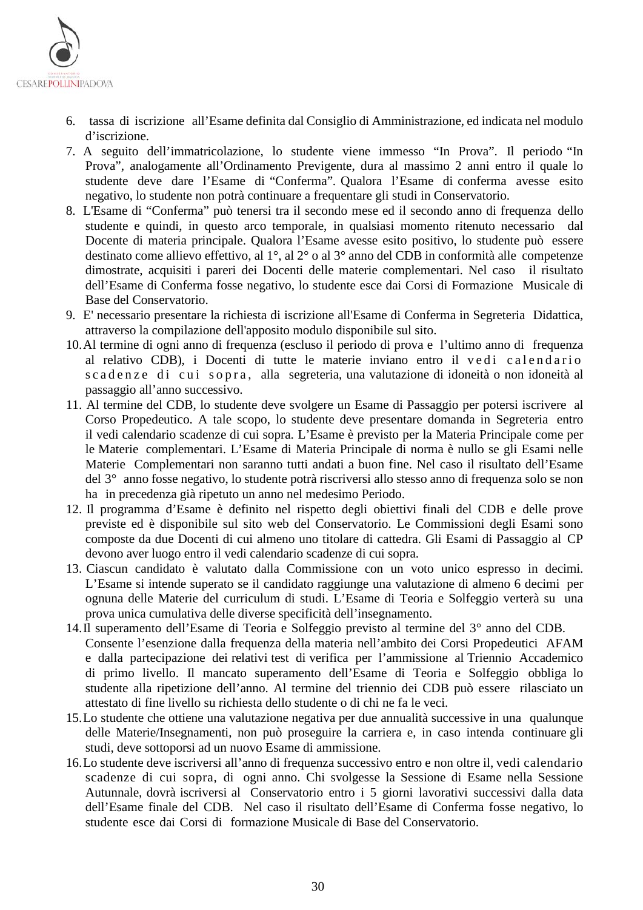6. tassa di iscrizione all'Esame definita dal Consiglio di Amministrazione, ed indicata nel modulo d'iscrizione.
7. A seguito dell'immatricolazione, lo studente viene immesso "In Prova". Il periodo "In Prova", analogamente all'Ordinamento Previgente, dura al massimo 2 anni entro il quale lo studente deve dare l'Esame di "Conferma". Qualora l'Esame di conferma avesse esito negativo, lo studente non potrà continuare a frequentare gli studi in Conservatorio.
8. L'Esame di "Conferma" può tenersi tra il secondo mese ed il secondo anno di frequenza dello studente e quindi, in questo arco temporale, in qualsiasi momento ritenuto necessario dal Docente di materia principale. Qualora l'Esame avesse esito positivo, lo studente può essere destinato come allievo effettivo, al 1°, al 2° o al 3° anno del CDB in conformità alle competenze dimostrate, acquisiti i pareri dei Docenti delle materie complementari. Nel caso il risultato dell'Esame di Conferma fosse negativo, lo studente esce dai Corsi di Formazione Musicale di Base del Conservatorio.
9. E' necessario presentare la richiesta di iscrizione all'Esame di Conferma in Segreteria Didattica, attraverso la compilazione dell'apposito modulo disponibile sul sito.
10. Al termine di ogni anno di frequenza (escluso il periodo di prova e l'ultimo anno di frequenza al relativo CDB), i Docenti di tutte le materie inviano entro il vedi calendario scadenze di cui sopra, alla segreteria, una valutazione di idoneità o non idoneità al passaggio all'anno successivo.
11. Al termine del CDB, lo studente deve svolgere un Esame di Passaggio per potersi iscrivere al Corso Propedeutico. A tale scopo, lo studente deve presentare domanda in Segreteria entro il vedi calendario scadenze di cui sopra. L'Esame è previsto per la Materia Principale come per le Materie complementari. L'Esame di Materia Principale di norma è nullo se gli Esami nelle Materie Complementari non saranno tutti andati a buon fine. Nel caso il risultato dell'Esame del 3° anno fosse negativo, lo studente potrà riscriversi allo stesso anno di frequenza solo se non ha in precedenza già ripetuto un anno nel medesimo Periodo.
12. Il programma d'Esame è definito nel rispetto degli obiettivi finali del CDB e delle prove previste ed è disponibile sul sito web del Conservatorio. Le Commissioni degli Esami sono composte da due Docenti di cui almeno uno titolare di cattedra. Gli Esami di Passaggio al CP devono aver luogo entro il vedi calendario scadenze di cui sopra.
13. Ciascun candidato è valutato dalla Commissione con un voto unico espresso in decimi. L'Esame si intende superato se il candidato raggiunge una valutazione di almeno 6 decimi per ognuna delle Materie del curriculum di studi. L'Esame di Teoria e Solfeggio verterà su una prova unica cumulativa delle diverse specificità dell'insegnamento.
14. Il superamento dell'Esame di Teoria e Solfeggio previsto al termine del 3° anno del CDB. Consente l'esenzione dalla frequenza della materia nell'ambito dei Corsi Propedeutici AFAM e dalla partecipazione dei relativi test di verifica per l'ammissione al Triennio Accademico di primo livello. Il mancato superamento dell'Esame di Teoria e Solfeggio obbliga lo studente alla ripetizione dell'anno. Al termine del triennio dei CDB può essere rilasciato un attestato di fine livello su richiesta dello studente o di chi ne fa le veci.
15. Lo studente che ottiene una valutazione negativa per due annualità successive in una qualunque delle Materie/Insegnamenti, non può proseguire la carriera e, in caso intenda continuare gli studi, deve sottoporsi ad un nuovo Esame di ammissione.
16. Lo studente deve iscriversi all'anno di frequenza successivo entro e non oltre il, vedi calendario scadenze di cui sopra, di ogni anno. Chi svolgesse la Sessione di Esame nella Sessione Autunnale, dovrà iscriversi al Conservatorio entro i 5 giorni lavorativi successivi dalla data dell'Esame finale del CDB. Nel caso il risultato dell'Esame di Conferma fosse negativo, lo studente esce dai Corsi di formazione Musicale di Base del Conservatorio.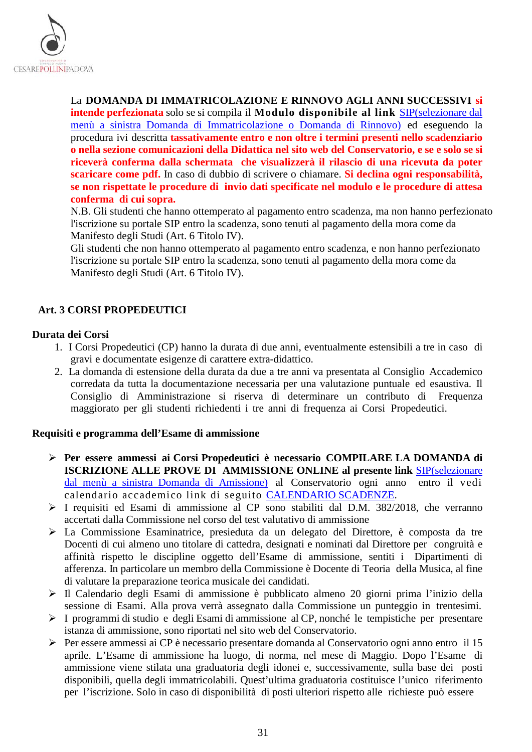La **DOMANDA DI IMMATRICOLAZIONE E RINNOVO AGLI ANNI SUCCESSIVI si intende perfezionata** solo se si compila il **Modulo disponibile al link** SIP(selezionare dal menù a sinistra Domanda di Immatricolazione o Domanda di Rinnovo) ed eseguendo la procedura ivi descritta **tassativamente entro e non oltre i termini presenti nello scadenziario o nella sezione comunicazioni della Didattica nel sito web del Conservatorio, e se e solo se si riceverà conferma dalla schermata che visualizzerà il rilascio di una ricevuta da poter scaricare come pdf.** In caso di dubbio di scrivere o chiamare. **Si declina ogni responsabilità, se non rispettate le procedure di invio dati specificate nel modulo e le procedure di attesa conferma di cui sopra.**

N.B. Gli studenti che hanno ottemperato al pagamento entro scadenza, ma non hanno perfezionato l'iscrizione su portale SIP entro la scadenza, sono tenuti al pagamento della mora come da Manifesto degli Studi (Art. 6 Titolo IV).

Gli studenti che non hanno ottemperato al pagamento entro scadenza, e non hanno perfezionato l'iscrizione su portale SIP entro la scadenza, sono tenuti al pagamento della mora come da Manifesto degli Studi (Art. 6 Titolo IV).

## Art. 3 CORSI PROPEDEUTICI

### Durata dei Corsi

1. I Corsi Propedeutici (CP) hanno la durata di due anni, eventualmente estensibili a tre in caso di gravi e documentate esigenze di carattere extra-didattico.
2. La domanda di estensione della durata da due a tre anni va presentata al Consiglio Accademico corredata da tutta la documentazione necessaria per una valutazione puntuale ed esaustiva. Il Consiglio di Amministrazione si riserva di determinare un contributo di Frequenza maggiorato per gli studenti richiedenti i tre anni di frequenza ai Corsi Propedeutici.

### Requisiti e programma dell'Esame di ammissione

- **Per essere ammessi ai Corsi Propedeutici è necessario COMPILARE LA DOMANDA di ISCRIZIONE ALLE PROVE DI AMMISSIONE ONLINE al presente link** SIP(selezionare dal menù a sinistra Domanda di Amissione) al Conservatorio ogni anno entro il vedi calendario accademico link di seguito CALENDARIO SCADENZE.
- I requisiti ed Esami di ammissione al CP sono stabiliti dal D.M. 382/2018, che verranno accertati dalla Commissione nel corso del test valutativo di ammissione
- La Commissione Esaminatrice, presieduta da un delegato del Direttore, è composta da tre Docenti di cui almeno uno titolare di cattedra, designati e nominati dal Direttore per congruità e affinità rispetto le discipline oggetto dell'Esame di ammissione, sentiti i Dipartimenti di afferenza. In particolare un membro della Commissione è Docente di Teoria della Musica, al fine di valutare la preparazione teorica musicale dei candidati.
- Il Calendario degli Esami di ammissione è pubblicato almeno 20 giorni prima l'inizio della sessione di Esami. Alla prova verrà assegnato dalla Commissione un punteggio in trentesimi.
- I programmi di studio e degli Esami di ammissione al CP, nonché le tempistiche per presentare istanza di ammissione, sono riportati nel sito web del Conservatorio.
- Per essere ammessi ai CP è necessario presentare domanda al Conservatorio ogni anno entro il 15 aprile. L'Esame di ammissione ha luogo, di norma, nel mese di Maggio. Dopo l'Esame di ammissione viene stilata una graduatoria degli idonei e, successivamente, sulla base dei posti disponibili, quella degli immatricolabili. Quest'ultima graduatoria costituisce l'unico riferimento per l'iscrizione. Solo in caso di disponibilità di posti ulteriori rispetto alle richieste può essere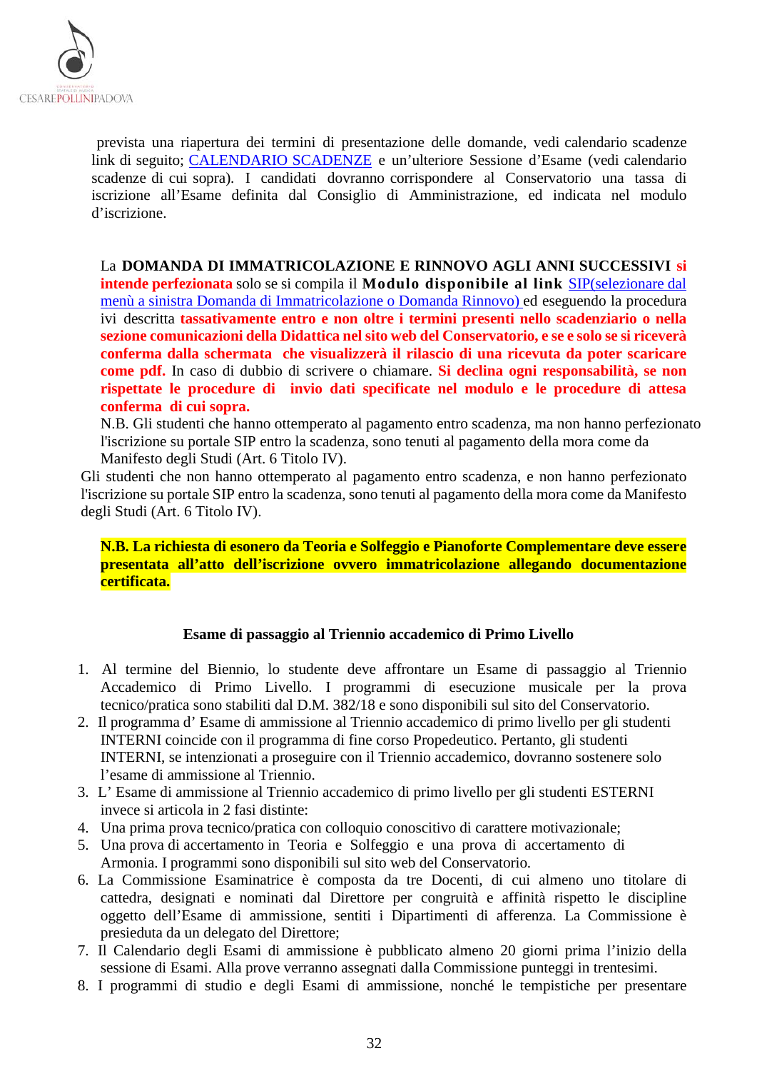prevista una riapertura dei termini di presentazione delle domande, vedi calendario scadenze link di seguito; CALENDARIO SCADENZE e un'ulteriore Sessione d'Esame (vedi calendario scadenze di cui sopra). I candidati dovranno corrispondere al Conservatorio una tassa di iscrizione all'Esame definita dal Consiglio di Amministrazione, ed indicata nel modulo d'iscrizione.

La **DOMANDA DI IMMATRICOLAZIONE E RINNOVO AGLI ANNI SUCCESSIVI si intende perfezionata** solo se si compila il **Modulo disponibile al link** SIP(selezionare dal menù a sinistra Domanda di Immatricolazione o Domanda Rinnovo) ed eseguendo la procedura ivi descritta **tassativamente entro e non oltre i termini presenti nello scadenziario o nella sezione comunicazioni della Didattica nel sito web del Conservatorio, e se e solo se si riceverà conferma dalla schermata che visualizzerà il rilascio di una ricevuta da poter scaricare come pdf.** In caso di dubbio di scrivere o chiamare. **Si declina ogni responsabilità, se non rispettate le procedure di invio dati specificate nel modulo e le procedure di attesa conferma di cui sopra.**

N.B. Gli studenti che hanno ottemperato al pagamento entro scadenza, ma non hanno perfezionato l'iscrizione su portale SIP entro la scadenza, sono tenuti al pagamento della mora come da Manifesto degli Studi (Art. 6 Titolo IV).

Gli studenti che non hanno ottemperato al pagamento entro scadenza, e non hanno perfezionato l'iscrizione su portale SIP entro la scadenza, sono tenuti al pagamento della mora come da Manifesto degli Studi (Art. 6 Titolo IV).

**N.B. La richiesta di esonero da Teoria e Solfeggio e Pianoforte Complementare deve essere presentata all'atto dell'iscrizione ovvero immatricolazione allegando documentazione certificata.**

### Esame di passaggio al Triennio accademico di Primo Livello

1. Al termine del Biennio, lo studente deve affrontare un Esame di passaggio al Triennio Accademico di Primo Livello. I programmi di esecuzione musicale per la prova tecnico/pratica sono stabiliti dal D.M. 382/18 e sono disponibili sul sito del Conservatorio.
2. Il programma d' Esame di ammissione al Triennio accademico di primo livello per gli studenti INTERNI coincide con il programma di fine corso Propedeutico. Pertanto, gli studenti INTERNI, se intenzionati a proseguire con il Triennio accademico, dovranno sostenere solo l'esame di ammissione al Triennio.
3. L' Esame di ammissione al Triennio accademico di primo livello per gli studenti ESTERNI invece si articola in 2 fasi distinte:
4. Una prima prova tecnico/pratica con colloquio conoscitivo di carattere motivazionale;
5. Una prova di accertamento in Teoria e Solfeggio e una prova di accertamento di Armonia. I programmi sono disponibili sul sito web del Conservatorio.
6. La Commissione Esaminatrice è composta da tre Docenti, di cui almeno uno titolare di cattedra, designati e nominati dal Direttore per congruità e affinità rispetto le discipline oggetto dell'Esame di ammissione, sentiti i Dipartimenti di afferenza. La Commissione è presieduta da un delegato del Direttore;
7. Il Calendario degli Esami di ammissione è pubblicato almeno 20 giorni prima l'inizio della sessione di Esami. Alla prove verranno assegnati dalla Commissione punteggi in trentesimi.
8. I programmi di studio e degli Esami di ammissione, nonché le tempistiche per presentare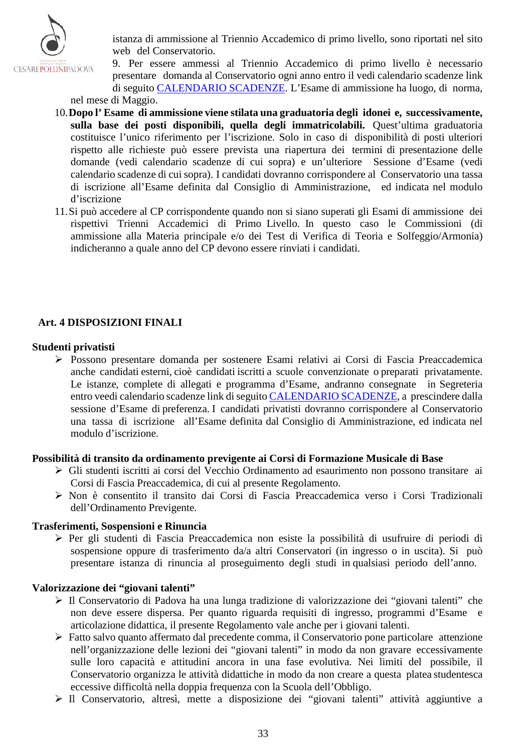istanza di ammissione al Triennio Accademico di primo livello, sono riportati nel sito web del Conservatorio.

9. Per essere ammessi al Triennio Accademico di primo livello è necessario presentare domanda al Conservatorio ogni anno entro il vedi calendario scadenze link di seguito CALENDARIO SCADENZE. L'Esame di ammissione ha luogo, di norma, nel mese di Maggio.

10. **Dopo l' Esame di ammissione viene stilata una graduatoria degli idonei e, successivamente, sulla base dei posti disponibili, quella degli immatricolabili.** Quest'ultima graduatoria costituisce l'unico riferimento per l'iscrizione. Solo in caso di disponibilità di posti ulteriori rispetto alle richieste può essere prevista una riapertura dei termini di presentazione delle domande (vedi calendario scadenze di cui sopra) e un'ulteriore Sessione d'Esame (vedi calendario scadenze di cui sopra). I candidati dovranno corrispondere al Conservatorio una tassa di iscrizione all'Esame definita dal Consiglio di Amministrazione, ed indicata nel modulo d'iscrizione

11. Si può accedere al CP corrispondente quando non si siano superati gli Esami di ammissione dei rispettivi Trienni Accademici di Primo Livello. In questo caso le Commissioni (di ammissione alla Materia principale e/o dei Test di Verifica di Teoria e Solfeggio/Armonia) indicheranno a quale anno del CP devono essere rinviati i candidati.

## Art. 4 DISPOSIZIONI FINALI

**Studenti privatisti**

- Possono presentare domanda per sostenere Esami relativi ai Corsi di Fascia Preaccademica anche candidati esterni, cioè candidati iscritti a scuole convenzionate o preparati privatamente. Le istanze, complete di allegati e programma d'Esame, andranno consegnate in Segreteria entro veedi calendario scadenze link di seguito CALENDARIO SCADENZE, a prescindere dalla sessione d'Esame di preferenza. I candidati privatisti dovranno corrispondere al Conservatorio una tassa di iscrizione all'Esame definita dal Consiglio di Amministrazione, ed indicata nel modulo d'iscrizione.

**Possibilità di transito da ordinamento previgente ai Corsi di Formazione Musicale di Base**

- Gli studenti iscritti ai corsi del Vecchio Ordinamento ad esaurimento non possono transitare ai Corsi di Fascia Preaccademica, di cui al presente Regolamento.
- Non è consentito il transito dai Corsi di Fascia Preaccademica verso i Corsi Tradizionali dell'Ordinamento Previgente.

**Trasferimenti, Sospensioni e Rinuncia**

- Per gli studenti di Fascia Preaccademica non esiste la possibilità di usufruire di periodi di sospensione oppure di trasferimento da/a altri Conservatori (in ingresso o in uscita). Si può presentare istanza di rinuncia al proseguimento degli studi in qualsiasi periodo dell'anno.

**Valorizzazione dei "giovani talenti"**

- Il Conservatorio di Padova ha una lunga tradizione di valorizzazione dei "giovani talenti" che non deve essere dispersa. Per quanto riguarda requisiti di ingresso, programmi d'Esame e articolazione didattica, il presente Regolamento vale anche per i giovani talenti.
- Fatto salvo quanto affermato dal precedente comma, il Conservatorio pone particolare attenzione nell'organizzazione delle lezioni dei "giovani talenti" in modo da non gravare eccessivamente sulle loro capacità e attitudini ancora in una fase evolutiva. Nei limiti del possibile, il Conservatorio organizza le attività didattiche in modo da non creare a questa platea studentesca eccessive difficoltà nella doppia frequenza con la Scuola dell'Obbligo.
- Il Conservatorio, altresì, mette a disposizione dei "giovani talenti" attività aggiuntive a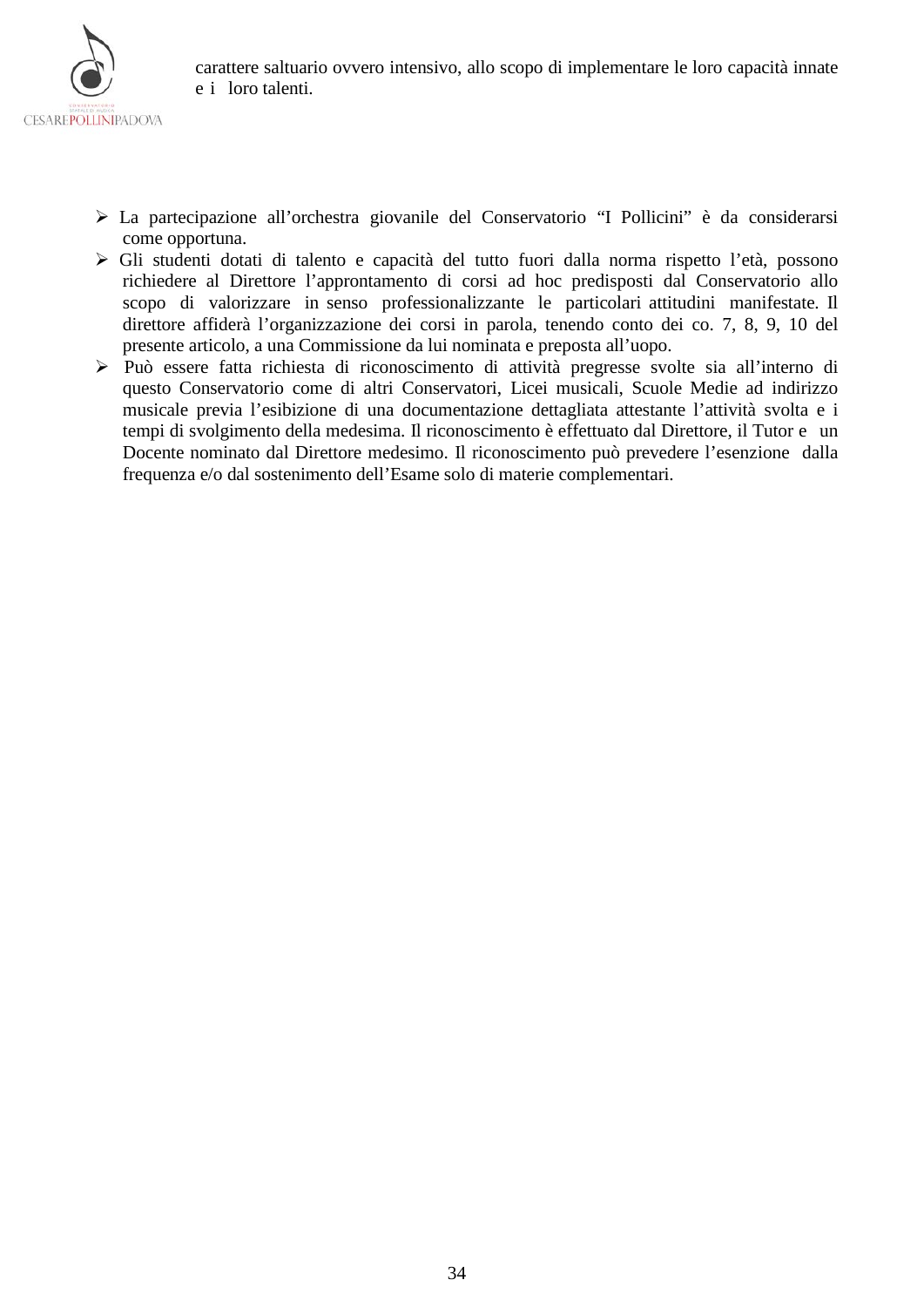carattere saltuario ovvero intensivo, allo scopo di implementare le loro capacità innate e i loro talenti.

- La partecipazione all'orchestra giovanile del Conservatorio "I Pollicini" è da considerarsi come opportuna.
- Gli studenti dotati di talento e capacità del tutto fuori dalla norma rispetto l'età, possono richiedere al Direttore l'approntamento di corsi ad hoc predisposti dal Conservatorio allo scopo di valorizzare in senso professionalizzante le particolari attitudini manifestate. Il direttore affiderà l'organizzazione dei corsi in parola, tenendo conto dei co. 7, 8, 9, 10 del presente articolo, a una Commissione da lui nominata e preposta all'uopo.
- Può essere fatta richiesta di riconoscimento di attività pregresse svolte sia all'interno di questo Conservatorio come di altri Conservatori, Licei musicali, Scuole Medie ad indirizzo musicale previa l'esibizione di una documentazione dettagliata attestante l'attività svolta e i tempi di svolgimento della medesima. Il riconoscimento è effettuato dal Direttore, il Tutor e un Docente nominato dal Direttore medesimo. Il riconoscimento può prevedere l'esenzione dalla frequenza e/o dal sostenimento dell'Esame solo di materie complementari.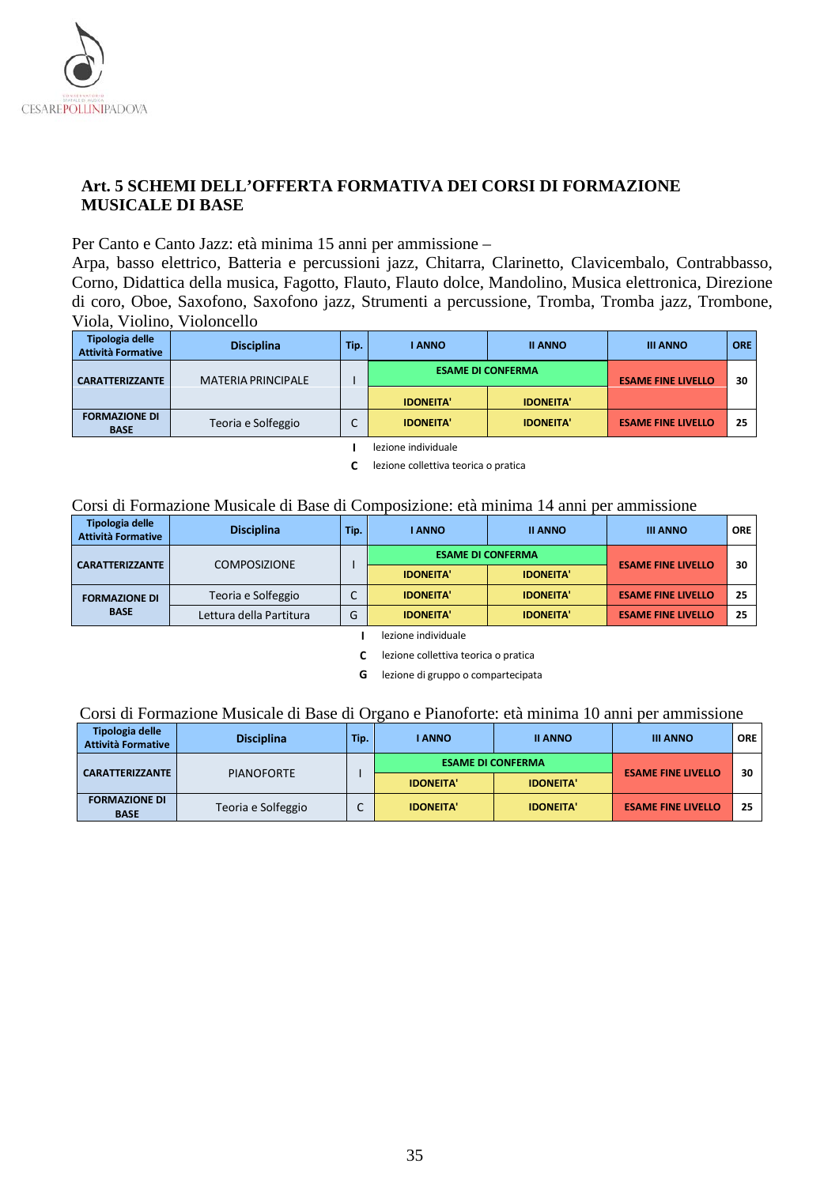## Art. 5 SCHEMI DELL'OFFERTA FORMATIVA DEI CORSI DI FORMAZIONE MUSICALE DI BASE

Per Canto e Canto Jazz: età minima 15 anni per ammissione –
Arpa, basso elettrico, Batteria e percussioni jazz, Chitarra, Clarinetto, Clavicembalo, Contrabbasso, Corno, Didattica della musica, Fagotto, Flauto, Flauto dolce, Mandolino, Musica elettronica, Direzione di coro, Oboe, Saxofono, Saxofono jazz, Strumenti a percussione, Tromba, Tromba jazz, Trombone, Viola, Violino, Violoncello

| Tipologia delle Attività Formative | Disciplina | Tip. | I ANNO | II ANNO | III ANNO | ORE |
|---|---|---|---|---|---|---|
| CARATTERIZZANTE | MATERIA PRINCIPALE | I | ESAME DI CONFERMA | | ESAME FINE LIVELLO | 30 |
| | | | IDONEITA' | IDONEITA' | | |
| FORMAZIONE DI BASE | Teoria e Solfeggio | C | IDONEITA' | IDONEITA' | ESAME FINE LIVELLO | 25 |

**I** lezione individuale
**C** lezione collettiva teorica o pratica

Corsi di Formazione Musicale di Base di Composizione: età minima 14 anni per ammissione

| Tipologia delle Attività Formative | Disciplina | Tip. | I ANNO | II ANNO | III ANNO | ORE |
|---|---|---|---|---|---|---|
| CARATTERIZZANTE | COMPOSIZIONE | I | ESAME DI CONFERMA | | ESAME FINE LIVELLO | 30 |
| | | | IDONEITA' | IDONEITA' | | |
| FORMAZIONE DI BASE | Teoria e Solfeggio | C | IDONEITA' | IDONEITA' | ESAME FINE LIVELLO | 25 |
| | Lettura della Partitura | G | IDONEITA' | IDONEITA' | ESAME FINE LIVELLO | 25 |

**I** lezione individuale
**C** lezione collettiva teorica o pratica
**G** lezione di gruppo o compartecipata

Corsi di Formazione Musicale di Base di Organo e Pianoforte: età minima 10 anni per ammissione

| Tipologia delle Attività Formative | Disciplina | Tip. | I ANNO | II ANNO | III ANNO | ORE |
|---|---|---|---|---|---|---|
| CARATTERIZZANTE | PIANOFORTE | I | ESAME DI CONFERMA | | ESAME FINE LIVELLO | 30 |
| | | | IDONEITA' | IDONEITA' | | |
| FORMAZIONE DI BASE | Teoria e Solfeggio | C | IDONEITA' | IDONEITA' | ESAME FINE LIVELLO | 25 |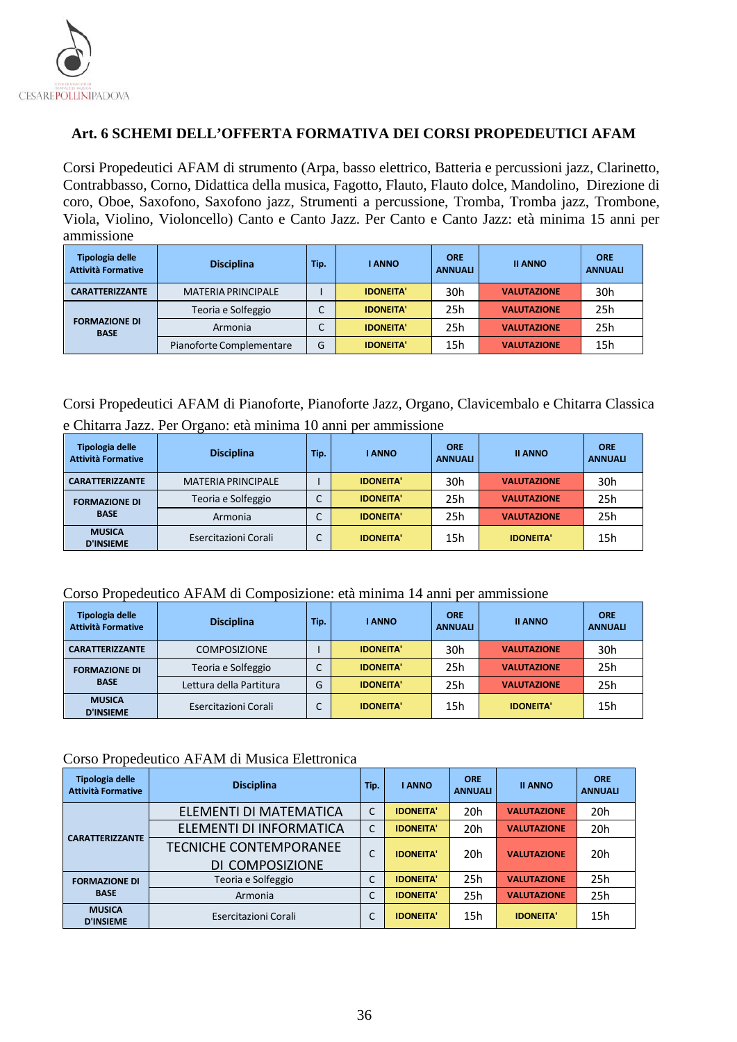## Art. 6 SCHEMI DELL'OFFERTA FORMATIVA DEI CORSI PROPEDEUTICI AFAM

Corsi Propedeutici AFAM di strumento (Arpa, basso elettrico, Batteria e percussioni jazz, Clarinetto, Contrabbasso, Corno, Didattica della musica, Fagotto, Flauto, Flauto dolce, Mandolino, Direzione di coro, Oboe, Saxofono, Saxofono jazz, Strumenti a percussione, Tromba, Tromba jazz, Trombone, Viola, Violino, Violoncello) Canto e Canto Jazz. Per Canto e Canto Jazz: età minima 15 anni per ammissione

| Tipologia delle Attività Formative | Disciplina | Tip. | I ANNO | ORE ANNUALI | II ANNO | ORE ANNUALI |
|---|---|---|---|---|---|---|
| CARATTERIZZANTE | MATERIA PRINCIPALE | I | IDONEITA' | 30h | VALUTAZIONE | 30h |
| FORMAZIONE DI BASE | Teoria e Solfeggio | C | IDONEITA' | 25h | VALUTAZIONE | 25h |
| | Armonia | C | IDONEITA' | 25h | VALUTAZIONE | 25h |
| | Pianoforte Complementare | G | IDONEITA' | 15h | VALUTAZIONE | 15h |

Corsi Propedeutici AFAM di Pianoforte, Pianoforte Jazz, Organo, Clavicembalo e Chitarra Classica e Chitarra Jazz. Per Organo: età minima 10 anni per ammissione

| Tipologia delle Attività Formative | Disciplina | Tip. | I ANNO | ORE ANNUALI | II ANNO | ORE ANNUALI |
|---|---|---|---|---|---|---|
| CARATTERIZZANTE | MATERIA PRINCIPALE | I | IDONEITA' | 30h | VALUTAZIONE | 30h |
| FORMAZIONE DI BASE | Teoria e Solfeggio | C | IDONEITA' | 25h | VALUTAZIONE | 25h |
| | Armonia | C | IDONEITA' | 25h | VALUTAZIONE | 25h |
| MUSICA D'INSIEME | Esercitazioni Corali | C | IDONEITA' | 15h | IDONEITA' | 15h |

Corso Propedeutico AFAM di Composizione: età minima 14 anni per ammissione

| Tipologia delle Attività Formative | Disciplina | Tip. | I ANNO | ORE ANNUALI | II ANNO | ORE ANNUALI |
|---|---|---|---|---|---|---|
| CARATTERIZZANTE | COMPOSIZIONE | I | IDONEITA' | 30h | VALUTAZIONE | 30h |
| FORMAZIONE DI BASE | Teoria e Solfeggio | C | IDONEITA' | 25h | VALUTAZIONE | 25h |
| | Lettura della Partitura | G | IDONEITA' | 25h | VALUTAZIONE | 25h |
| MUSICA D'INSIEME | Esercitazioni Corali | C | IDONEITA' | 15h | IDONEITA' | 15h |

Corso Propedeutico AFAM di Musica Elettronica

| Tipologia delle Attività Formative | Disciplina | Tip. | I ANNO | ORE ANNUALI | II ANNO | ORE ANNUALI |
|---|---|---|---|---|---|---|
| CARATTERIZZANTE | ELEMENTI DI MATEMATICA | C | IDONEITA' | 20h | VALUTAZIONE | 20h |
| | ELEMENTI DI INFORMATICA | C | IDONEITA' | 20h | VALUTAZIONE | 20h |
| | TECNICHE CONTEMPORANEE DI COMPOSIZIONE | C | IDONEITA' | 20h | VALUTAZIONE | 20h |
| FORMAZIONE DI BASE | Teoria e Solfeggio | C | IDONEITA' | 25h | VALUTAZIONE | 25h |
| | Armonia | C | IDONEITA' | 25h | VALUTAZIONE | 25h |
| MUSICA D'INSIEME | Esercitazioni Corali | C | IDONEITA' | 15h | IDONEITA' | 15h |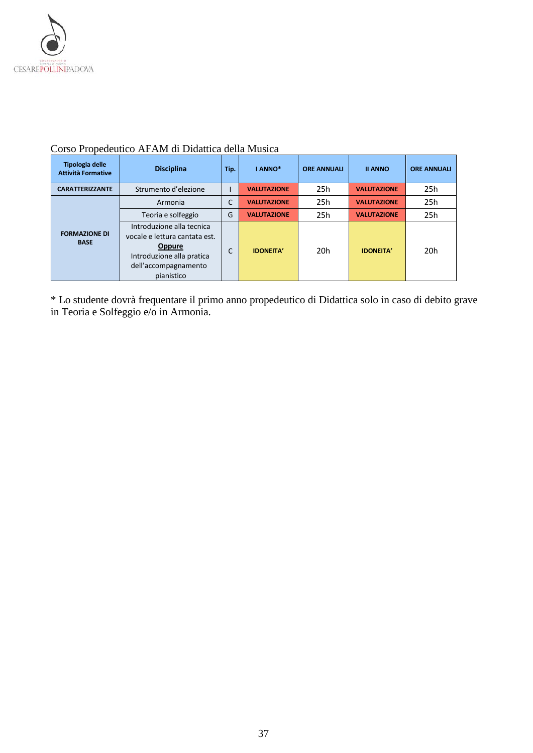Corso Propedeutico AFAM di Didattica della Musica

| Tipologia delle Attività Formative | Disciplina | Tip. | I ANNO* | ORE ANNUALI | II ANNO | ORE ANNUALI |
|---|---|---|---|---|---|---|
| CARATTERIZZANTE | Strumento d'elezione | I | VALUTAZIONE | 25h | VALUTAZIONE | 25h |
| FORMAZIONE DI BASE | Armonia | C | VALUTAZIONE | 25h | VALUTAZIONE | 25h |
| | Teoria e solfeggio | G | VALUTAZIONE | 25h | VALUTAZIONE | 25h |
| | Introduzione alla tecnica vocale e lettura cantata est. **Oppure** Introduzione alla pratica dell'accompagnamento pianistico | C | IDONEITA' | 20h | IDONEITA' | 20h |

* Lo studente dovrà frequentare il primo anno propedeutico di Didattica solo in caso di debito grave in Teoria e Solfeggio e/o in Armonia.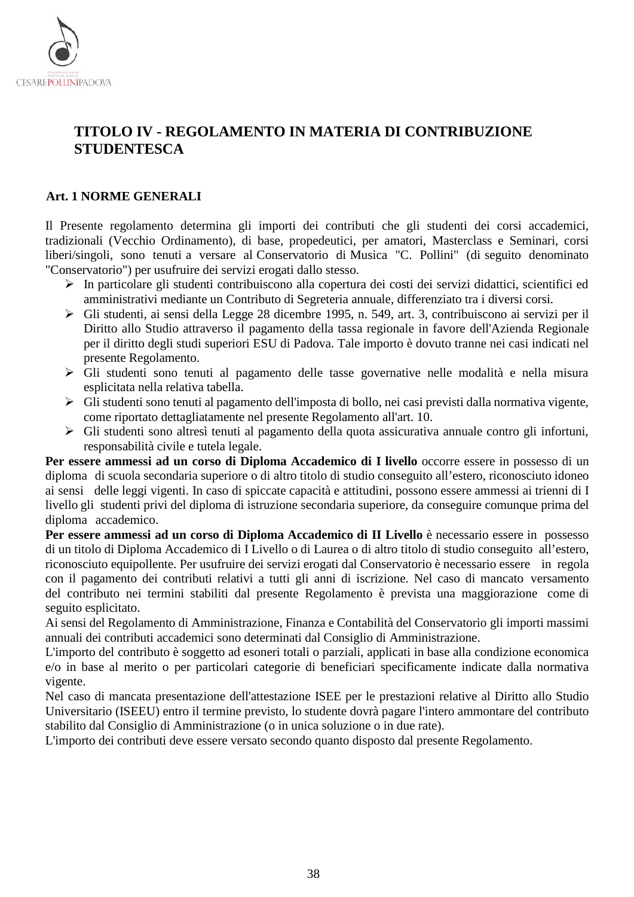# TITOLO IV - REGOLAMENTO IN MATERIA DI CONTRIBUZIONE STUDENTESCA

## Art. 1 NORME GENERALI

Il Presente regolamento determina gli importi dei contributi che gli studenti dei corsi accademici, tradizionali (Vecchio Ordinamento), di base, propedeutici, per amatori, Masterclass e Seminari, corsi liberi/singoli, sono tenuti a versare al Conservatorio di Musica "C. Pollini" (di seguito denominato "Conservatorio") per usufruire dei servizi erogati dallo stesso.

- In particolare gli studenti contribuiscono alla copertura dei costi dei servizi didattici, scientifici ed amministrativi mediante un Contributo di Segreteria annuale, differenziato tra i diversi corsi.
- Gli studenti, ai sensi della Legge 28 dicembre 1995, n. 549, art. 3, contribuiscono ai servizi per il Diritto allo Studio attraverso il pagamento della tassa regionale in favore dell'Azienda Regionale per il diritto degli studi superiori ESU di Padova. Tale importo è dovuto tranne nei casi indicati nel presente Regolamento.
- Gli studenti sono tenuti al pagamento delle tasse governative nelle modalità e nella misura esplicitata nella relativa tabella.
- Gli studenti sono tenuti al pagamento dell'imposta di bollo, nei casi previsti dalla normativa vigente, come riportato dettagliatamente nel presente Regolamento all'art. 10.
- Gli studenti sono altresì tenuti al pagamento della quota assicurativa annuale contro gli infortuni, responsabilità civile e tutela legale.

**Per essere ammessi ad un corso di Diploma Accademico di I livello** occorre essere in possesso di un diploma di scuola secondaria superiore o di altro titolo di studio conseguito all'estero, riconosciuto idoneo ai sensi delle leggi vigenti. In caso di spiccate capacità e attitudini, possono essere ammessi ai trienni di I livello gli studenti privi del diploma di istruzione secondaria superiore, da conseguire comunque prima del diploma accademico.

**Per essere ammessi ad un corso di Diploma Accademico di II Livello** è necessario essere in possesso di un titolo di Diploma Accademico di I Livello o di Laurea o di altro titolo di studio conseguito all'estero, riconosciuto equipollente. Per usufruire dei servizi erogati dal Conservatorio è necessario essere in regola con il pagamento dei contributi relativi a tutti gli anni di iscrizione. Nel caso di mancato versamento del contributo nei termini stabiliti dal presente Regolamento è prevista una maggiorazione come di seguito esplicitato.

Ai sensi del Regolamento di Amministrazione, Finanza e Contabilità del Conservatorio gli importi massimi annuali dei contributi accademici sono determinati dal Consiglio di Amministrazione.

L'importo del contributo è soggetto ad esoneri totali o parziali, applicati in base alla condizione economica e/o in base al merito o per particolari categorie di beneficiari specificamente indicate dalla normativa vigente.

Nel caso di mancata presentazione dell'attestazione ISEE per le prestazioni relative al Diritto allo Studio Universitario (ISEEU) entro il termine previsto, lo studente dovrà pagare l'intero ammontare del contributo stabilito dal Consiglio di Amministrazione (o in unica soluzione o in due rate).

L'importo dei contributi deve essere versato secondo quanto disposto dal presente Regolamento.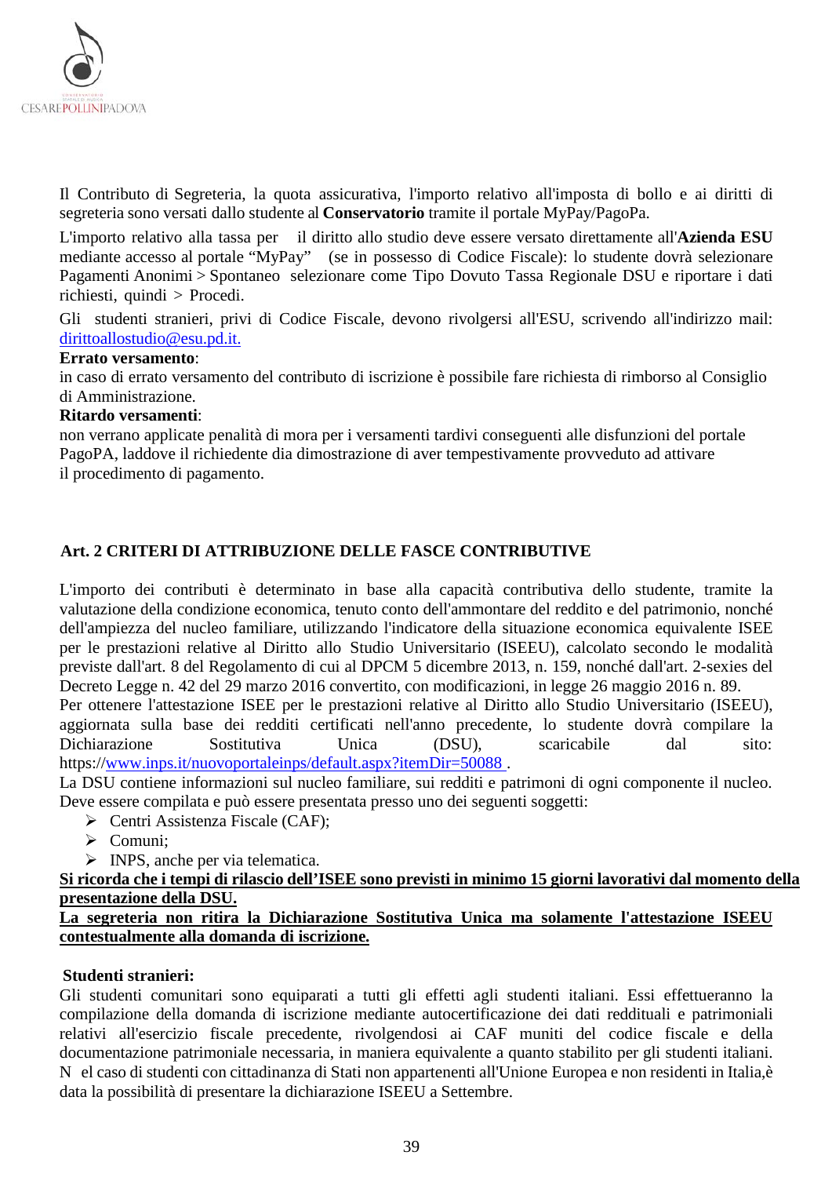Il Contributo di Segreteria, la quota assicurativa, l'importo relativo all'imposta di bollo e ai diritti di segreteria sono versati dallo studente al **Conservatorio** tramite il portale MyPay/PagoPa.

L'importo relativo alla tassa per il diritto allo studio deve essere versato direttamente all'**Azienda ESU** mediante accesso al portale "MyPay" (se in possesso di Codice Fiscale): lo studente dovrà selezionare Pagamenti Anonimi > Spontaneo selezionare come Tipo Dovuto Tassa Regionale DSU e riportare i dati richiesti, quindi > Procedi.

Gli studenti stranieri, privi di Codice Fiscale, devono rivolgersi all'ESU, scrivendo all'indirizzo mail: dirittoallostudio@esu.pd.it.

**Errato versamento**:
in caso di errato versamento del contributo di iscrizione è possibile fare richiesta di rimborso al Consiglio di Amministrazione.

**Ritardo versamenti**:
non verrano applicate penalità di mora per i versamenti tardivi conseguenti alle disfunzioni del portale PagoPA, laddove il richiedente dia dimostrazione di aver tempestivamente provveduto ad attivare il procedimento di pagamento.

## Art. 2 CRITERI DI ATTRIBUZIONE DELLE FASCE CONTRIBUTIVE

L'importo dei contributi è determinato in base alla capacità contributiva dello studente, tramite la valutazione della condizione economica, tenuto conto dell'ammontare del reddito e del patrimonio, nonché dell'ampiezza del nucleo familiare, utilizzando l'indicatore della situazione economica equivalente ISEE per le prestazioni relative al Diritto allo Studio Universitario (ISEEU), calcolato secondo le modalità previste dall'art. 8 del Regolamento di cui al DPCM 5 dicembre 2013, n. 159, nonché dall'art. 2-sexies del Decreto Legge n. 42 del 29 marzo 2016 convertito, con modificazioni, in legge 26 maggio 2016 n. 89.
Per ottenere l'attestazione ISEE per le prestazioni relative al Diritto allo Studio Universitario (ISEEU), aggiornata sulla base dei redditi certificati nell'anno precedente, lo studente dovrà compilare la Dichiarazione Sostitutiva Unica (DSU), scaricabile dal sito: https://www.inps.it/nuovoportaleinps/default.aspx?itemDir=50088 .
La DSU contiene informazioni sul nucleo familiare, sui redditi e patrimoni di ogni componente il nucleo. Deve essere compilata e può essere presentata presso uno dei seguenti soggetti:

- Centri Assistenza Fiscale (CAF);
- Comuni;
- INPS, anche per via telematica.

<u>**Si ricorda che i tempi di rilascio dell'ISEE sono previsti in minimo 15 giorni lavorativi dal momento della presentazione della DSU.**</u>
<u>**La segreteria non ritira la Dichiarazione Sostitutiva Unica ma solamente l'attestazione ISEEU contestualmente alla domanda di iscrizione.**</u>

**Studenti stranieri:**
Gli studenti comunitari sono equiparati a tutti gli effetti agli studenti italiani. Essi effettueranno la compilazione della domanda di iscrizione mediante autocertificazione dei dati reddituali e patrimoniali relativi all'esercizio fiscale precedente, rivolgendosi ai CAF muniti del codice fiscale e della documentazione patrimoniale necessaria, in maniera equivalente a quanto stabilito per gli studenti italiani.
N el caso di studenti con cittadinanza di Stati non appartenenti all'Unione Europea e non residenti in Italia,è data la possibilità di presentare la dichiarazione ISEEU a Settembre.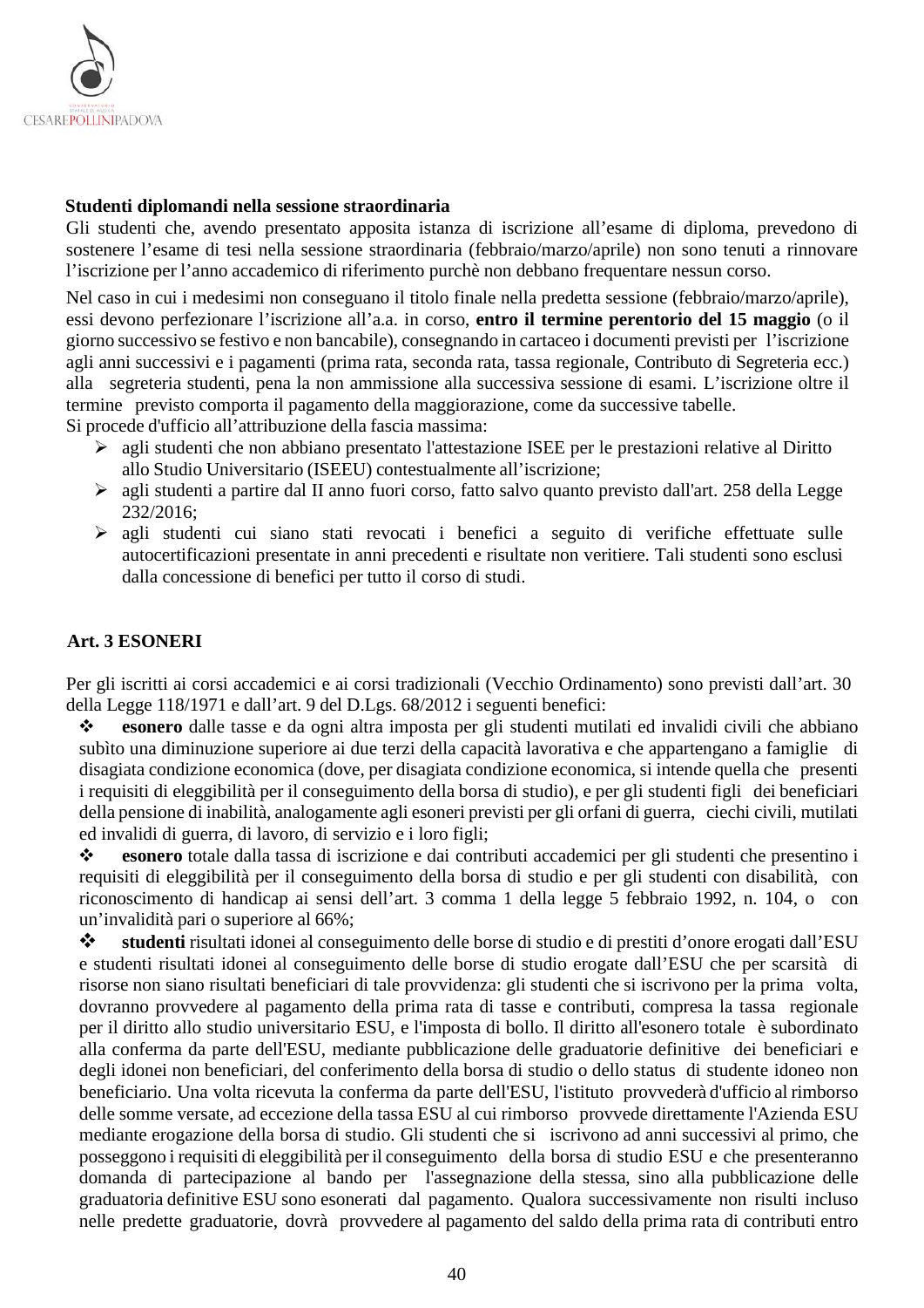**Studenti diplomandi nella sessione straordinaria**

Gli studenti che, avendo presentato apposita istanza di iscrizione all'esame di diploma, prevedono di sostenere l'esame di tesi nella sessione straordinaria (febbraio/marzo/aprile) non sono tenuti a rinnovare l'iscrizione per l'anno accademico di riferimento purchè non debbano frequentare nessun corso.

Nel caso in cui i medesimi non conseguano il titolo finale nella predetta sessione (febbraio/marzo/aprile), essi devono perfezionare l'iscrizione all'a.a. in corso, **entro il termine perentorio del 15 maggio** (o il giorno successivo se festivo e non bancabile), consegnando in cartaceo i documenti previsti per l'iscrizione agli anni successivi e i pagamenti (prima rata, seconda rata, tassa regionale, Contributo di Segreteria ecc.) alla segreteria studenti, pena la non ammissione alla successiva sessione di esami. L'iscrizione oltre il termine previsto comporta il pagamento della maggiorazione, come da successive tabelle.

Si procede d'ufficio all'attribuzione della fascia massima:

- agli studenti che non abbiano presentato l'attestazione ISEE per le prestazioni relative al Diritto allo Studio Universitario (ISEEU) contestualmente all'iscrizione;
- agli studenti a partire dal II anno fuori corso, fatto salvo quanto previsto dall'art. 258 della Legge 232/2016;
- agli studenti cui siano stati revocati i benefici a seguito di verifiche effettuate sulle autocertificazioni presentate in anni precedenti e risultate non veritiere. Tali studenti sono esclusi dalla concessione di benefici per tutto il corso di studi.

## Art. 3 ESONERI

Per gli iscritti ai corsi accademici e ai corsi tradizionali (Vecchio Ordinamento) sono previsti dall'art. 30 della Legge 118/1971 e dall'art. 9 del D.Lgs. 68/2012 i seguenti benefici:

- **esonero** dalle tasse e da ogni altra imposta per gli studenti mutilati ed invalidi civili che abbiano subìto una diminuzione superiore ai due terzi della capacità lavorativa e che appartengano a famiglie di disagiata condizione economica (dove, per disagiata condizione economica, si intende quella che presenti i requisiti di eleggibilità per il conseguimento della borsa di studio), e per gli studenti figli dei beneficiari della pensione di inabilità, analogamente agli esoneri previsti per gli orfani di guerra, ciechi civili, mutilati ed invalidi di guerra, di lavoro, di servizio e i loro figli;
- **esonero** totale dalla tassa di iscrizione e dai contributi accademici per gli studenti che presentino i requisiti di eleggibilità per il conseguimento della borsa di studio e per gli studenti con disabilità, con riconoscimento di handicap ai sensi dell'art. 3 comma 1 della legge 5 febbraio 1992, n. 104, o con un'invalidità pari o superiore al 66%;
- **studenti** risultati idonei al conseguimento delle borse di studio e di prestiti d'onore erogati dall'ESU e studenti risultati idonei al conseguimento delle borse di studio erogate dall'ESU che per scarsità di risorse non siano risultati beneficiari di tale provvidenza: gli studenti che si iscrivono per la prima volta, dovranno provvedere al pagamento della prima rata di tasse e contributi, compresa la tassa regionale per il diritto allo studio universitario ESU, e l'imposta di bollo. Il diritto all'esonero totale è subordinato alla conferma da parte dell'ESU, mediante pubblicazione delle graduatorie definitive dei beneficiari e degli idonei non beneficiari, del conferimento della borsa di studio o dello status di studente idoneo non beneficiario. Una volta ricevuta la conferma da parte dell'ESU, l'istituto provvederà d'ufficio al rimborso delle somme versate, ad eccezione della tassa ESU al cui rimborso provvede direttamente l'Azienda ESU mediante erogazione della borsa di studio. Gli studenti che si iscrivono ad anni successivi al primo, che posseggono i requisiti di eleggibilità per il conseguimento della borsa di studio ESU e che presenteranno domanda di partecipazione al bando per l'assegnazione della stessa, sino alla pubblicazione delle graduatoria definitive ESU sono esonerati dal pagamento. Qualora successivamente non risulti incluso nelle predette graduatorie, dovrà provvedere al pagamento del saldo della prima rata di contributi entro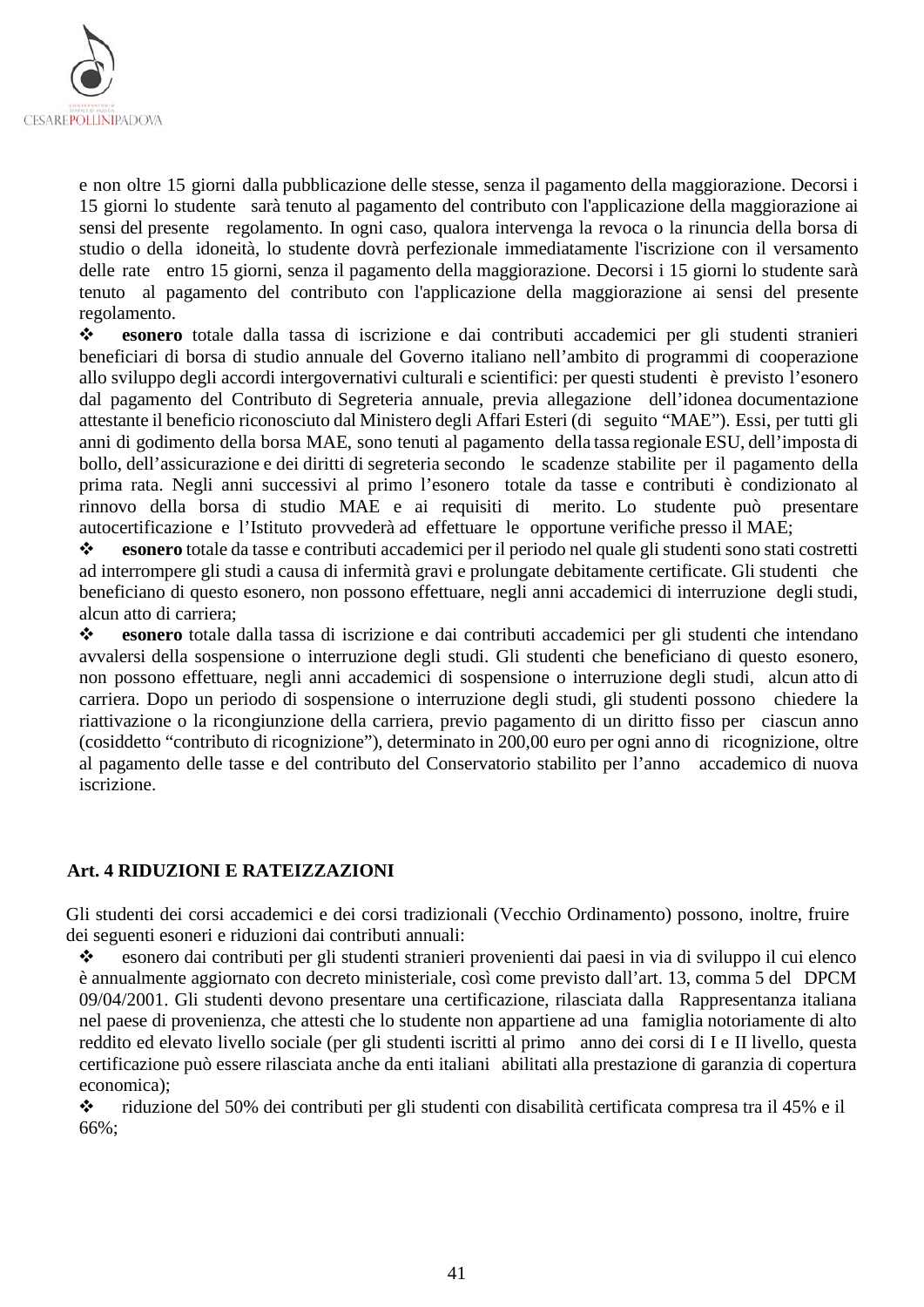e non oltre 15 giorni dalla pubblicazione delle stesse, senza il pagamento della maggiorazione. Decorsi i 15 giorni lo studente sarà tenuto al pagamento del contributo con l'applicazione della maggiorazione ai sensi del presente regolamento. In ogni caso, qualora intervenga la revoca o la rinuncia della borsa di studio o della idoneità, lo studente dovrà perfezionale immediatamente l'iscrizione con il versamento delle rate entro 15 giorni, senza il pagamento della maggiorazione. Decorsi i 15 giorni lo studente sarà tenuto al pagamento del contributo con l'applicazione della maggiorazione ai sensi del presente regolamento.

- **esonero** totale dalla tassa di iscrizione e dai contributi accademici per gli studenti stranieri beneficiari di borsa di studio annuale del Governo italiano nell'ambito di programmi di cooperazione allo sviluppo degli accordi intergovernativi culturali e scientifici: per questi studenti è previsto l'esonero dal pagamento del Contributo di Segreteria annuale, previa allegazione dell'idonea documentazione attestante il beneficio riconosciuto dal Ministero degli Affari Esteri (di seguito "MAE"). Essi, per tutti gli anni di godimento della borsa MAE, sono tenuti al pagamento della tassa regionale ESU, dell'imposta di bollo, dell'assicurazione e dei diritti di segreteria secondo le scadenze stabilite per il pagamento della prima rata. Negli anni successivi al primo l'esonero totale da tasse e contributi è condizionato al rinnovo della borsa di studio MAE e ai requisiti di merito. Lo studente può presentare autocertificazione e l'Istituto provvederà ad effettuare le opportune verifiche presso il MAE;
- **esonero** totale da tasse e contributi accademici per il periodo nel quale gli studenti sono stati costretti ad interrompere gli studi a causa di infermità gravi e prolungate debitamente certificate. Gli studenti che beneficiano di questo esonero, non possono effettuare, negli anni accademici di interruzione degli studi, alcun atto di carriera;
- **esonero** totale dalla tassa di iscrizione e dai contributi accademici per gli studenti che intendano avvalersi della sospensione o interruzione degli studi. Gli studenti che beneficiano di questo esonero, non possono effettuare, negli anni accademici di sospensione o interruzione degli studi, alcun atto di carriera. Dopo un periodo di sospensione o interruzione degli studi, gli studenti possono chiedere la riattivazione o la ricongiunzione della carriera, previo pagamento di un diritto fisso per ciascun anno (cosiddetto "contributo di ricognizione"), determinato in 200,00 euro per ogni anno di ricognizione, oltre al pagamento delle tasse e del contributo del Conservatorio stabilito per l'anno accademico di nuova iscrizione.

## Art. 4 RIDUZIONI E RATEIZZAZIONI

Gli studenti dei corsi accademici e dei corsi tradizionali (Vecchio Ordinamento) possono, inoltre, fruire dei seguenti esoneri e riduzioni dai contributi annuali:

- esonero dai contributi per gli studenti stranieri provenienti dai paesi in via di sviluppo il cui elenco è annualmente aggiornato con decreto ministeriale, così come previsto dall'art. 13, comma 5 del DPCM 09/04/2001. Gli studenti devono presentare una certificazione, rilasciata dalla Rappresentanza italiana nel paese di provenienza, che attesti che lo studente non appartiene ad una famiglia notoriamente di alto reddito ed elevato livello sociale (per gli studenti iscritti al primo anno dei corsi di I e II livello, questa certificazione può essere rilasciata anche da enti italiani abilitati alla prestazione di garanzia di copertura economica);
- riduzione del 50% dei contributi per gli studenti con disabilità certificata compresa tra il 45% e il 66%;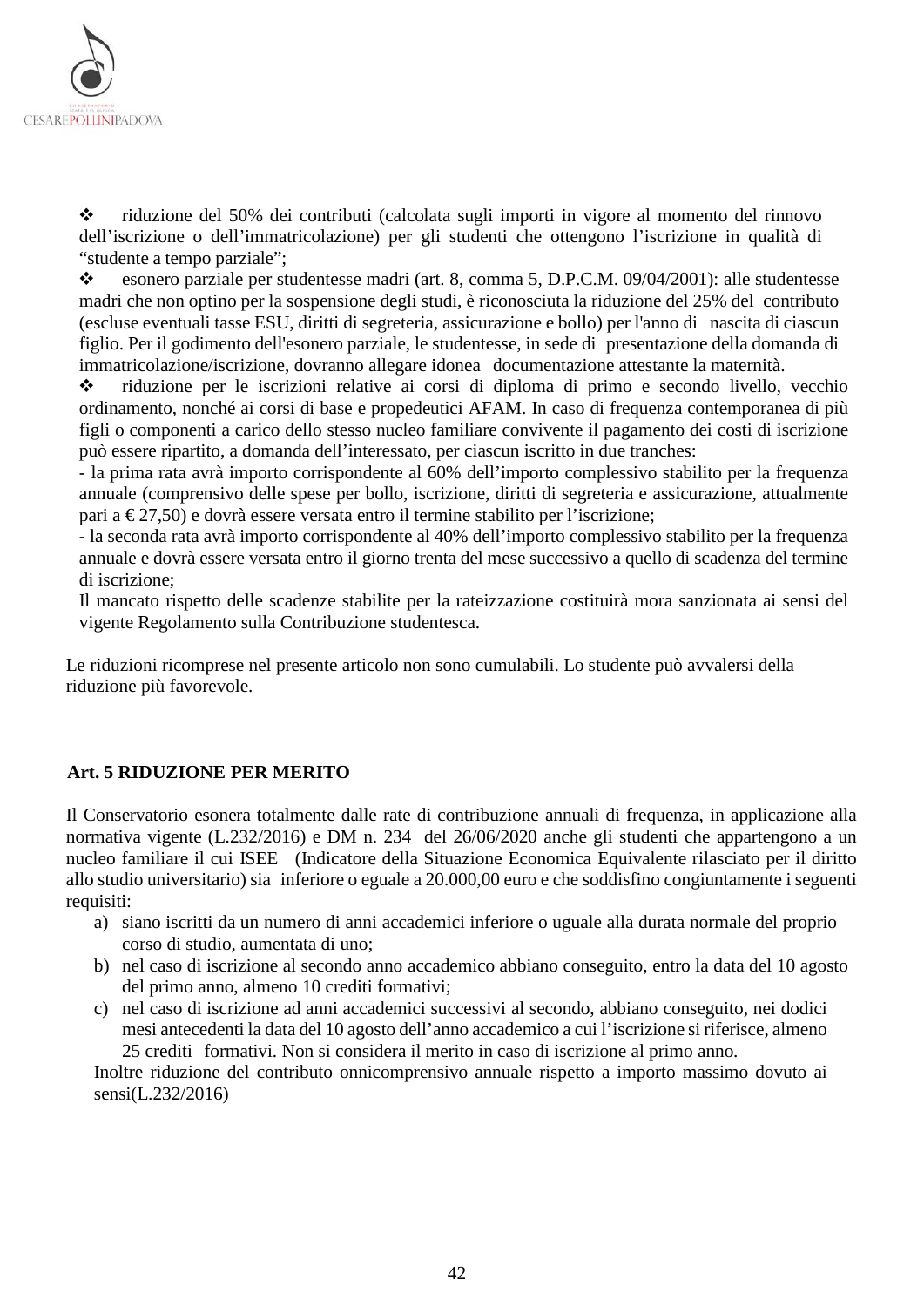- riduzione del 50% dei contributi (calcolata sugli importi in vigore al momento del rinnovo dell'iscrizione o dell'immatricolazione) per gli studenti che ottengono l'iscrizione in qualità di "studente a tempo parziale";
- esonero parziale per studentesse madri (art. 8, comma 5, D.P.C.M. 09/04/2001): alle studentesse madri che non optino per la sospensione degli studi, è riconosciuta la riduzione del 25% del contributo (escluse eventuali tasse ESU, diritti di segreteria, assicurazione e bollo) per l'anno di nascita di ciascun figlio. Per il godimento dell'esonero parziale, le studentesse, in sede di presentazione della domanda di immatricolazione/iscrizione, dovranno allegare idonea documentazione attestante la maternità.
- riduzione per le iscrizioni relative ai corsi di diploma di primo e secondo livello, vecchio ordinamento, nonché ai corsi di base e propedeutici AFAM. In caso di frequenza contemporanea di più figli o componenti a carico dello stesso nucleo familiare convivente il pagamento dei costi di iscrizione può essere ripartito, a domanda dell'interessato, per ciascun iscritto in due tranches:

  - la prima rata avrà importo corrispondente al 60% dell'importo complessivo stabilito per la frequenza annuale (comprensivo delle spese per bollo, iscrizione, diritti di segreteria e assicurazione, attualmente pari a € 27,50) e dovrà essere versata entro il termine stabilito per l'iscrizione;
  - la seconda rata avrà importo corrispondente al 40% dell'importo complessivo stabilito per la frequenza annuale e dovrà essere versata entro il giorno trenta del mese successivo a quello di scadenza del termine di iscrizione;

  Il mancato rispetto delle scadenze stabilite per la rateizzazione costituirà mora sanzionata ai sensi del vigente Regolamento sulla Contribuzione studentesca.

Le riduzioni ricomprese nel presente articolo non sono cumulabili. Lo studente può avvalersi della riduzione più favorevole.

## Art. 5 RIDUZIONE PER MERITO

Il Conservatorio esonera totalmente dalle rate di contribuzione annuali di frequenza, in applicazione alla normativa vigente (L.232/2016) e DM n. 234 del 26/06/2020 anche gli studenti che appartengono a un nucleo familiare il cui ISEE (Indicatore della Situazione Economica Equivalente rilasciato per il diritto allo studio universitario) sia inferiore o eguale a 20.000,00 euro e che soddisfino congiuntamente i seguenti requisiti:

a) siano iscritti da un numero di anni accademici inferiore o uguale alla durata normale del proprio corso di studio, aumentata di uno;
b) nel caso di iscrizione al secondo anno accademico abbiano conseguito, entro la data del 10 agosto del primo anno, almeno 10 crediti formativi;
c) nel caso di iscrizione ad anni accademici successivi al secondo, abbiano conseguito, nei dodici mesi antecedenti la data del 10 agosto dell'anno accademico a cui l'iscrizione si riferisce, almeno 25 crediti formativi. Non si considera il merito in caso di iscrizione al primo anno.

Inoltre riduzione del contributo onnicomprensivo annuale rispetto a importo massimo dovuto ai sensi(L.232/2016)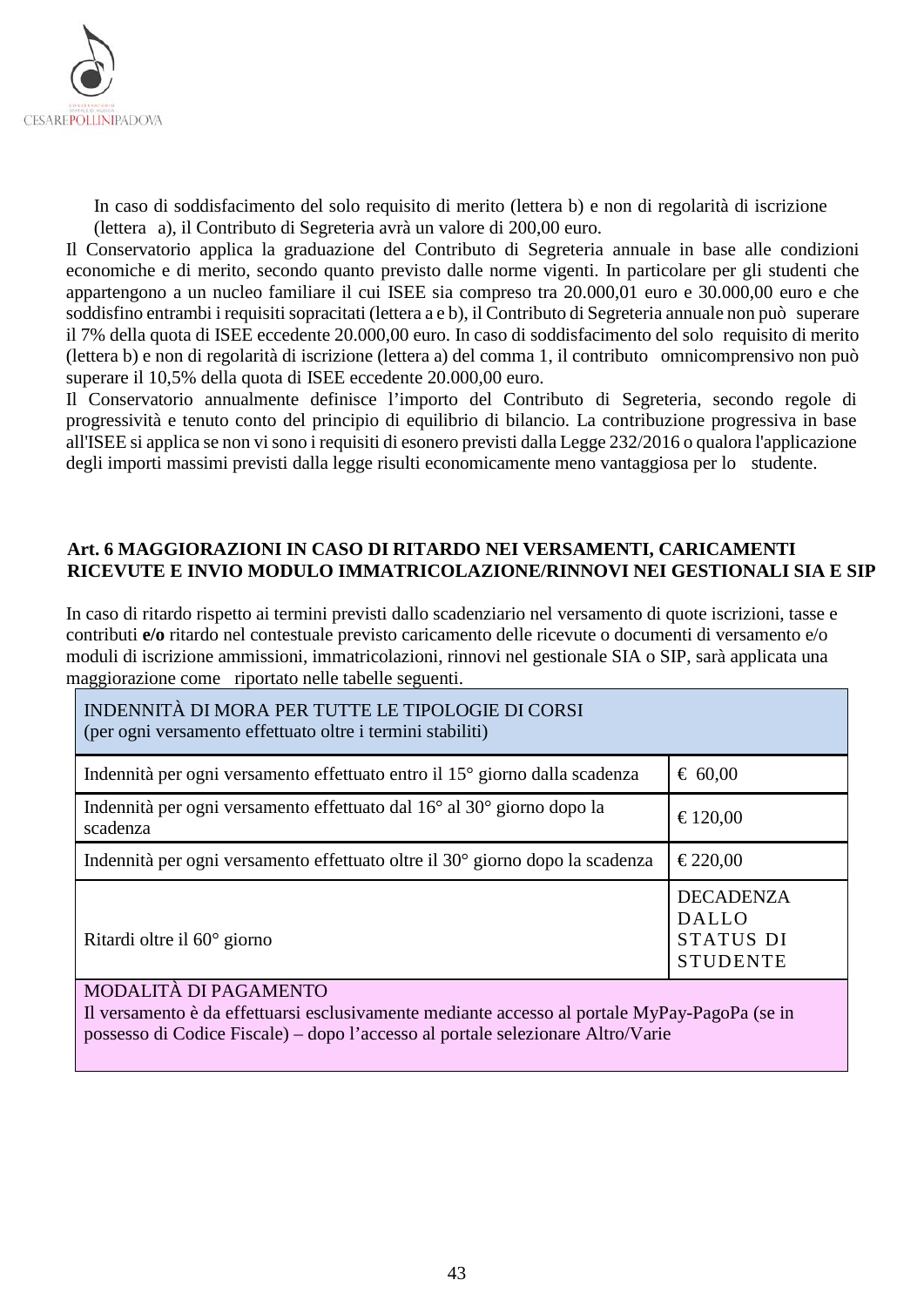In caso di soddisfacimento del solo requisito di merito (lettera b) e non di regolarità di iscrizione (lettera a), il Contributo di Segreteria avrà un valore di 200,00 euro.

Il Conservatorio applica la graduazione del Contributo di Segreteria annuale in base alle condizioni economiche e di merito, secondo quanto previsto dalle norme vigenti. In particolare per gli studenti che appartengono a un nucleo familiare il cui ISEE sia compreso tra 20.000,01 euro e 30.000,00 euro e che soddisfino entrambi i requisiti sopracitati (lettera a e b), il Contributo di Segreteria annuale non può superare il 7% della quota di ISEE eccedente 20.000,00 euro. In caso di soddisfacimento del solo requisito di merito (lettera b) e non di regolarità di iscrizione (lettera a) del comma 1, il contributo omnicomprensivo non può superare il 10,5% della quota di ISEE eccedente 20.000,00 euro.

Il Conservatorio annualmente definisce l'importo del Contributo di Segreteria, secondo regole di progressività e tenuto conto del principio di equilibrio di bilancio. La contribuzione progressiva in base all'ISEE si applica se non vi sono i requisiti di esonero previsti dalla Legge 232/2016 o qualora l'applicazione degli importi massimi previsti dalla legge risulti economicamente meno vantaggiosa per lo studente.

## Art. 6 MAGGIORAZIONI IN CASO DI RITARDO NEI VERSAMENTI, CARICAMENTI RICEVUTE E INVIO MODULO IMMATRICOLAZIONE/RINNOVI NEI GESTIONALI SIA E SIP

In caso di ritardo rispetto ai termini previsti dallo scadenziario nel versamento di quote iscrizioni, tasse e contributi **e/o** ritardo nel contestuale previsto caricamento delle ricevute o documenti di versamento e/o moduli di iscrizione ammissioni, immatricolazioni, rinnovi nel gestionale SIA o SIP, sarà applicata una maggiorazione come riportato nelle tabelle seguenti.

| INDENNITÀ DI MORA PER TUTTE LE TIPOLOGIE DI CORSI (per ogni versamento effettuato oltre i termini stabiliti) | |
|---|---|
| Indennità per ogni versamento effettuato entro il 15° giorno dalla scadenza | € 60,00 |
| Indennità per ogni versamento effettuato dal 16° al 30° giorno dopo la scadenza | € 120,00 |
| Indennità per ogni versamento effettuato oltre il 30° giorno dopo la scadenza | € 220,00 |
| Ritardi oltre il 60° giorno | DECADENZA DALLO STATUS DI STUDENTE |
| MODALITÀ DI PAGAMENTO<br>Il versamento è da effettuarsi esclusivamente mediante accesso al portale MyPay-PagoPa (se in possesso di Codice Fiscale) – dopo l'accesso al portale selezionare Altro/Varie | |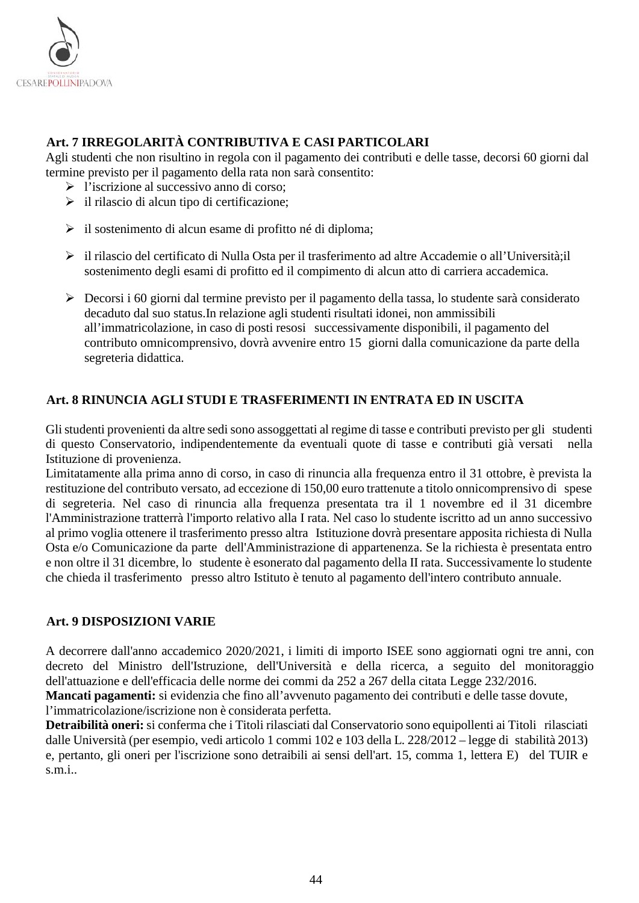## Art. 7 IRREGOLARITÀ CONTRIBUTIVA E CASI PARTICOLARI

Agli studenti che non risultino in regola con il pagamento dei contributi e delle tasse, decorsi 60 giorni dal termine previsto per il pagamento della rata non sarà consentito:

- l'iscrizione al successivo anno di corso;
- il rilascio di alcun tipo di certificazione;
- il sostenimento di alcun esame di profitto né di diploma;
- il rilascio del certificato di Nulla Osta per il trasferimento ad altre Accademie o all'Università;il sostenimento degli esami di profitto ed il compimento di alcun atto di carriera accademica.
- Decorsi i 60 giorni dal termine previsto per il pagamento della tassa, lo studente sarà considerato decaduto dal suo status.In relazione agli studenti risultati idonei, non ammissibili all'immatricolazione, in caso di posti resosi successivamente disponibili, il pagamento del contributo omnicomprensivo, dovrà avvenire entro 15 giorni dalla comunicazione da parte della segreteria didattica.

## Art. 8 RINUNCIA AGLI STUDI E TRASFERIMENTI IN ENTRATA ED IN USCITA

Gli studenti provenienti da altre sedi sono assoggettati al regime di tasse e contributi previsto per gli studenti di questo Conservatorio, indipendentemente da eventuali quote di tasse e contributi già versati nella Istituzione di provenienza.

Limitatamente alla prima anno di corso, in caso di rinuncia alla frequenza entro il 31 ottobre, è prevista la restituzione del contributo versato, ad eccezione di 150,00 euro trattenute a titolo onnicomprensivo di spese di segreteria. Nel caso di rinuncia alla frequenza presentata tra il 1 novembre ed il 31 dicembre l'Amministrazione tratterrà l'importo relativo alla I rata. Nel caso lo studente iscritto ad un anno successivo al primo voglia ottenere il trasferimento presso altra Istituzione dovrà presentare apposita richiesta di Nulla Osta e/o Comunicazione da parte dell'Amministrazione di appartenenza. Se la richiesta è presentata entro e non oltre il 31 dicembre, lo studente è esonerato dal pagamento della II rata. Successivamente lo studente che chieda il trasferimento presso altro Istituto è tenuto al pagamento dell'intero contributo annuale.

## Art. 9 DISPOSIZIONI VARIE

A decorrere dall'anno accademico 2020/2021, i limiti di importo ISEE sono aggiornati ogni tre anni, con decreto del Ministro dell'Istruzione, dell'Università e della ricerca, a seguito del monitoraggio dell'attuazione e dell'efficacia delle norme dei commi da 252 a 267 della citata Legge 232/2016.

**Mancati pagamenti:** si evidenzia che fino all'avvenuto pagamento dei contributi e delle tasse dovute, l'immatricolazione/iscrizione non è considerata perfetta.

**Detraibilità oneri:** si conferma che i Titoli rilasciati dal Conservatorio sono equipollenti ai Titoli rilasciati dalle Università (per esempio, vedi articolo 1 commi 102 e 103 della L. 228/2012 – legge di stabilità 2013) e, pertanto, gli oneri per l'iscrizione sono detraibili ai sensi dell'art. 15, comma 1, lettera E) del TUIR e s.m.i..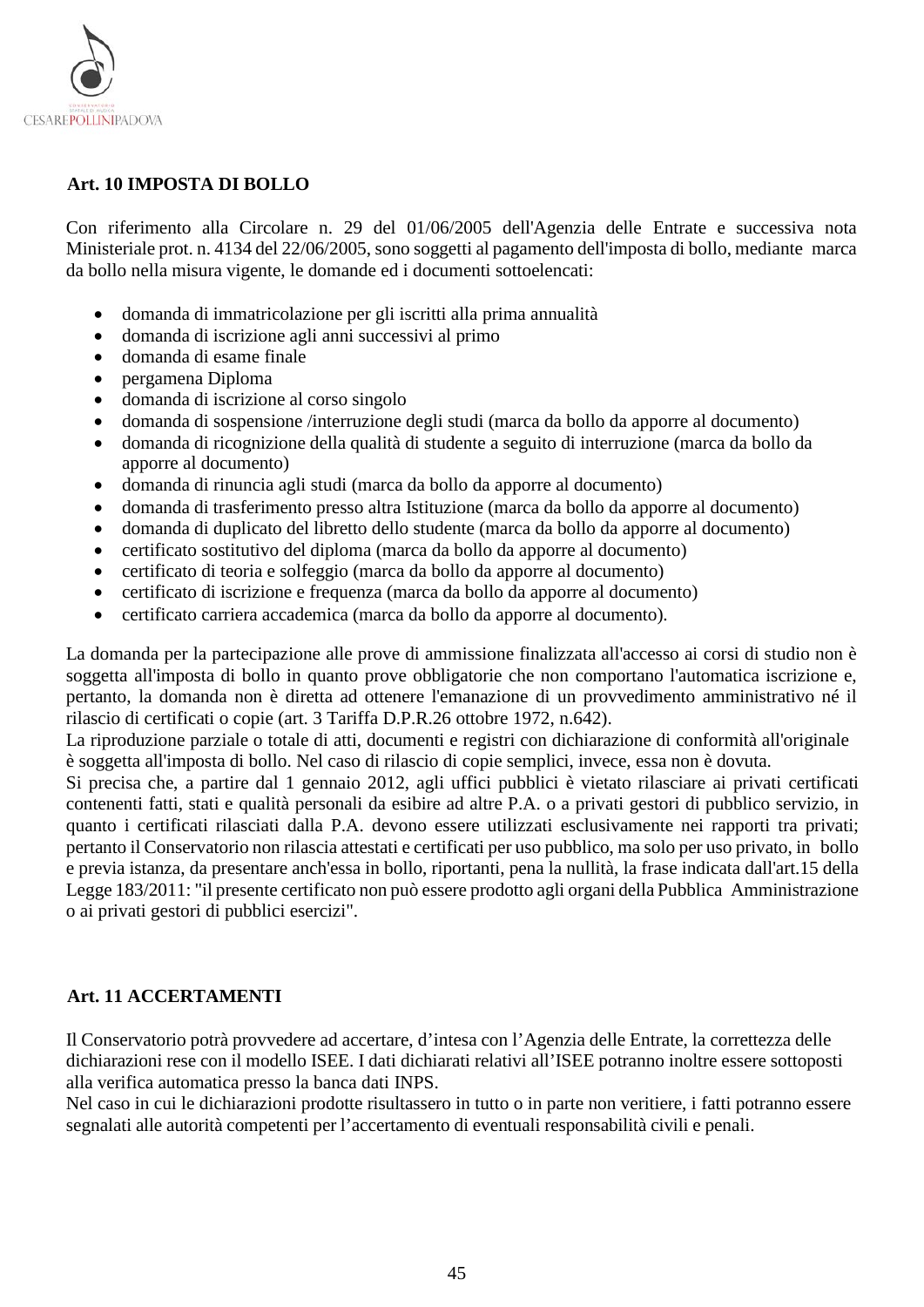## Art. 10 IMPOSTA DI BOLLO

Con riferimento alla Circolare n. 29 del 01/06/2005 dell'Agenzia delle Entrate e successiva nota Ministeriale prot. n. 4134 del 22/06/2005, sono soggetti al pagamento dell'imposta di bollo, mediante marca da bollo nella misura vigente, le domande ed i documenti sottoelencati:

- domanda di immatricolazione per gli iscritti alla prima annualità
- domanda di iscrizione agli anni successivi al primo
- domanda di esame finale
- pergamena Diploma
- domanda di iscrizione al corso singolo
- domanda di sospensione /interruzione degli studi (marca da bollo da apporre al documento)
- domanda di ricognizione della qualità di studente a seguito di interruzione (marca da bollo da apporre al documento)
- domanda di rinuncia agli studi (marca da bollo da apporre al documento)
- domanda di trasferimento presso altra Istituzione (marca da bollo da apporre al documento)
- domanda di duplicato del libretto dello studente (marca da bollo da apporre al documento)
- certificato sostitutivo del diploma (marca da bollo da apporre al documento)
- certificato di teoria e solfeggio (marca da bollo da apporre al documento)
- certificato di iscrizione e frequenza (marca da bollo da apporre al documento)
- certificato carriera accademica (marca da bollo da apporre al documento).

La domanda per la partecipazione alle prove di ammissione finalizzata all'accesso ai corsi di studio non è soggetta all'imposta di bollo in quanto prove obbligatorie che non comportano l'automatica iscrizione e, pertanto, la domanda non è diretta ad ottenere l'emanazione di un provvedimento amministrativo né il rilascio di certificati o copie (art. 3 Tariffa D.P.R.26 ottobre 1972, n.642).
La riproduzione parziale o totale di atti, documenti e registri con dichiarazione di conformità all'originale è soggetta all'imposta di bollo. Nel caso di rilascio di copie semplici, invece, essa non è dovuta.
Si precisa che, a partire dal 1 gennaio 2012, agli uffici pubblici è vietato rilasciare ai privati certificati contenenti fatti, stati e qualità personali da esibire ad altre P.A. o a privati gestori di pubblico servizio, in quanto i certificati rilasciati dalla P.A. devono essere utilizzati esclusivamente nei rapporti tra privati; pertanto il Conservatorio non rilascia attestati e certificati per uso pubblico, ma solo per uso privato, in bollo e previa istanza, da presentare anch'essa in bollo, riportanti, pena la nullità, la frase indicata dall'art.15 della Legge 183/2011: "il presente certificato non può essere prodotto agli organi della Pubblica Amministrazione o ai privati gestori di pubblici esercizi".

## Art. 11 ACCERTAMENTI

Il Conservatorio potrà provvedere ad accertare, d'intesa con l'Agenzia delle Entrate, la correttezza delle dichiarazioni rese con il modello ISEE. I dati dichiarati relativi all'ISEE potranno inoltre essere sottoposti alla verifica automatica presso la banca dati INPS.
Nel caso in cui le dichiarazioni prodotte risultassero in tutto o in parte non veritiere, i fatti potranno essere segnalati alle autorità competenti per l'accertamento di eventuali responsabilità civili e penali.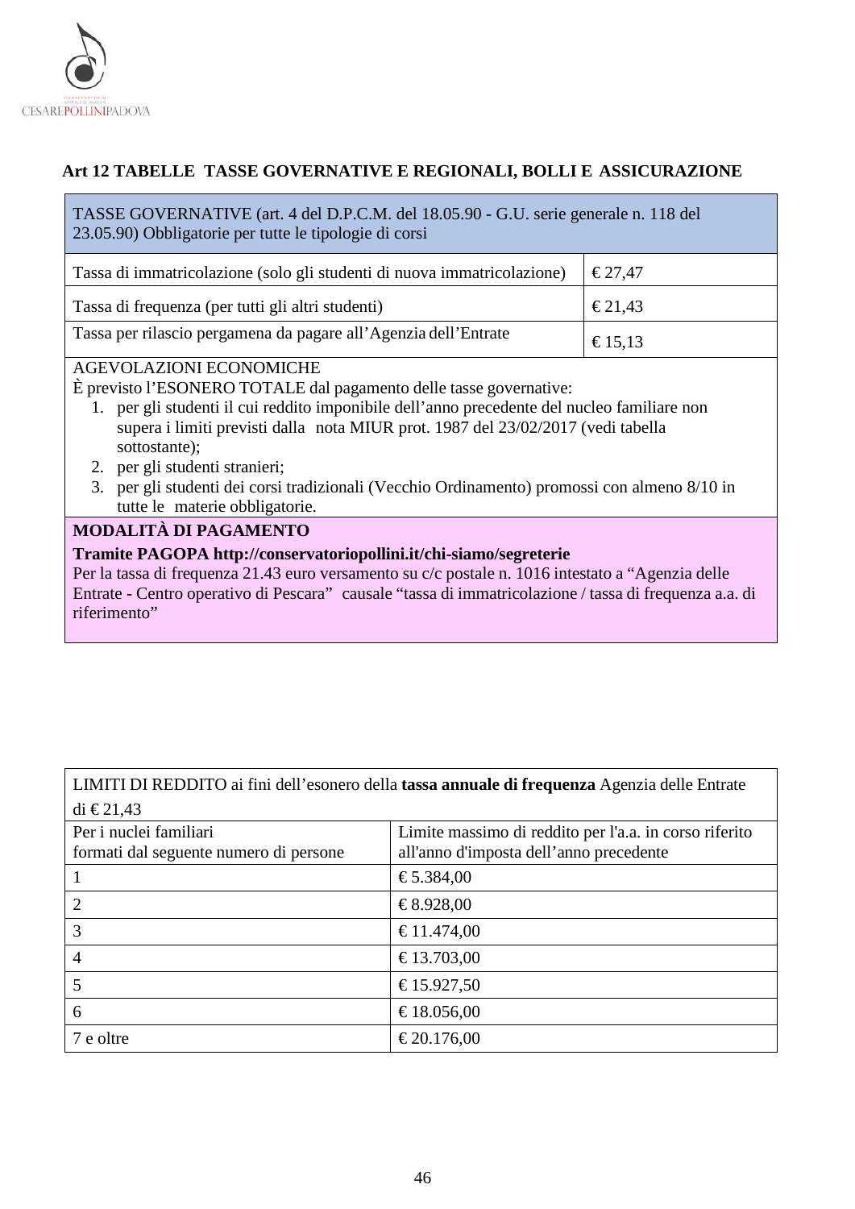## Art 12 TABELLE TASSE GOVERNATIVE E REGIONALI, BOLLI E ASSICURAZIONE

| TASSE GOVERNATIVE (art. 4 del D.P.C.M. del 18.05.90 - G.U. serie generale n. 118 del 23.05.90) Obbligatorie per tutte le tipologie di corsi | |
|---|---|
| Tassa di immatricolazione (solo gli studenti di nuova immatricolazione) | € 27,47 |
| Tassa di frequenza (per tutti gli altri studenti) | € 21,43 |
| Tassa per rilascio pergamena da pagare all'Agenzia dell'Entrate | € 15,13 |

AGEVOLAZIONI ECONOMICHE

È previsto l'ESONERO TOTALE dal pagamento delle tasse governative:

1. per gli studenti il cui reddito imponibile dell'anno precedente del nucleo familiare non supera i limiti previsti dalla nota MIUR prot. 1987 del 23/02/2017 (vedi tabella sottostante);
2. per gli studenti stranieri;
3. per gli studenti dei corsi tradizionali (Vecchio Ordinamento) promossi con almeno 8/10 in tutte le materie obbligatorie.

**MODALITÀ DI PAGAMENTO**

**Tramite PAGOPA http://conservatoriopollini.it/chi-siamo/segreterie**

Per la tassa di frequenza 21.43 euro versamento su c/c postale n. 1016 intestato a "Agenzia delle Entrate - Centro operativo di Pescara" causale "tassa di immatricolazione / tassa di frequenza a.a. di riferimento"

| LIMITI DI REDDITO ai fini dell'esonero della **tassa annuale di frequenza** Agenzia delle Entrate di € 21,43 | |
|---|---|
| Per i nuclei familiari formati dal seguente numero di persone | Limite massimo di reddito per l'a.a. in corso riferito all'anno d'imposta dell'anno precedente |
| 1 | € 5.384,00 |
| 2 | € 8.928,00 |
| 3 | € 11.474,00 |
| 4 | € 13.703,00 |
| 5 | € 15.927,50 |
| 6 | € 18.056,00 |
| 7 e oltre | € 20.176,00 |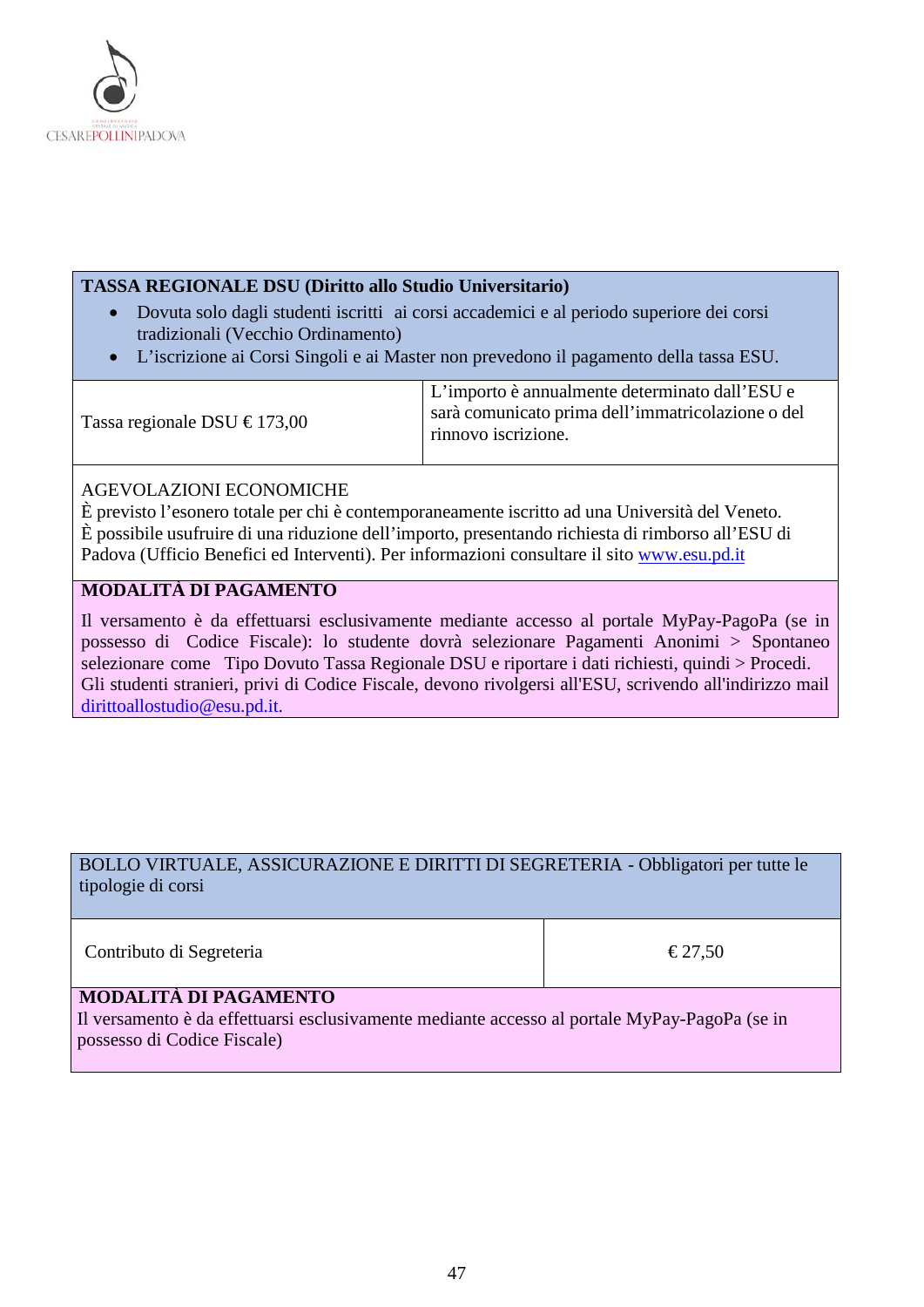**TASSA REGIONALE DSU (Diritto allo Studio Universitario)**

- Dovuta solo dagli studenti iscritti ai corsi accademici e al periodo superiore dei corsi tradizionali (Vecchio Ordinamento)
- L'iscrizione ai Corsi Singoli e ai Master non prevedono il pagamento della tassa ESU.

| Tassa regionale DSU € 173,00 | L'importo è annualmente determinato dall'ESU e sarà comunicato prima dell'immatricolazione o del rinnovo iscrizione. |
|---|---|

AGEVOLAZIONI ECONOMICHE
È previsto l'esonero totale per chi è contemporaneamente iscritto ad una Università del Veneto.
È possibile usufruire di una riduzione dell'importo, presentando richiesta di rimborso all'ESU di Padova (Ufficio Benefici ed Interventi). Per informazioni consultare il sito www.esu.pd.it

**MODALITÀ DI PAGAMENTO**

Il versamento è da effettuarsi esclusivamente mediante accesso al portale MyPay-PagoPa (se in possesso di Codice Fiscale): lo studente dovrà selezionare Pagamenti Anonimi > Spontaneo selezionare come Tipo Dovuto Tassa Regionale DSU e riportare i dati richiesti, quindi > Procedi.
Gli studenti stranieri, privi di Codice Fiscale, devono rivolgersi all'ESU, scrivendo all'indirizzo mail dirittoallostudio@esu.pd.it.

BOLLO VIRTUALE, ASSICURAZIONE E DIRITTI DI SEGRETERIA - Obbligatori per tutte le tipologie di corsi

| Contributo di Segreteria | € 27,50 |
|---|---|

**MODALITÀ DI PAGAMENTO**
Il versamento è da effettuarsi esclusivamente mediante accesso al portale MyPay-PagoPa (se in possesso di Codice Fiscale)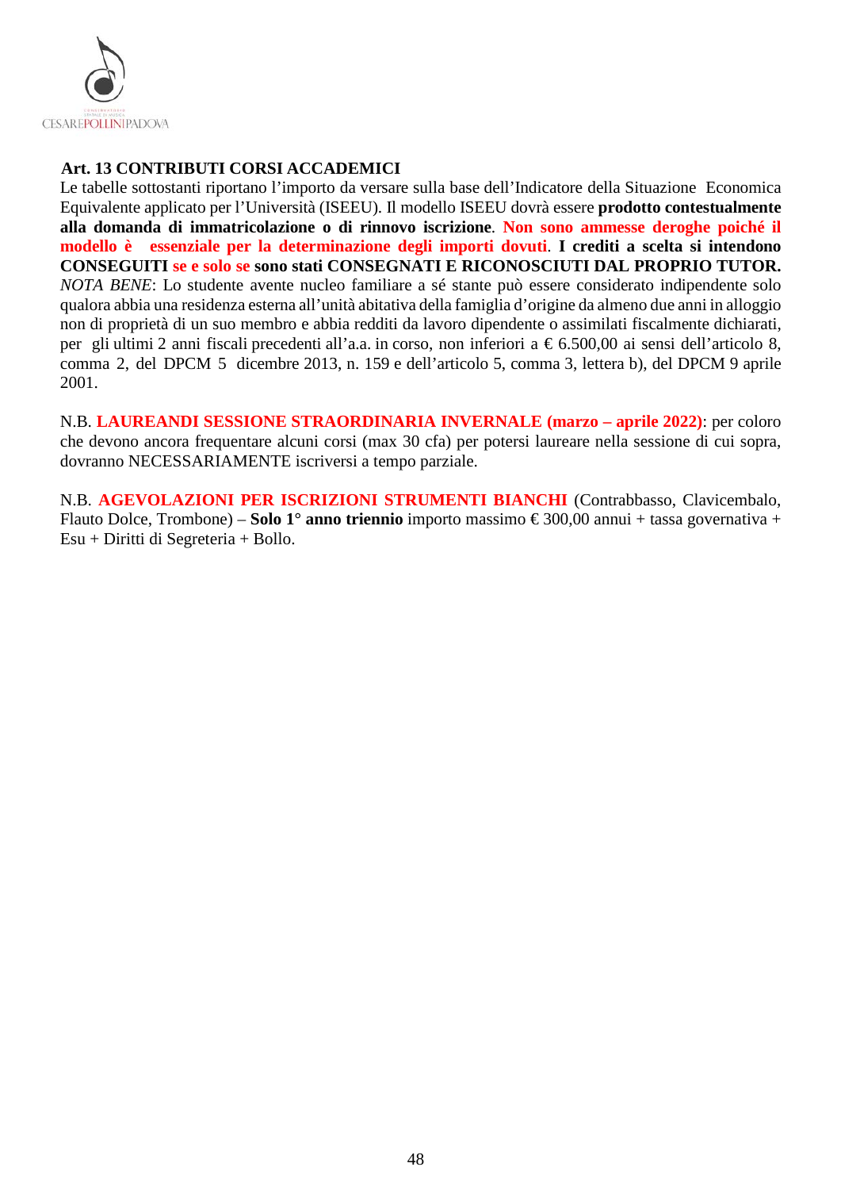## Art. 13 CONTRIBUTI CORSI ACCADEMICI

Le tabelle sottostanti riportano l'importo da versare sulla base dell'Indicatore della Situazione Economica Equivalente applicato per l'Università (ISEEU). Il modello ISEEU dovrà essere **prodotto contestualmente alla domanda di immatricolazione o di rinnovo iscrizione**. **Non sono ammesse deroghe poiché il modello è essenziale per la determinazione degli importi dovuti**. **I crediti a scelta si intendono CONSEGUITI se e solo se sono stati CONSEGNATI E RICONOSCIUTI DAL PROPRIO TUTOR.**
*NOTA BENE*: Lo studente avente nucleo familiare a sé stante può essere considerato indipendente solo qualora abbia una residenza esterna all'unità abitativa della famiglia d'origine da almeno due anni in alloggio non di proprietà di un suo membro e abbia redditi da lavoro dipendente o assimilati fiscalmente dichiarati, per gli ultimi 2 anni fiscali precedenti all'a.a. in corso, non inferiori a € 6.500,00 ai sensi dell'articolo 8, comma 2, del DPCM 5 dicembre 2013, n. 159 e dell'articolo 5, comma 3, lettera b), del DPCM 9 aprile 2001.

N.B. **LAUREANDI SESSIONE STRAORDINARIA INVERNALE (marzo – aprile 2022)**: per coloro che devono ancora frequentare alcuni corsi (max 30 cfa) per potersi laureare nella sessione di cui sopra, dovranno NECESSARIAMENTE iscriversi a tempo parziale.

N.B. **AGEVOLAZIONI PER ISCRIZIONI STRUMENTI BIANCHI** (Contrabbasso, Clavicembalo, Flauto Dolce, Trombone) – **Solo 1° anno triennio** importo massimo € 300,00 annui + tassa governativa + Esu + Diritti di Segreteria + Bollo.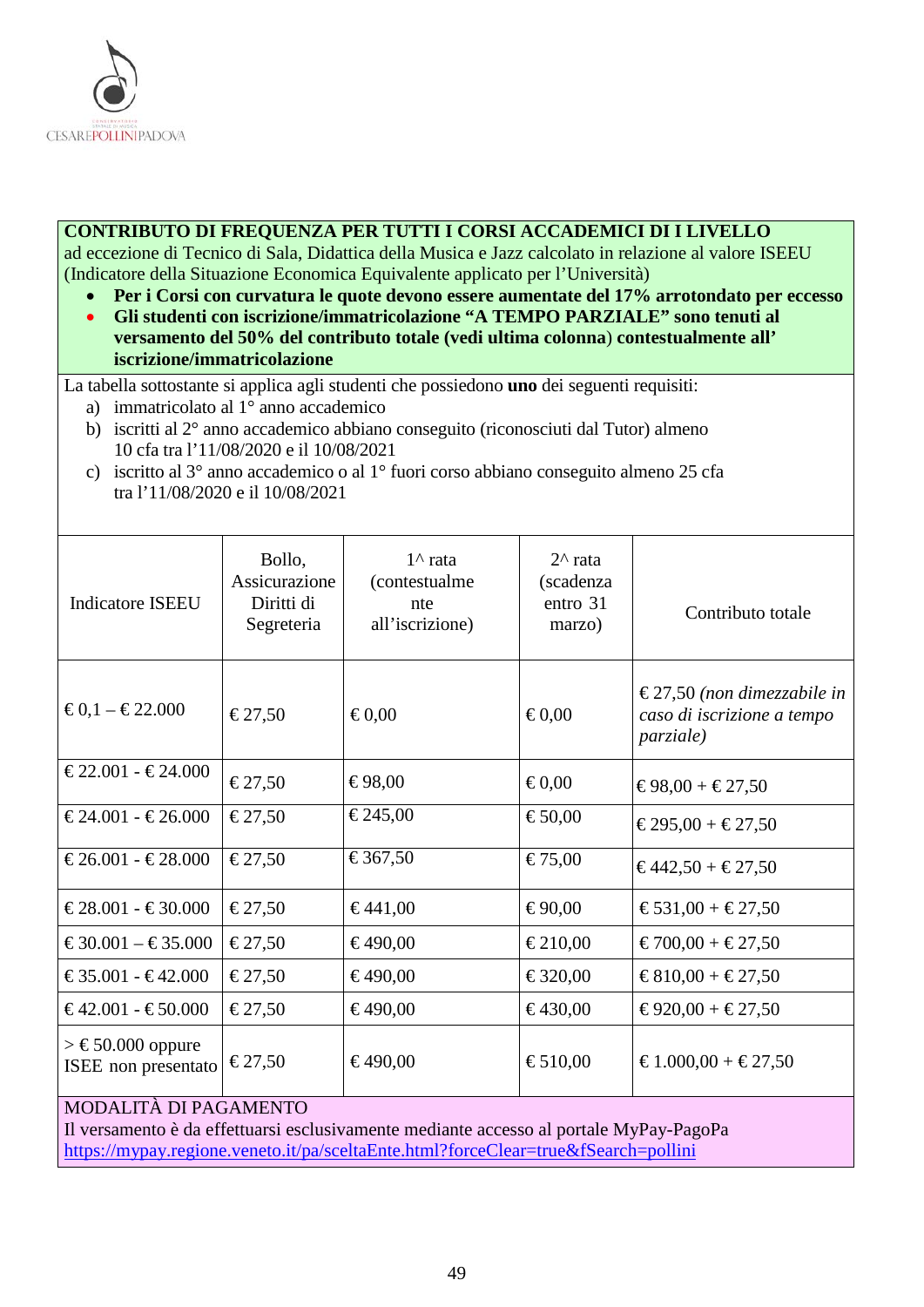**CONTRIBUTO DI FREQUENZA PER TUTTI I CORSI ACCADEMICI DI I LIVELLO**
ad eccezione di Tecnico di Sala, Didattica della Musica e Jazz calcolato in relazione al valore ISEEU (Indicatore della Situazione Economica Equivalente applicato per l'Università)

- **Per i Corsi con curvatura le quote devono essere aumentate del 17% arrotondato per eccesso**
- **Gli studenti con iscrizione/immatricolazione "A TEMPO PARZIALE" sono tenuti al versamento del 50% del contributo totale (vedi ultima colonna) contestualmente all' iscrizione/immatricolazione**

La tabella sottostante si applica agli studenti che possiedono **uno** dei seguenti requisiti:

a) immatricolato al 1° anno accademico
b) iscritti al 2° anno accademico abbiano conseguito (riconosciuti dal Tutor) almeno 10 cfa tra l'11/08/2020 e il 10/08/2021
c) iscritto al 3° anno accademico o al 1° fuori corso abbiano conseguito almeno 25 cfa tra l'11/08/2020 e il 10/08/2021

| Indicatore ISEEU | Bollo, Assicurazione Diritti di Segreteria | 1^ rata (contestualmente all'iscrizione) | 2^ rata (scadenza entro 31 marzo) | Contributo totale |
|---|---|---|---|---|
| € 0,1 – € 22.000 | € 27,50 | € 0,00 | € 0,00 | € 27,50 *(non dimezzabile in caso di iscrizione a tempo parziale)* |
| € 22.001 - € 24.000 | € 27,50 | € 98,00 | € 0,00 | € 98,00 + € 27,50 |
| € 24.001 - € 26.000 | € 27,50 | € 245,00 | € 50,00 | € 295,00 + € 27,50 |
| € 26.001 - € 28.000 | € 27,50 | € 367,50 | € 75,00 | € 442,50 + € 27,50 |
| € 28.001 - € 30.000 | € 27,50 | € 441,00 | € 90,00 | € 531,00 + € 27,50 |
| € 30.001 – € 35.000 | € 27,50 | € 490,00 | € 210,00 | € 700,00 + € 27,50 |
| € 35.001 - € 42.000 | € 27,50 | € 490,00 | € 320,00 | € 810,00 + € 27,50 |
| € 42.001 - € 50.000 | € 27,50 | € 490,00 | € 430,00 | € 920,00 + € 27,50 |
| > € 50.000 oppure ISEE non presentato | € 27,50 | € 490,00 | € 510,00 | € 1.000,00 + € 27,50 |

MODALITÀ DI PAGAMENTO
Il versamento è da effettuarsi esclusivamente mediante accesso al portale MyPay-PagoPa
https://mypay.regione.veneto.it/pa/sceltaEnte.html?forceClear=true&fSearch=pollini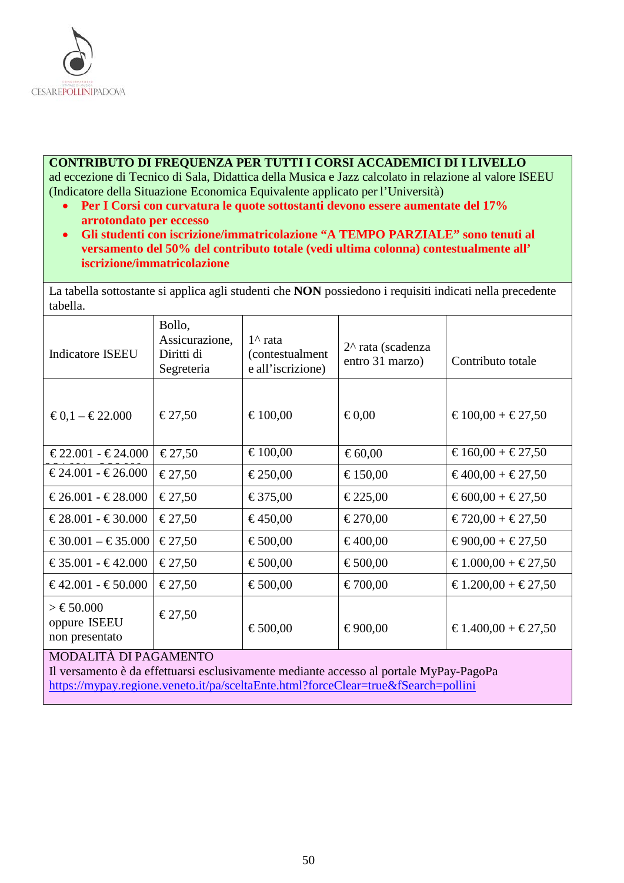**CONTRIBUTO DI FREQUENZA PER TUTTI I CORSI ACCADEMICI DI I LIVELLO**
ad eccezione di Tecnico di Sala, Didattica della Musica e Jazz calcolato in relazione al valore ISEEU (Indicatore della Situazione Economica Equivalente applicato per l'Università)

- **Per I Corsi con curvatura le quote sottostanti devono essere aumentate del 17% arrotondato per eccesso**
- **Gli studenti con iscrizione/immatricolazione "A TEMPO PARZIALE" sono tenuti al versamento del 50% del contributo totale (vedi ultima colonna) contestualmente all' iscrizione/immatricolazione**

La tabella sottostante si applica agli studenti che **NON** possiedono i requisiti indicati nella precedente tabella.

| Indicatore ISEEU | Bollo, Assicurazione, Diritti di Segreteria | 1^ rata (contestualmente all'iscrizione) | 2^ rata (scadenza entro 31 marzo) | Contributo totale |
|---|---|---|---|---|
| € 0,1 – € 22.000 | € 27,50 | € 100,00 | € 0,00 | € 100,00 + € 27,50 |
| € 22.001 - € 24.000 | € 27,50 | € 100,00 | € 60,00 | € 160,00 + € 27,50 |
| € 24.001 - € 26.000 | € 27,50 | € 250,00 | € 150,00 | € 400,00 + € 27,50 |
| € 26.001 - € 28.000 | € 27,50 | € 375,00 | € 225,00 | € 600,00 + € 27,50 |
| € 28.001 - € 30.000 | € 27,50 | € 450,00 | € 270,00 | € 720,00 + € 27,50 |
| € 30.001 – € 35.000 | € 27,50 | € 500,00 | € 400,00 | € 900,00 + € 27,50 |
| € 35.001 - € 42.000 | € 27,50 | € 500,00 | € 500,00 | € 1.000,00 + € 27,50 |
| € 42.001 - € 50.000 | € 27,50 | € 500,00 | € 700,00 | € 1.200,00 + € 27,50 |
| > € 50.000 oppure ISEEU non presentato | € 27,50 | € 500,00 | € 900,00 | € 1.400,00 + € 27,50 |

MODALITÀ DI PAGAMENTO
Il versamento è da effettuarsi esclusivamente mediante accesso al portale MyPay-PagoPa
https://mypay.regione.veneto.it/pa/sceltaEnte.html?forceClear=true&fSearch=pollini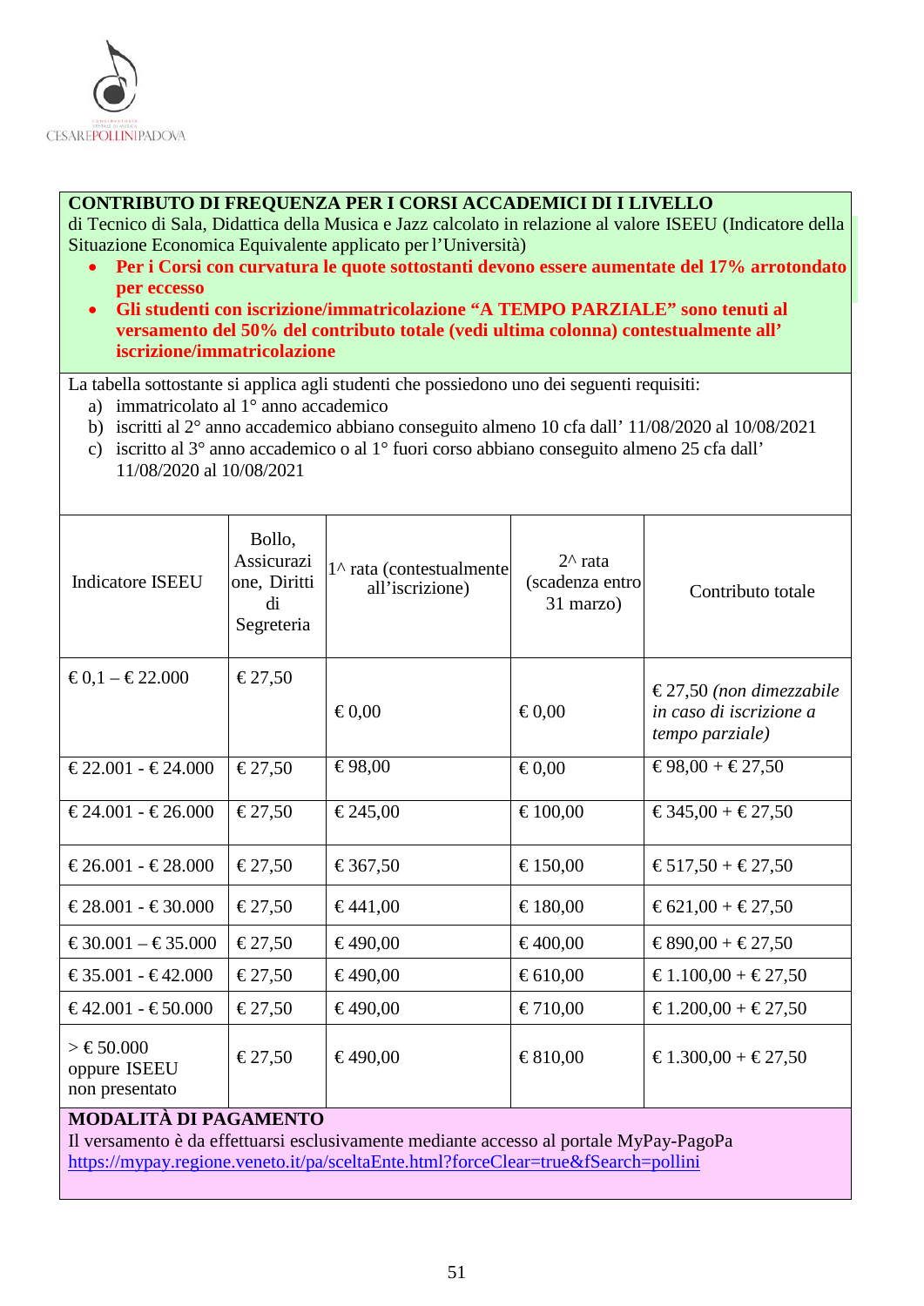**CONTRIBUTO DI FREQUENZA PER I CORSI ACCADEMICI DI I LIVELLO**
di Tecnico di Sala, Didattica della Musica e Jazz calcolato in relazione al valore ISEEU (Indicatore della Situazione Economica Equivalente applicato per l'Università)

- **Per i Corsi con curvatura le quote sottostanti devono essere aumentate del 17% arrotondato per eccesso**
- **Gli studenti con iscrizione/immatricolazione "A TEMPO PARZIALE" sono tenuti al versamento del 50% del contributo totale (vedi ultima colonna) contestualmente all' iscrizione/immatricolazione**

La tabella sottostante si applica agli studenti che possiedono uno dei seguenti requisiti:

a) immatricolato al 1° anno accademico
b) iscritti al 2° anno accademico abbiano conseguito almeno 10 cfa dall' 11/08/2020 al 10/08/2021
c) iscritto al 3° anno accademico o al 1° fuori corso abbiano conseguito almeno 25 cfa dall' 11/08/2020 al 10/08/2021

| Indicatore ISEEU | Bollo, Assicurazione, Diritti di Segreteria | 1^ rata (contestualmente all'iscrizione) | 2^ rata (scadenza entro 31 marzo) | Contributo totale |
|---|---|---|---|---|
| € 0,1 – € 22.000 | € 27,50 | € 0,00 | € 0,00 | € 27,50 *(non dimezzabile in caso di iscrizione a tempo parziale)* |
| € 22.001 - € 24.000 | € 27,50 | € 98,00 | € 0,00 | € 98,00 + € 27,50 |
| € 24.001 - € 26.000 | € 27,50 | € 245,00 | € 100,00 | € 345,00 + € 27,50 |
| € 26.001 - € 28.000 | € 27,50 | € 367,50 | € 150,00 | € 517,50 + € 27,50 |
| € 28.001 - € 30.000 | € 27,50 | € 441,00 | € 180,00 | € 621,00 + € 27,50 |
| € 30.001 – € 35.000 | € 27,50 | € 490,00 | € 400,00 | € 890,00 + € 27,50 |
| € 35.001 - € 42.000 | € 27,50 | € 490,00 | € 610,00 | € 1.100,00 + € 27,50 |
| € 42.001 - € 50.000 | € 27,50 | € 490,00 | € 710,00 | € 1.200,00 + € 27,50 |
| > € 50.000 oppure ISEEU non presentato | € 27,50 | € 490,00 | € 810,00 | € 1.300,00 + € 27,50 |

**MODALITÀ DI PAGAMENTO**
Il versamento è da effettuarsi esclusivamente mediante accesso al portale MyPay-PagoPa
https://mypay.regione.veneto.it/pa/sceltaEnte.html?forceClear=true&fSearch=pollini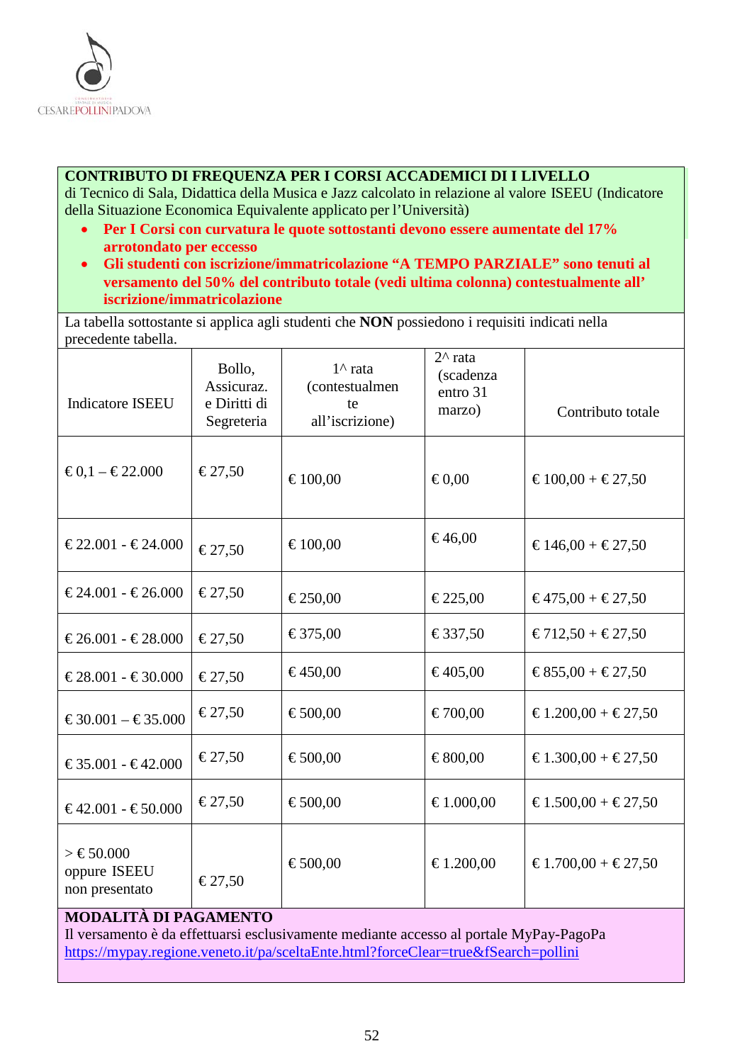**CONTRIBUTO DI FREQUENZA PER I CORSI ACCADEMICI DI I LIVELLO**
di Tecnico di Sala, Didattica della Musica e Jazz calcolato in relazione al valore ISEEU (Indicatore della Situazione Economica Equivalente applicato per l'Università)

- **Per I Corsi con curvatura le quote sottostanti devono essere aumentate del 17% arrotondato per eccesso**
- **Gli studenti con iscrizione/immatricolazione "A TEMPO PARZIALE" sono tenuti al versamento del 50% del contributo totale (vedi ultima colonna) contestualmente all' iscrizione/immatricolazione**

La tabella sottostante si applica agli studenti che **NON** possiedono i requisiti indicati nella precedente tabella.

| Indicatore ISEEU | Bollo, Assicuraz. e Diritti di Segreteria | 1^ rata (contestualmente all'iscrizione) | 2^ rata (scadenza entro 31 marzo) | Contributo totale |
|---|---|---|---|---|
| € 0,1 – € 22.000 | € 27,50 | € 100,00 | € 0,00 | € 100,00 + € 27,50 |
| € 22.001 - € 24.000 | € 27,50 | € 100,00 | € 46,00 | € 146,00 + € 27,50 |
| € 24.001 - € 26.000 | € 27,50 | € 250,00 | € 225,00 | € 475,00 + € 27,50 |
| € 26.001 - € 28.000 | € 27,50 | € 375,00 | € 337,50 | € 712,50 + € 27,50 |
| € 28.001 - € 30.000 | € 27,50 | € 450,00 | € 405,00 | € 855,00 + € 27,50 |
| € 30.001 – € 35.000 | € 27,50 | € 500,00 | € 700,00 | € 1.200,00 + € 27,50 |
| € 35.001 - € 42.000 | € 27,50 | € 500,00 | € 800,00 | € 1.300,00 + € 27,50 |
| € 42.001 - € 50.000 | € 27,50 | € 500,00 | € 1.000,00 | € 1.500,00 + € 27,50 |
| > € 50.000 oppure ISEEU non presentato | € 27,50 | € 500,00 | € 1.200,00 | € 1.700,00 + € 27,50 |

**MODALITÀ DI PAGAMENTO**
Il versamento è da effettuarsi esclusivamente mediante accesso al portale MyPay-PagoPa
https://mypay.regione.veneto.it/pa/sceltaEnte.html?forceClear=true&fSearch=pollini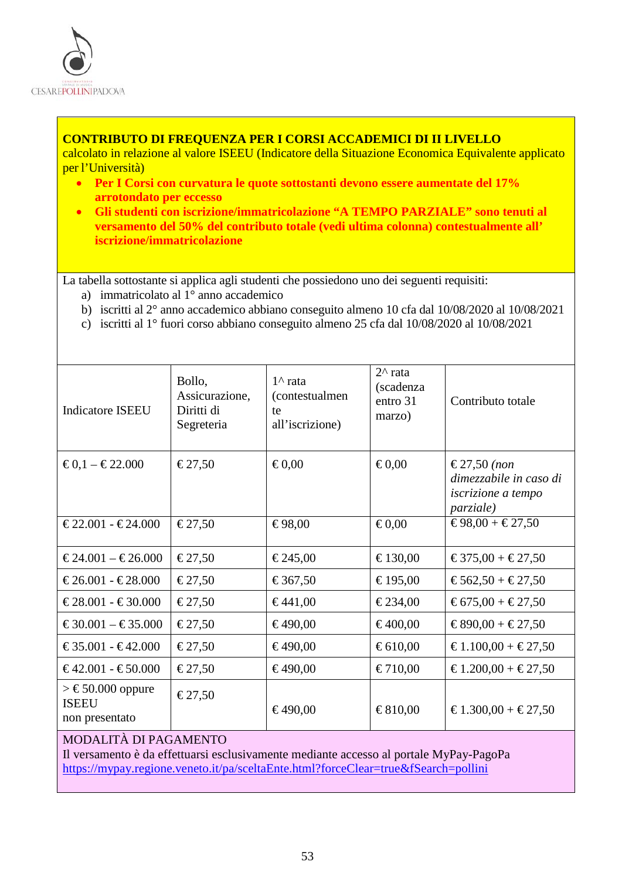**CONTRIBUTO DI FREQUENZA PER I CORSI ACCADEMICI DI II LIVELLO**
calcolato in relazione al valore ISEEU (Indicatore della Situazione Economica Equivalente applicato per l'Università)

- **Per I Corsi con curvatura le quote sottostanti devono essere aumentate del 17% arrotondato per eccesso**
- **Gli studenti con iscrizione/immatricolazione "A TEMPO PARZIALE" sono tenuti al versamento del 50% del contributo totale (vedi ultima colonna) contestualmente all' iscrizione/immatricolazione**

La tabella sottostante si applica agli studenti che possiedono uno dei seguenti requisiti:

a) immatricolato al 1° anno accademico
b) iscritti al 2° anno accademico abbiano conseguito almeno 10 cfa dal 10/08/2020 al 10/08/2021
c) iscritti al 1° fuori corso abbiano conseguito almeno 25 cfa dal 10/08/2020 al 10/08/2021

| Indicatore ISEEU | Bollo, Assicurazione, Diritti di Segreteria | 1^ rata (contestualmente all'iscrizione) | 2^ rata (scadenza entro 31 marzo) | Contributo totale |
|---|---|---|---|---|
| € 0,1 – € 22.000 | € 27,50 | € 0,00 | € 0,00 | € 27,50 *(non dimezzabile in caso di iscrizione a tempo parziale)* |
| € 22.001 - € 24.000 | € 27,50 | € 98,00 | € 0,00 | € 98,00 + € 27,50 |
| € 24.001 – € 26.000 | € 27,50 | € 245,00 | € 130,00 | € 375,00 + € 27,50 |
| € 26.001 - € 28.000 | € 27,50 | € 367,50 | € 195,00 | € 562,50 + € 27,50 |
| € 28.001 - € 30.000 | € 27,50 | € 441,00 | € 234,00 | € 675,00 + € 27,50 |
| € 30.001 – € 35.000 | € 27,50 | € 490,00 | € 400,00 | € 890,00 + € 27,50 |
| € 35.001 - € 42.000 | € 27,50 | € 490,00 | € 610,00 | € 1.100,00 + € 27,50 |
| € 42.001 - € 50.000 | € 27,50 | € 490,00 | € 710,00 | € 1.200,00 + € 27,50 |
| > € 50.000 oppure ISEEU non presentato | € 27,50 | € 490,00 | € 810,00 | € 1.300,00 + € 27,50 |

MODALITÀ DI PAGAMENTO
Il versamento è da effettuarsi esclusivamente mediante accesso al portale MyPay-PagoPa
https://mypay.regione.veneto.it/pa/sceltaEnte.html?forceClear=true&fSearch=pollini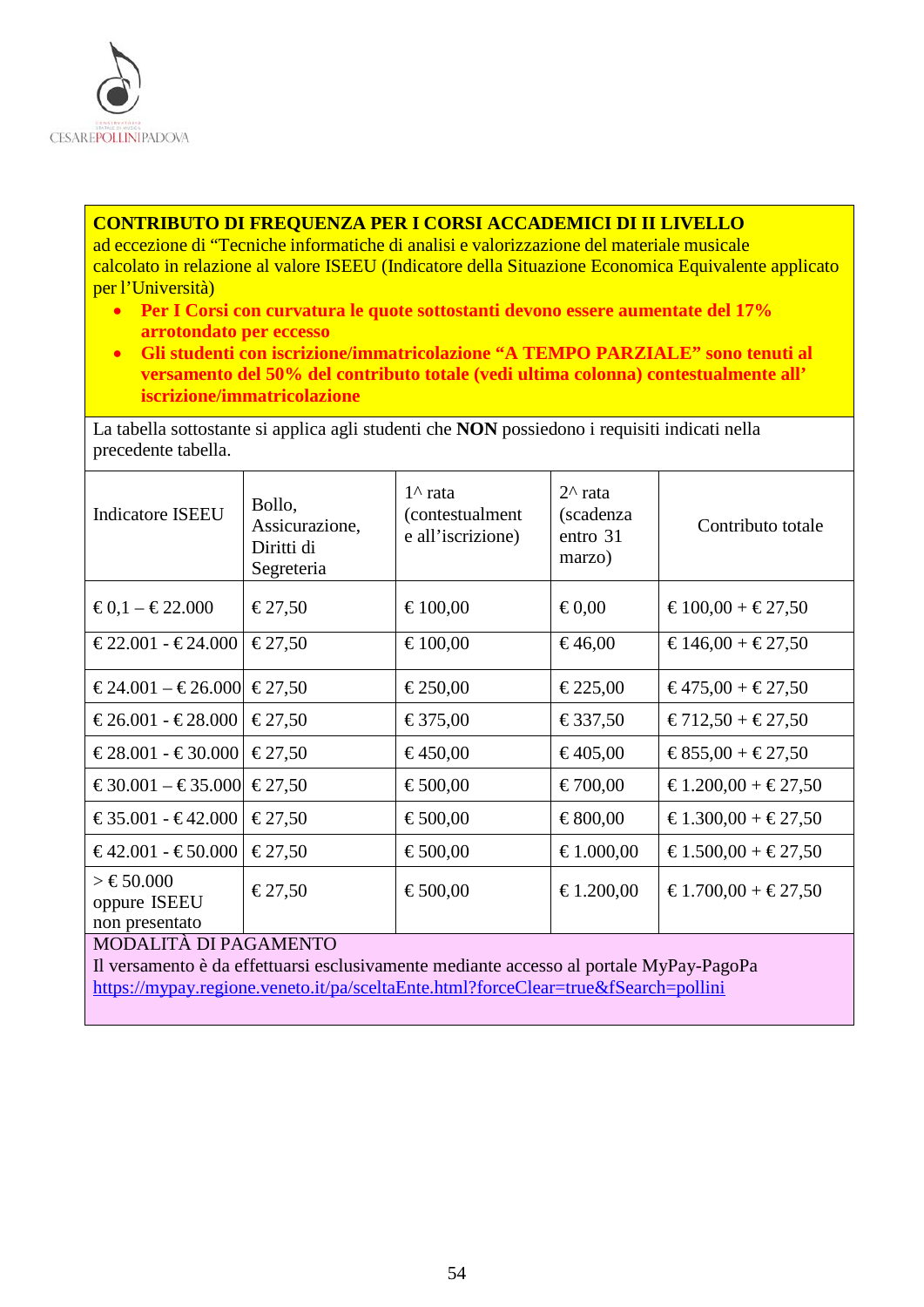**CONTRIBUTO DI FREQUENZA PER I CORSI ACCADEMICI DI II LIVELLO**
ad eccezione di "Tecniche informatiche di analisi e valorizzazione del materiale musicale calcolato in relazione al valore ISEEU (Indicatore della Situazione Economica Equivalente applicato per l'Università)

- **Per I Corsi con curvatura le quote sottostanti devono essere aumentate del 17% arrotondato per eccesso**
- **Gli studenti con iscrizione/immatricolazione "A TEMPO PARZIALE" sono tenuti al versamento del 50% del contributo totale (vedi ultima colonna) contestualmente all' iscrizione/immatricolazione**

La tabella sottostante si applica agli studenti che **NON** possiedono i requisiti indicati nella precedente tabella.

| Indicatore ISEEU | Bollo, Assicurazione, Diritti di Segreteria | 1^ rata (contestualmente all'iscrizione) | 2^ rata (scadenza entro 31 marzo) | Contributo totale |
|---|---|---|---|---|
| € 0,1 – € 22.000 | € 27,50 | € 100,00 | € 0,00 | € 100,00 + € 27,50 |
| € 22.001 - € 24.000 | € 27,50 | € 100,00 | € 46,00 | € 146,00 + € 27,50 |
| € 24.001 – € 26.000 | € 27,50 | € 250,00 | € 225,00 | € 475,00 + € 27,50 |
| € 26.001 - € 28.000 | € 27,50 | € 375,00 | € 337,50 | € 712,50 + € 27,50 |
| € 28.001 - € 30.000 | € 27,50 | € 450,00 | € 405,00 | € 855,00 + € 27,50 |
| € 30.001 – € 35.000 | € 27,50 | € 500,00 | € 700,00 | € 1.200,00 + € 27,50 |
| € 35.001 - € 42.000 | € 27,50 | € 500,00 | € 800,00 | € 1.300,00 + € 27,50 |
| € 42.001 - € 50.000 | € 27,50 | € 500,00 | € 1.000,00 | € 1.500,00 + € 27,50 |
| > € 50.000 oppure ISEEU non presentato | € 27,50 | € 500,00 | € 1.200,00 | € 1.700,00 + € 27,50 |

MODALITÀ DI PAGAMENTO
Il versamento è da effettuarsi esclusivamente mediante accesso al portale MyPay-PagoPa
https://mypay.regione.veneto.it/pa/sceltaEnte.html?forceClear=true&fSearch=pollini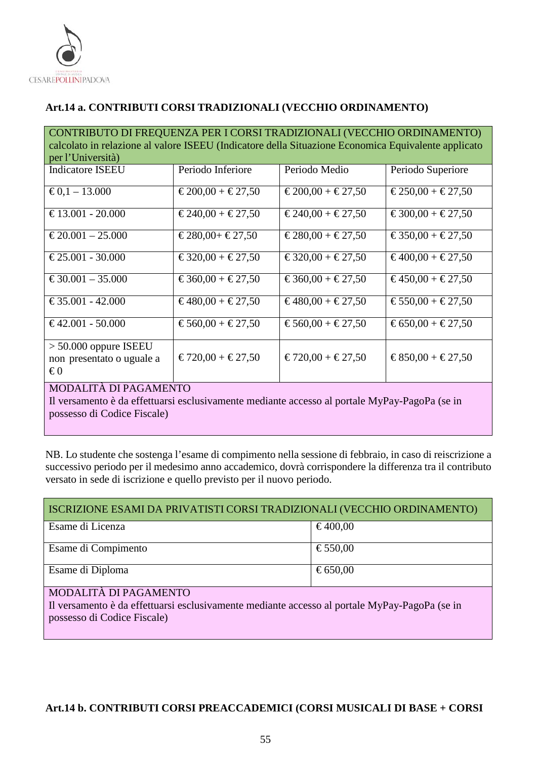### Art.14 a. CONTRIBUTI CORSI TRADIZIONALI (VECCHIO ORDINAMENTO)

| CONTRIBUTO DI FREQUENZA PER I CORSI TRADIZIONALI (VECCHIO ORDINAMENTO) calcolato in relazione al valore ISEEU (Indicatore della Situazione Economica Equivalente applicato per l'Università) | | | |
|---|---|---|---|
| Indicatore ISEEU | Periodo Inferiore | Periodo Medio | Periodo Superiore |
| € 0,1 – 13.000 | € 200,00 + € 27,50 | € 200,00 + € 27,50 | € 250,00 + € 27,50 |
| € 13.001 - 20.000 | € 240,00 + € 27,50 | € 240,00 + € 27,50 | € 300,00 + € 27,50 |
| € 20.001 – 25.000 | € 280,00+ € 27,50 | € 280,00 + € 27,50 | € 350,00 + € 27,50 |
| € 25.001 - 30.000 | € 320,00 + € 27,50 | € 320,00 + € 27,50 | € 400,00 + € 27,50 |
| € 30.001 – 35.000 | € 360,00 + € 27,50 | € 360,00 + € 27,50 | € 450,00 + € 27,50 |
| € 35.001 - 42.000 | € 480,00 + € 27,50 | € 480,00 + € 27,50 | € 550,00 + € 27,50 |
| € 42.001 - 50.000 | € 560,00 + € 27,50 | € 560,00 + € 27,50 | € 650,00 + € 27,50 |
| > 50.000 oppure ISEEU non presentato o uguale a € 0 | € 720,00 + € 27,50 | € 720,00 + € 27,50 | € 850,00 + € 27,50 |
| MODALITÀ DI PAGAMENTO<br>Il versamento è da effettuarsi esclusivamente mediante accesso al portale MyPay-PagoPa (se in possesso di Codice Fiscale) | | | |

NB. Lo studente che sostenga l'esame di compimento nella sessione di febbraio, in caso di reiscrizione a successivo periodo per il medesimo anno accademico, dovrà corrispondere la differenza tra il contributo versato in sede di iscrizione e quello previsto per il nuovo periodo.

| ISCRIZIONE ESAMI DA PRIVATISTI CORSI TRADIZIONALI (VECCHIO ORDINAMENTO) | |
|---|---|
| Esame di Licenza | € 400,00 |
| Esame di Compimento | € 550,00 |
| Esame di Diploma | € 650,00 |
| MODALITÀ DI PAGAMENTO<br>Il versamento è da effettuarsi esclusivamente mediante accesso al portale MyPay-PagoPa (se in possesso di Codice Fiscale) | |

### Art.14 b. CONTRIBUTI CORSI PREACCADEMICI (CORSI MUSICALI DI BASE + CORSI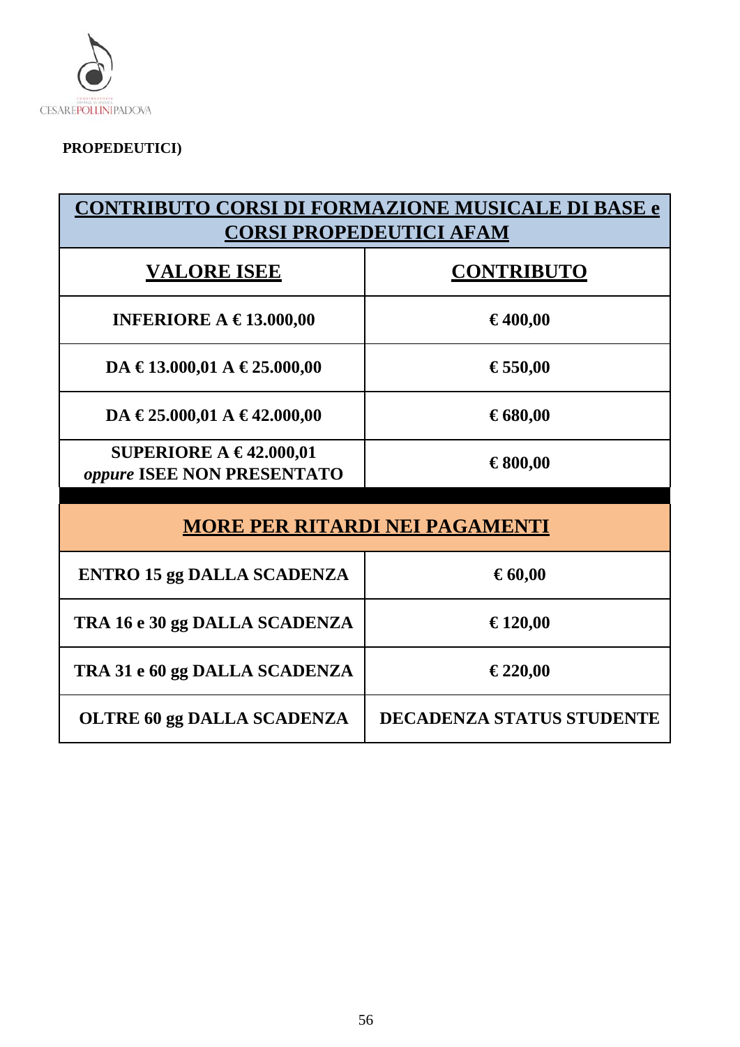**PROPEDEUTICI)**

| **CONTRIBUTO CORSI DI FORMAZIONE MUSICALE DI BASE e CORSI PROPEDEUTICI AFAM** | |
|---|---|
| **VALORE ISEE** | **CONTRIBUTO** |
| **INFERIORE A € 13.000,00** | **€ 400,00** |
| **DA € 13.000,01 A € 25.000,00** | **€ 550,00** |
| **DA € 25.000,01 A € 42.000,00** | **€ 680,00** |
| **SUPERIORE A € 42.000,01** ***oppure*** **ISEE NON PRESENTATO** | **€ 800,00** |

| **MORE PER RITARDI NEI PAGAMENTI** | |
|---|---|
| **ENTRO 15 gg DALLA SCADENZA** | **€ 60,00** |
| **TRA 16 e 30 gg DALLA SCADENZA** | **€ 120,00** |
| **TRA 31 e 60 gg DALLA SCADENZA** | **€ 220,00** |
| **OLTRE 60 gg DALLA SCADENZA** | **DECADENZA STATUS STUDENTE** |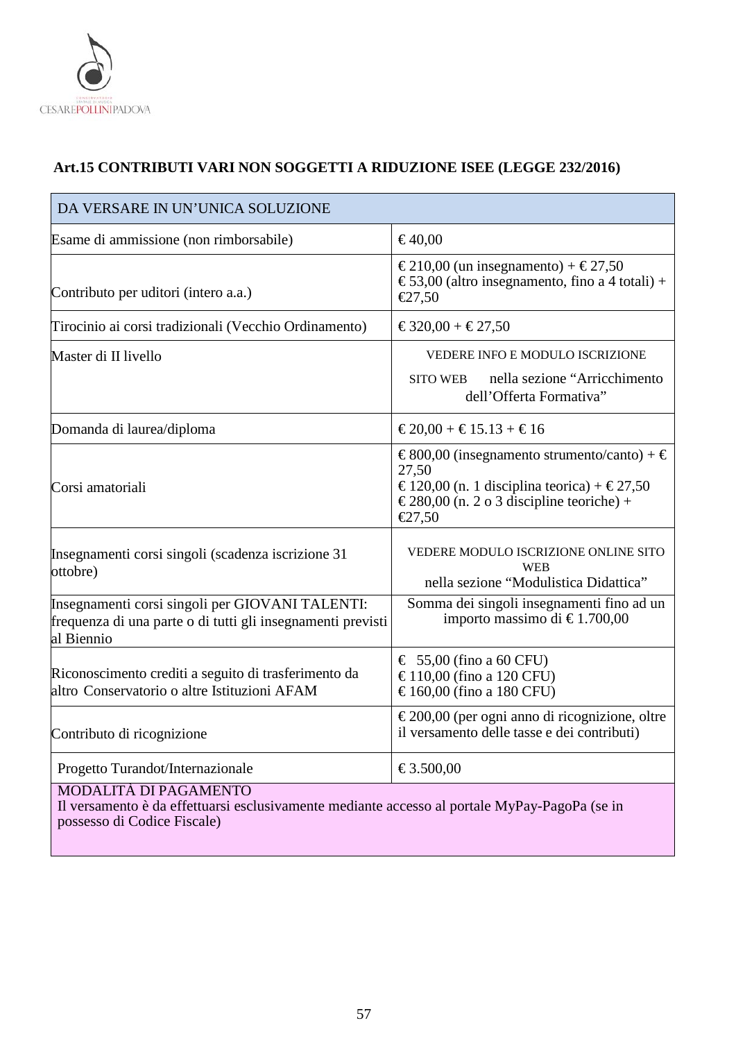**Art.15 CONTRIBUTI VARI NON SOGGETTI A RIDUZIONE ISEE (LEGGE 232/2016)**

| DA VERSARE IN UN'UNICA SOLUZIONE | |
|---|---|
| Esame di ammissione (non rimborsabile) | € 40,00 |
| Contributo per uditori (intero a.a.) | € 210,00 (un insegnamento) + € 27,50<br>€ 53,00 (altro insegnamento, fino a 4 totali) + €27,50 |
| Tirocinio ai corsi tradizionali (Vecchio Ordinamento) | € 320,00 + € 27,50 |
| Master di II livello | VEDERE INFO E MODULO ISCRIZIONE<br>SITO WEB nella sezione "Arricchimento dell'Offerta Formativa" |
| Domanda di laurea/diploma | € 20,00 + € 15.13 + € 16 |
| Corsi amatoriali | € 800,00 (insegnamento strumento/canto) + € 27,50<br>€ 120,00 (n. 1 disciplina teorica) + € 27,50<br>€ 280,00 (n. 2 o 3 discipline teoriche) + €27,50 |
| Insegnamenti corsi singoli (scadenza iscrizione 31 ottobre) | VEDERE MODULO ISCRIZIONE ONLINE SITO WEB<br>nella sezione "Modulistica Didattica" |
| Insegnamenti corsi singoli per GIOVANI TALENTI: frequenza di una parte o di tutti gli insegnamenti previsti al Biennio | Somma dei singoli insegnamenti fino ad un importo massimo di € 1.700,00 |
| Riconoscimento crediti a seguito di trasferimento da altro Conservatorio o altre Istituzioni AFAM | € 55,00 (fino a 60 CFU)<br>€ 110,00 (fino a 120 CFU)<br>€ 160,00 (fino a 180 CFU) |
| Contributo di ricognizione | € 200,00 (per ogni anno di ricognizione, oltre il versamento delle tasse e dei contributi) |
| Progetto Turandot/Internazionale | € 3.500,00 |
| MODALITÀ DI PAGAMENTO<br>Il versamento è da effettuarsi esclusivamente mediante accesso al portale MyPay-PagoPa (se in possesso di Codice Fiscale) | |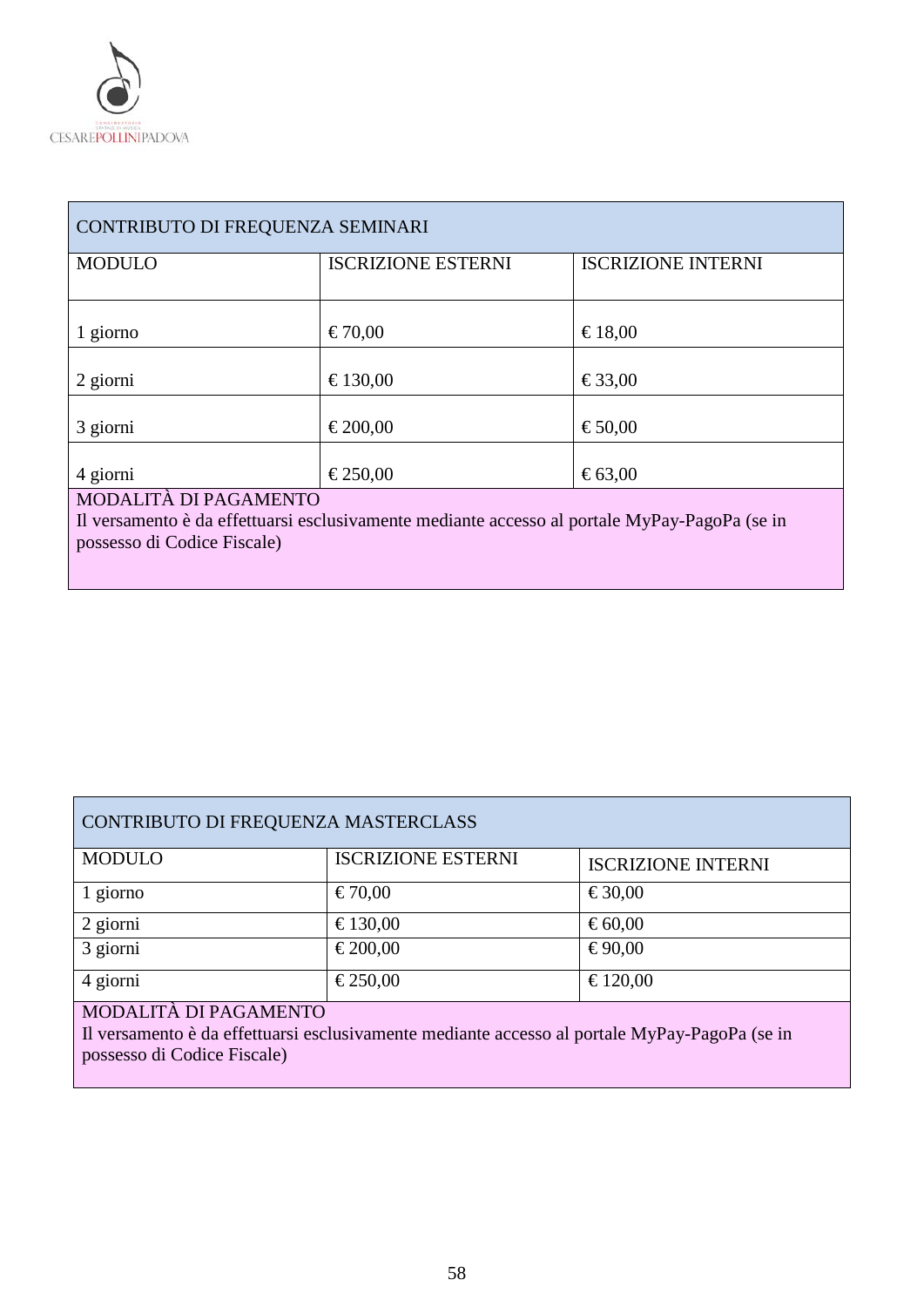| CONTRIBUTO DI FREQUENZA SEMINARI | | |
|---|---|---|
| MODULO | ISCRIZIONE ESTERNI | ISCRIZIONE INTERNI |
| 1 giorno | € 70,00 | € 18,00 |
| 2 giorni | € 130,00 | € 33,00 |
| 3 giorni | € 200,00 | € 50,00 |
| 4 giorni | € 250,00 | € 63,00 |
| MODALITÀ DI PAGAMENTO<br>Il versamento è da effettuarsi esclusivamente mediante accesso al portale MyPay-PagoPa (se in possesso di Codice Fiscale) | | |

| CONTRIBUTO DI FREQUENZA MASTERCLASS | | |
|---|---|---|
| MODULO | ISCRIZIONE ESTERNI | ISCRIZIONE INTERNI |
| 1 giorno | € 70,00 | € 30,00 |
| 2 giorni | € 130,00 | € 60,00 |
| 3 giorni | € 200,00 | € 90,00 |
| 4 giorni | € 250,00 | € 120,00 |
| MODALITÀ DI PAGAMENTO<br>Il versamento è da effettuarsi esclusivamente mediante accesso al portale MyPay-PagoPa (se in possesso di Codice Fiscale) | | |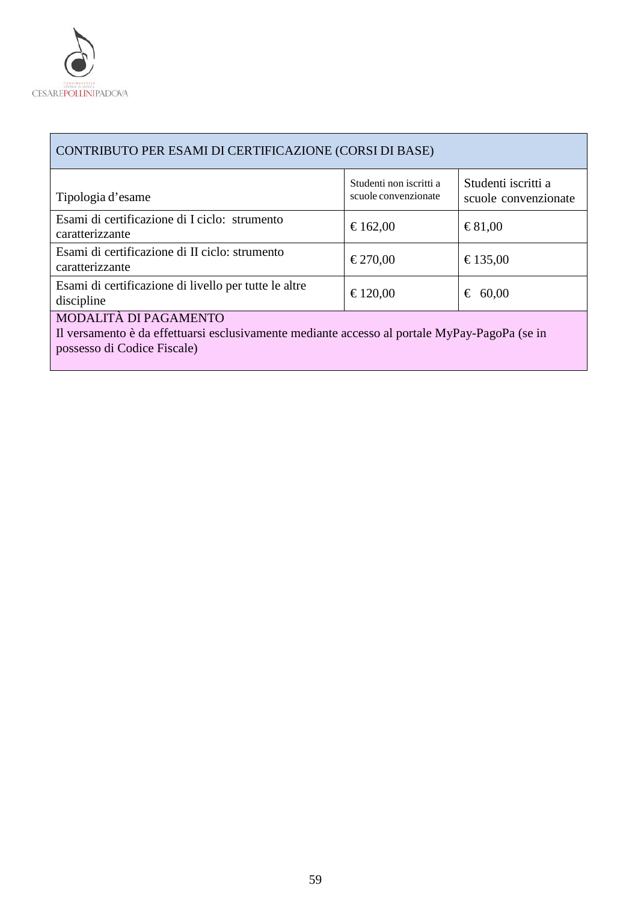| CONTRIBUTO PER ESAMI DI CERTIFICAZIONE (CORSI DI BASE) | | |
|---|---|---|
| Tipologia d'esame | Studenti non iscritti a scuole convenzionate | Studenti iscritti a scuole convenzionate |
| Esami di certificazione di I ciclo: strumento caratterizzante | € 162,00 | € 81,00 |
| Esami di certificazione di II ciclo: strumento caratterizzante | € 270,00 | € 135,00 |
| Esami di certificazione di livello per tutte le altre discipline | € 120,00 | € 60,00 |
| MODALITÀ DI PAGAMENTO<br>Il versamento è da effettuarsi esclusivamente mediante accesso al portale MyPay-PagoPa (se in possesso di Codice Fiscale) | | |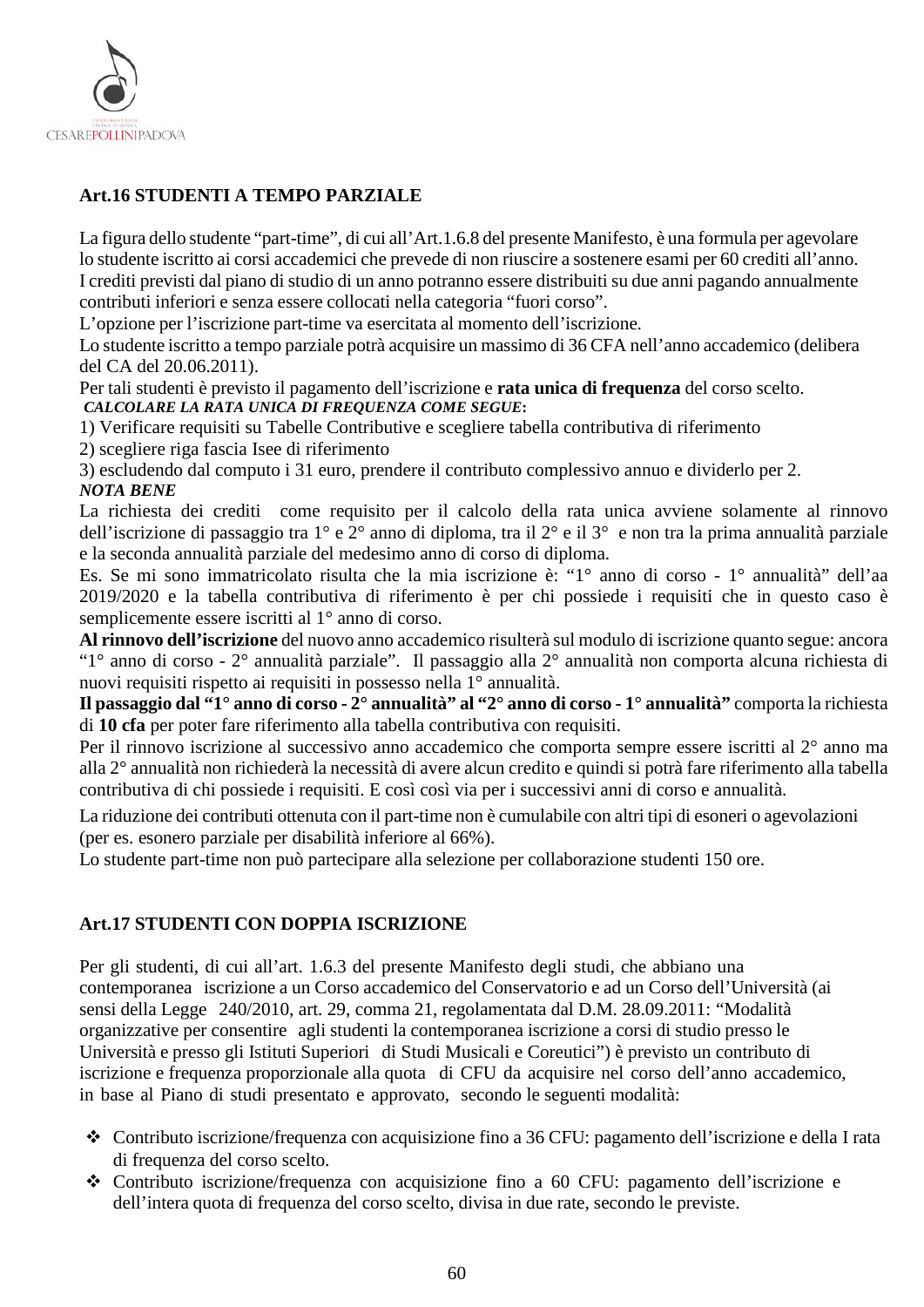## Art.16 STUDENTI A TEMPO PARZIALE

La figura dello studente "part-time", di cui all'Art.1.6.8 del presente Manifesto, è una formula per agevolare lo studente iscritto ai corsi accademici che prevede di non riuscire a sostenere esami per 60 crediti all'anno. I crediti previsti dal piano di studio di un anno potranno essere distribuiti su due anni pagando annualmente contributi inferiori e senza essere collocati nella categoria "fuori corso".

L'opzione per l'iscrizione part-time va esercitata al momento dell'iscrizione.

Lo studente iscritto a tempo parziale potrà acquisire un massimo di 36 CFA nell'anno accademico (delibera del CA del 20.06.2011).

Per tali studenti è previsto il pagamento dell'iscrizione e **rata unica di frequenza** del corso scelto.

***CALCOLARE LA RATA UNICA DI FREQUENZA COME SEGUE:***

1) Verificare requisiti su Tabelle Contributive e scegliere tabella contributiva di riferimento
2) scegliere riga fascia Isee di riferimento
3) escludendo dal computo i 31 euro, prendere il contributo complessivo annuo e dividerlo per 2.

***NOTA BENE***

La richiesta dei crediti come requisito per il calcolo della rata unica avviene solamente al rinnovo dell'iscrizione di passaggio tra 1° e 2° anno di diploma, tra il 2° e il 3° e non tra la prima annualità parziale e la seconda annualità parziale del medesimo anno di corso di diploma.

Es. Se mi sono immatricolato risulta che la mia iscrizione è: "1° anno di corso - 1° annualità" dell'aa 2019/2020 e la tabella contributiva di riferimento è per chi possiede i requisiti che in questo caso è semplicemente essere iscritti al 1° anno di corso.

**Al rinnovo dell'iscrizione** del nuovo anno accademico risulterà sul modulo di iscrizione quanto segue: ancora "1° anno di corso - 2° annualità parziale". Il passaggio alla 2° annualità non comporta alcuna richiesta di nuovi requisiti rispetto ai requisiti in possesso nella 1° annualità.

**Il passaggio dal "1° anno di corso - 2° annualità" al "2° anno di corso - 1° annualità"** comporta la richiesta di **10 cfa** per poter fare riferimento alla tabella contributiva con requisiti.

Per il rinnovo iscrizione al successivo anno accademico che comporta sempre essere iscritti al 2° anno ma alla 2° annualità non richiederà la necessità di avere alcun credito e quindi si potrà fare riferimento alla tabella contributiva di chi possiede i requisiti. E così così via per i successivi anni di corso e annualità.

La riduzione dei contributi ottenuta con il part-time non è cumulabile con altri tipi di esoneri o agevolazioni (per es. esonero parziale per disabilità inferiore al 66%).

Lo studente part-time non può partecipare alla selezione per collaborazione studenti 150 ore.

## Art.17 STUDENTI CON DOPPIA ISCRIZIONE

Per gli studenti, di cui all'art. 1.6.3 del presente Manifesto degli studi, che abbiano una contemporanea iscrizione a un Corso accademico del Conservatorio e ad un Corso dell'Università (ai sensi della Legge 240/2010, art. 29, comma 21, regolamentata dal D.M. 28.09.2011: "Modalità organizzative per consentire agli studenti la contemporanea iscrizione a corsi di studio presso le Università e presso gli Istituti Superiori di Studi Musicali e Coreutici") è previsto un contributo di iscrizione e frequenza proporzionale alla quota di CFU da acquisire nel corso dell'anno accademico, in base al Piano di studi presentato e approvato, secondo le seguenti modalità:

- Contributo iscrizione/frequenza con acquisizione fino a 36 CFU: pagamento dell'iscrizione e della I rata di frequenza del corso scelto.
- Contributo iscrizione/frequenza con acquisizione fino a 60 CFU: pagamento dell'iscrizione e dell'intera quota di frequenza del corso scelto, divisa in due rate, secondo le previste.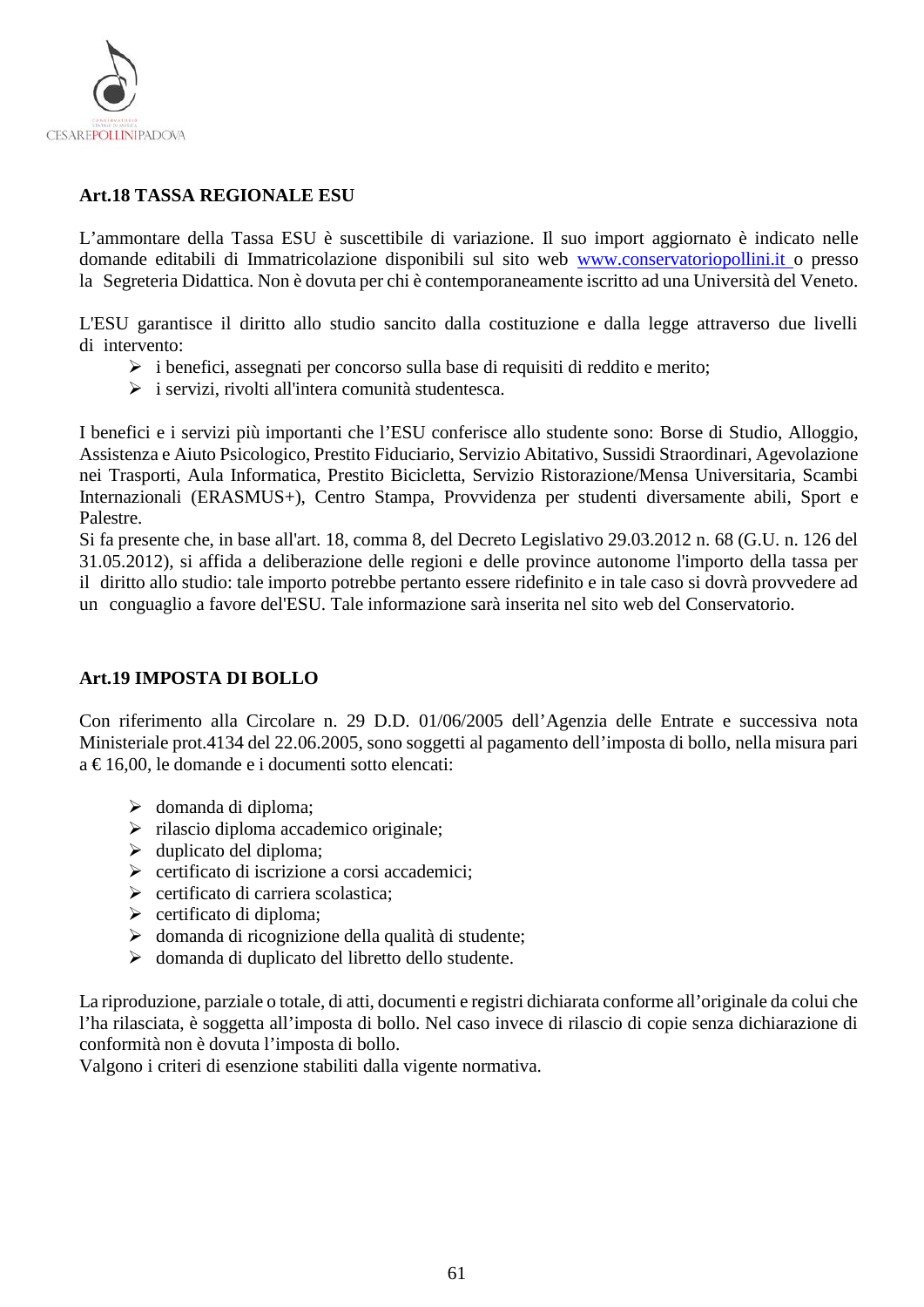## Art.18 TASSA REGIONALE ESU

L'ammontare della Tassa ESU è suscettibile di variazione. Il suo import aggiornato è indicato nelle domande editabili di Immatricolazione disponibili sul sito web www.conservatoriopollini.it o presso la Segreteria Didattica. Non è dovuta per chi è contemporaneamente iscritto ad una Università del Veneto.

L'ESU garantisce il diritto allo studio sancito dalla costituzione e dalla legge attraverso due livelli di intervento:

- i benefici, assegnati per concorso sulla base di requisiti di reddito e merito;
- i servizi, rivolti all'intera comunità studentesca.

I benefici e i servizi più importanti che l'ESU conferisce allo studente sono: Borse di Studio, Alloggio, Assistenza e Aiuto Psicologico, Prestito Fiduciario, Servizio Abitativo, Sussidi Straordinari, Agevolazione nei Trasporti, Aula Informatica, Prestito Bicicletta, Servizio Ristorazione/Mensa Universitaria, Scambi Internazionali (ERASMUS+), Centro Stampa, Provvidenza per studenti diversamente abili, Sport e Palestre.
Si fa presente che, in base all'art. 18, comma 8, del Decreto Legislativo 29.03.2012 n. 68 (G.U. n. 126 del 31.05.2012), si affida a deliberazione delle regioni e delle province autonome l'importo della tassa per il diritto allo studio: tale importo potrebbe pertanto essere ridefinito e in tale caso si dovrà provvedere ad un conguaglio a favore del'ESU. Tale informazione sarà inserita nel sito web del Conservatorio.

## Art.19 IMPOSTA DI BOLLO

Con riferimento alla Circolare n. 29 D.D. 01/06/2005 dell'Agenzia delle Entrate e successiva nota Ministeriale prot.4134 del 22.06.2005, sono soggetti al pagamento dell'imposta di bollo, nella misura pari a € 16,00, le domande e i documenti sotto elencati:

- domanda di diploma;
- rilascio diploma accademico originale;
- duplicato del diploma;
- certificato di iscrizione a corsi accademici;
- certificato di carriera scolastica;
- certificato di diploma;
- domanda di ricognizione della qualità di studente;
- domanda di duplicato del libretto dello studente.

La riproduzione, parziale o totale, di atti, documenti e registri dichiarata conforme all'originale da colui che l'ha rilasciata, è soggetta all'imposta di bollo. Nel caso invece di rilascio di copie senza dichiarazione di conformità non è dovuta l'imposta di bollo.
Valgono i criteri di esenzione stabiliti dalla vigente normativa.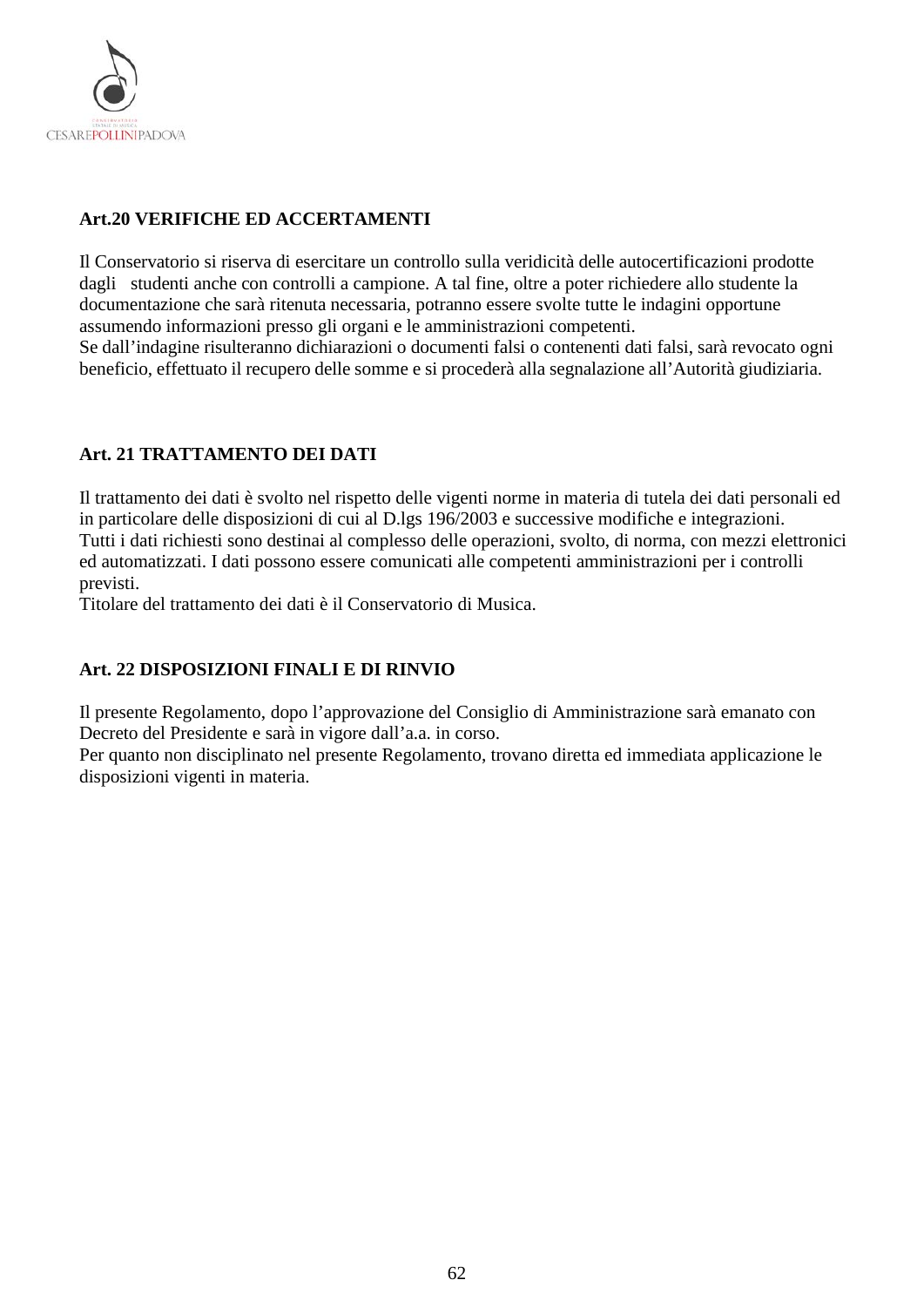### Art.20 VERIFICHE ED ACCERTAMENTI

Il Conservatorio si riserva di esercitare un controllo sulla veridicità delle autocertificazioni prodotte dagli studenti anche con controlli a campione. A tal fine, oltre a poter richiedere allo studente la documentazione che sarà ritenuta necessaria, potranno essere svolte tutte le indagini opportune assumendo informazioni presso gli organi e le amministrazioni competenti.
Se dall'indagine risulteranno dichiarazioni o documenti falsi o contenenti dati falsi, sarà revocato ogni beneficio, effettuato il recupero delle somme e si procederà alla segnalazione all'Autorità giudiziaria.

### Art. 21 TRATTAMENTO DEI DATI

Il trattamento dei dati è svolto nel rispetto delle vigenti norme in materia di tutela dei dati personali ed in particolare delle disposizioni di cui al D.lgs 196/2003 e successive modifiche e integrazioni.
Tutti i dati richiesti sono destinai al complesso delle operazioni, svolto, di norma, con mezzi elettronici ed automatizzati. I dati possono essere comunicati alle competenti amministrazioni per i controlli previsti.
Titolare del trattamento dei dati è il Conservatorio di Musica.

### Art. 22 DISPOSIZIONI FINALI E DI RINVIO

Il presente Regolamento, dopo l'approvazione del Consiglio di Amministrazione sarà emanato con Decreto del Presidente e sarà in vigore dall'a.a. in corso.
Per quanto non disciplinato nel presente Regolamento, trovano diretta ed immediata applicazione le disposizioni vigenti in materia.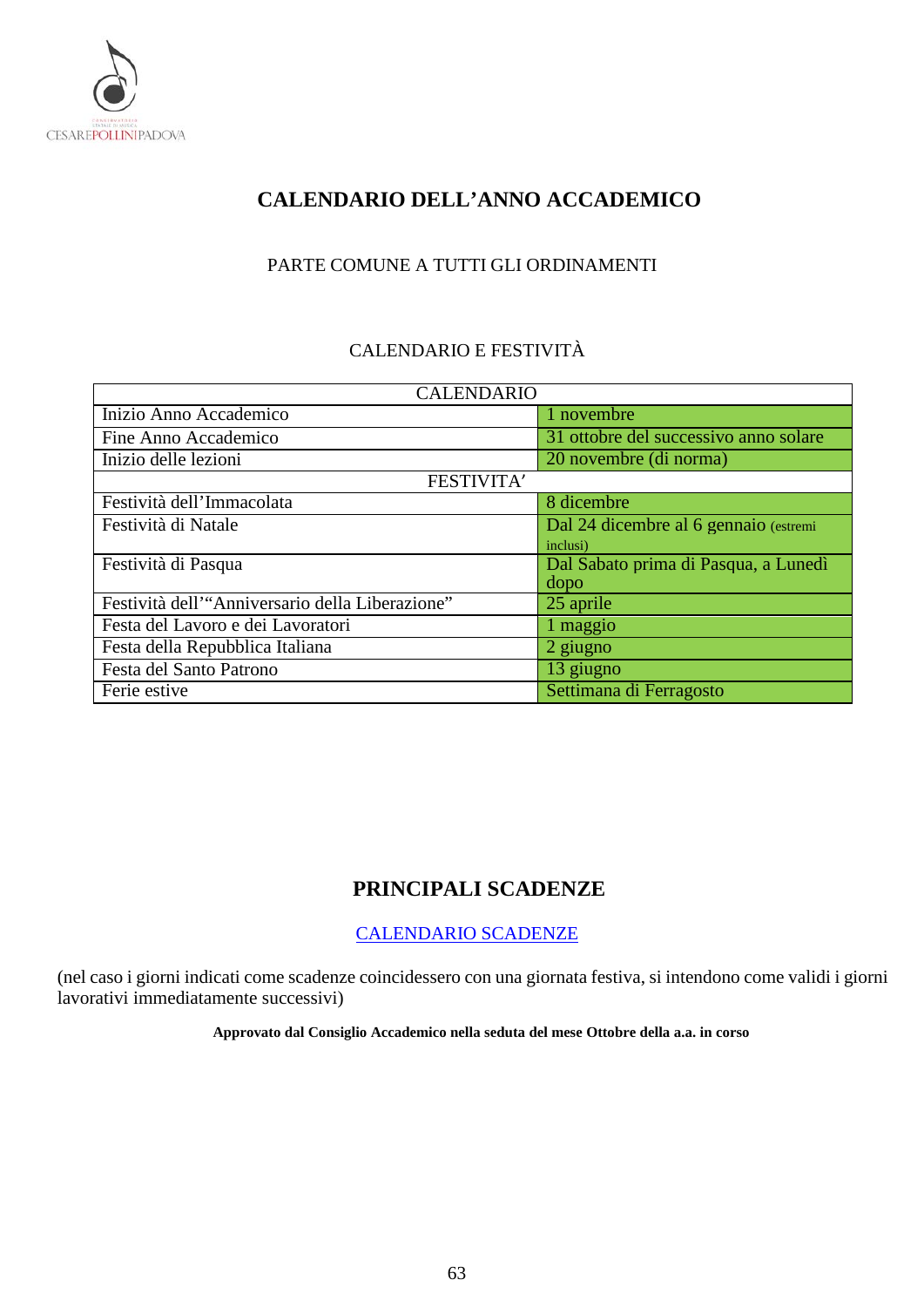# CALENDARIO DELL'ANNO ACCADEMICO

PARTE COMUNE A TUTTI GLI ORDINAMENTI

CALENDARIO E FESTIVITÀ

| CALENDARIO | |
|---|---|
| Inizio Anno Accademico | 1 novembre |
| Fine Anno Accademico | 31 ottobre del successivo anno solare |
| Inizio delle lezioni | 20 novembre (di norma) |
| FESTIVITA' | |
| Festività dell'Immacolata | 8 dicembre |
| Festività di Natale | Dal 24 dicembre al 6 gennaio (estremi inclusi) |
| Festività di Pasqua | Dal Sabato prima di Pasqua, a Lunedì dopo |
| Festività dell'"Anniversario della Liberazione" | 25 aprile |
| Festa del Lavoro e dei Lavoratori | 1 maggio |
| Festa della Repubblica Italiana | 2 giugno |
| Festa del Santo Patrono | 13 giugno |
| Ferie estive | Settimana di Ferragosto |

# PRINCIPALI SCADENZE

CALENDARIO SCADENZE

(nel caso i giorni indicati come scadenze coincidessero con una giornata festiva, si intendono come validi i giorni lavorativi immediatamente successivi)

**Approvato dal Consiglio Accademico nella seduta del mese Ottobre della a.a. in corso**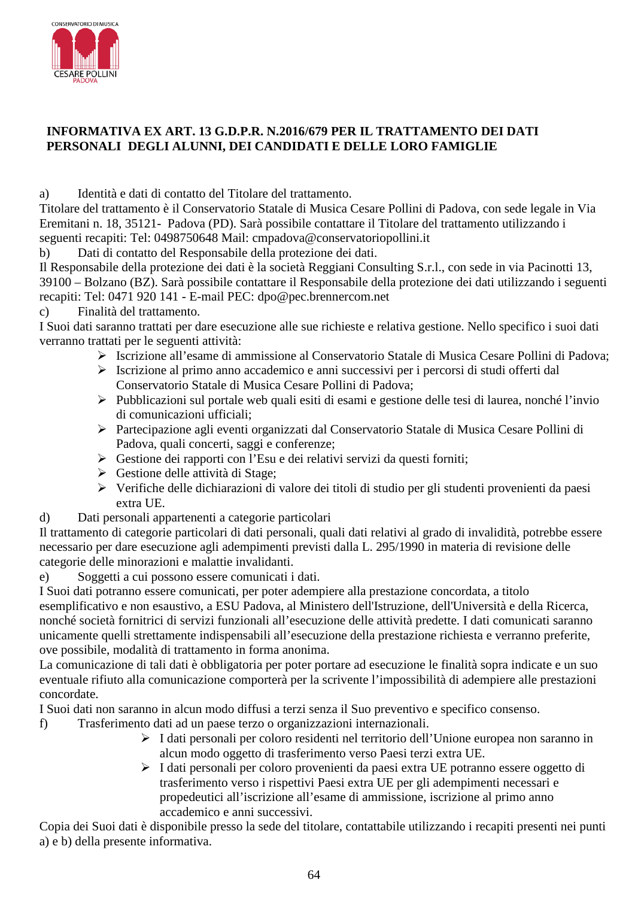**INFORMATIVA EX ART. 13 G.D.P.R. N.2016/679 PER IL TRATTAMENTO DEI DATI PERSONALI DEGLI ALUNNI, DEI CANDIDATI E DELLE LORO FAMIGLIE**

a) Identità e dati di contatto del Titolare del trattamento.

Titolare del trattamento è il Conservatorio Statale di Musica Cesare Pollini di Padova, con sede legale in Via Eremitani n. 18, 35121- Padova (PD). Sarà possibile contattare il Titolare del trattamento utilizzando i seguenti recapiti: Tel: 0498750648 Mail: cmpadova@conservatoriopollini.it

b) Dati di contatto del Responsabile della protezione dei dati.

Il Responsabile della protezione dei dati è la società Reggiani Consulting S.r.l., con sede in via Pacinotti 13, 39100 – Bolzano (BZ). Sarà possibile contattare il Responsabile della protezione dei dati utilizzando i seguenti recapiti: Tel: 0471 920 141 - E-mail PEC: dpo@pec.brennercom.net

c) Finalità del trattamento.

I Suoi dati saranno trattati per dare esecuzione alle sue richieste e relativa gestione. Nello specifico i suoi dati verranno trattati per le seguenti attività:

- Iscrizione all'esame di ammissione al Conservatorio Statale di Musica Cesare Pollini di Padova;
- Iscrizione al primo anno accademico e anni successivi per i percorsi di studi offerti dal Conservatorio Statale di Musica Cesare Pollini di Padova;
- Pubblicazioni sul portale web quali esiti di esami e gestione delle tesi di laurea, nonché l'invio di comunicazioni ufficiali;
- Partecipazione agli eventi organizzati dal Conservatorio Statale di Musica Cesare Pollini di Padova, quali concerti, saggi e conferenze;
- Gestione dei rapporti con l'Esu e dei relativi servizi da questi forniti;
- Gestione delle attività di Stage;
- Verifiche delle dichiarazioni di valore dei titoli di studio per gli studenti provenienti da paesi extra UE.

d) Dati personali appartenenti a categorie particolari

Il trattamento di categorie particolari di dati personali, quali dati relativi al grado di invalidità, potrebbe essere necessario per dare esecuzione agli adempimenti previsti dalla L. 295/1990 in materia di revisione delle categorie delle minorazioni e malattie invalidanti.

e) Soggetti a cui possono essere comunicati i dati.

I Suoi dati potranno essere comunicati, per poter adempiere alla prestazione concordata, a titolo esemplificativo e non esaustivo, a ESU Padova, al Ministero dell'Istruzione, dell'Università e della Ricerca, nonché società fornitrici di servizi funzionali all'esecuzione delle attività predette. I dati comunicati saranno unicamente quelli strettamente indispensabili all'esecuzione della prestazione richiesta e verranno preferite, ove possibile, modalità di trattamento in forma anonima.

La comunicazione di tali dati è obbligatoria per poter portare ad esecuzione le finalità sopra indicate e un suo eventuale rifiuto alla comunicazione comporterà per la scrivente l'impossibilità di adempiere alle prestazioni concordate.

I Suoi dati non saranno in alcun modo diffusi a terzi senza il Suo preventivo e specifico consenso.

f) Trasferimento dati ad un paese terzo o organizzazioni internazionali.

- I dati personali per coloro residenti nel territorio dell'Unione europea non saranno in alcun modo oggetto di trasferimento verso Paesi terzi extra UE.
- I dati personali per coloro provenienti da paesi extra UE potranno essere oggetto di trasferimento verso i rispettivi Paesi extra UE per gli adempimenti necessari e propedeutici all'iscrizione all'esame di ammissione, iscrizione al primo anno accademico e anni successivi.

Copia dei Suoi dati è disponibile presso la sede del titolare, contattabile utilizzando i recapiti presenti nei punti a) e b) della presente informativa.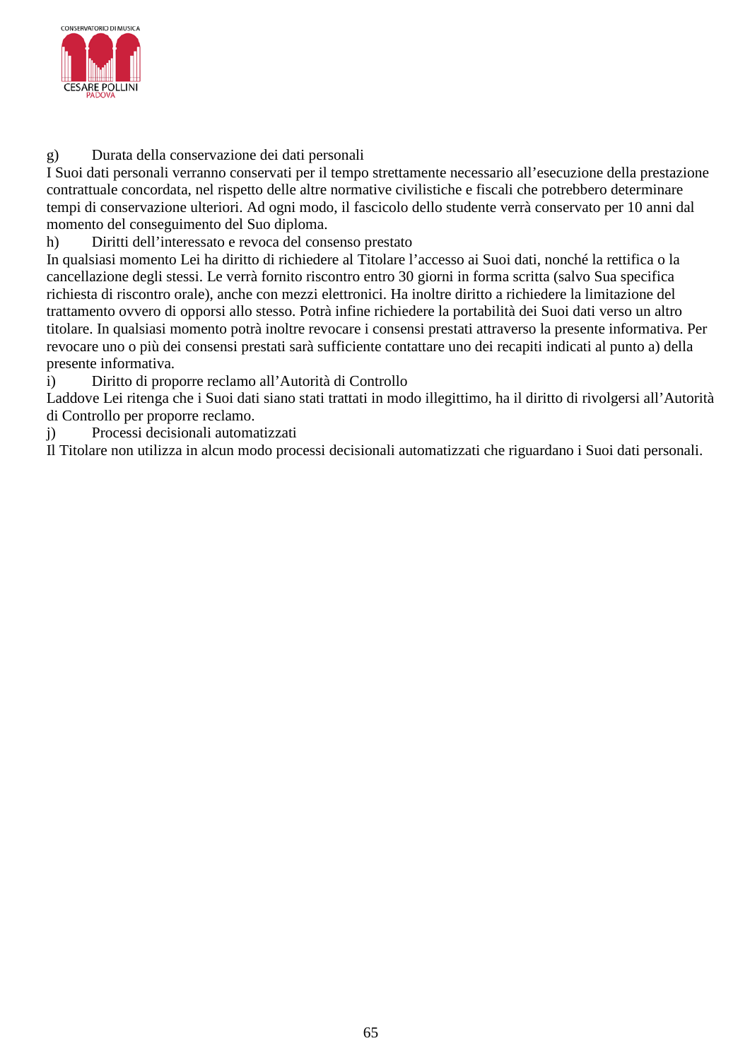g) Durata della conservazione dei dati personali

I Suoi dati personali verranno conservati per il tempo strettamente necessario all'esecuzione della prestazione contrattuale concordata, nel rispetto delle altre normative civilistiche e fiscali che potrebbero determinare tempi di conservazione ulteriori. Ad ogni modo, il fascicolo dello studente verrà conservato per 10 anni dal momento del conseguimento del Suo diploma.

h) Diritti dell'interessato e revoca del consenso prestato

In qualsiasi momento Lei ha diritto di richiedere al Titolare l'accesso ai Suoi dati, nonché la rettifica o la cancellazione degli stessi. Le verrà fornito riscontro entro 30 giorni in forma scritta (salvo Sua specifica richiesta di riscontro orale), anche con mezzi elettronici. Ha inoltre diritto a richiedere la limitazione del trattamento ovvero di opporsi allo stesso. Potrà infine richiedere la portabilità dei Suoi dati verso un altro titolare. In qualsiasi momento potrà inoltre revocare i consensi prestati attraverso la presente informativa. Per revocare uno o più dei consensi prestati sarà sufficiente contattare uno dei recapiti indicati al punto a) della presente informativa.

i) Diritto di proporre reclamo all'Autorità di Controllo

Laddove Lei ritenga che i Suoi dati siano stati trattati in modo illegittimo, ha il diritto di rivolgersi all'Autorità di Controllo per proporre reclamo.

j) Processi decisionali automatizzati

Il Titolare non utilizza in alcun modo processi decisionali automatizzati che riguardano i Suoi dati personali.